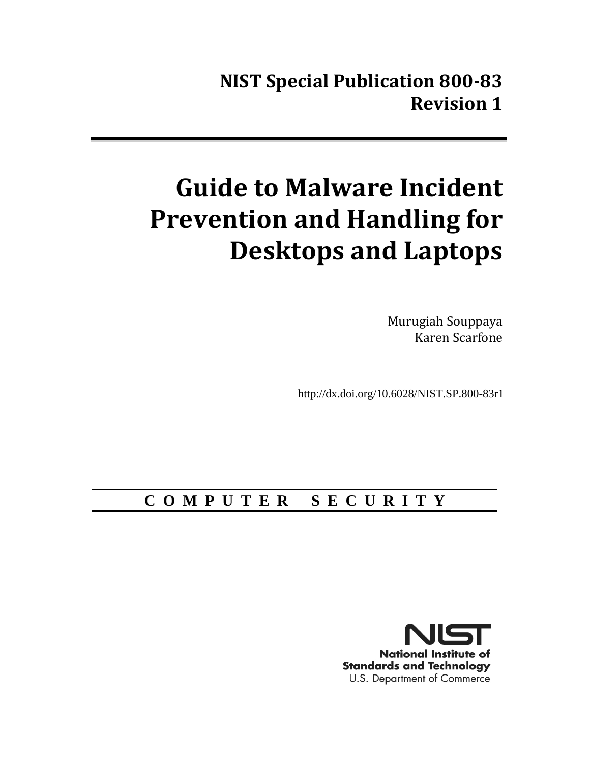**NIST Special Publication 800-83**
**Revision 1**

# Guide to Malware Incident Prevention and Handling for Desktops and Laptops

Murugiah Souppaya
Karen Scarfone

http://dx.doi.org/10.6028/NIST.SP.800-83r1

**C O M P U T E R  S E C U R I T Y**

NIST
**National Institute of Standards and Technology**
U.S. Department of Commerce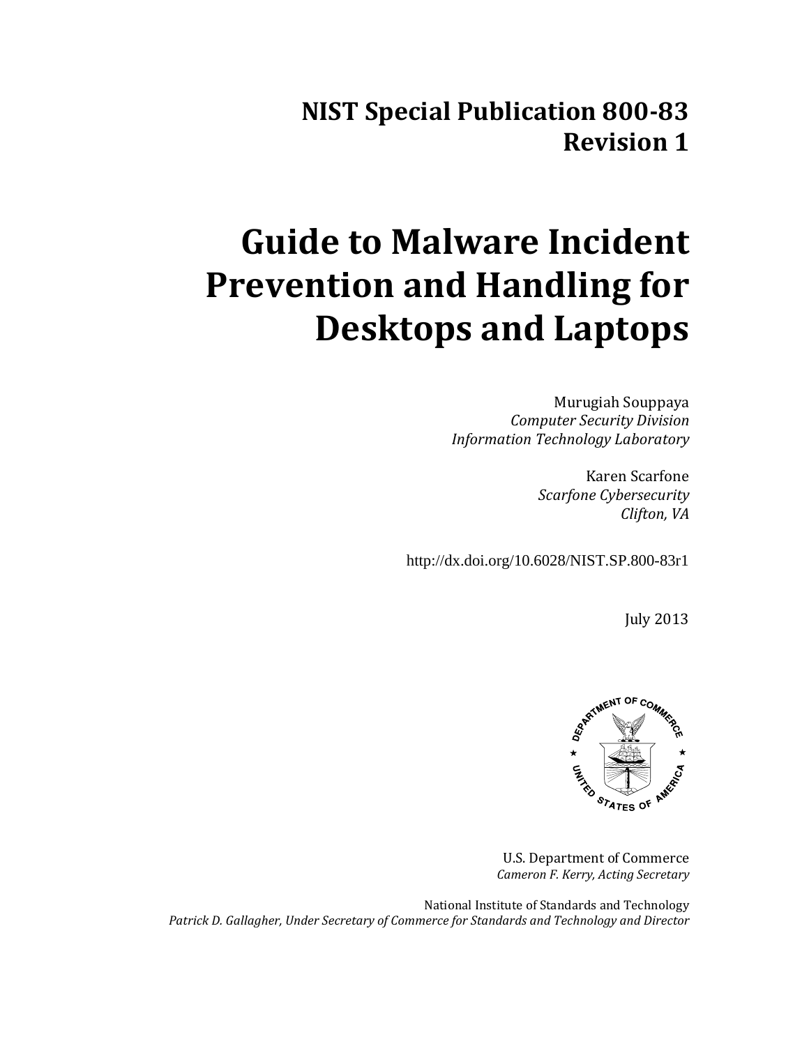# NIST Special Publication 800-83 Revision 1

# Guide to Malware Incident Prevention and Handling for Desktops and Laptops

Murugiah Souppaya
*Computer Security Division*
*Information Technology Laboratory*

Karen Scarfone
*Scarfone Cybersecurity*
*Clifton, VA*

http://dx.doi.org/10.6028/NIST.SP.800-83r1

July 2013

U.S. Department of Commerce
*Cameron F. Kerry, Acting Secretary*

National Institute of Standards and Technology
*Patrick D. Gallagher, Under Secretary of Commerce for Standards and Technology and Director*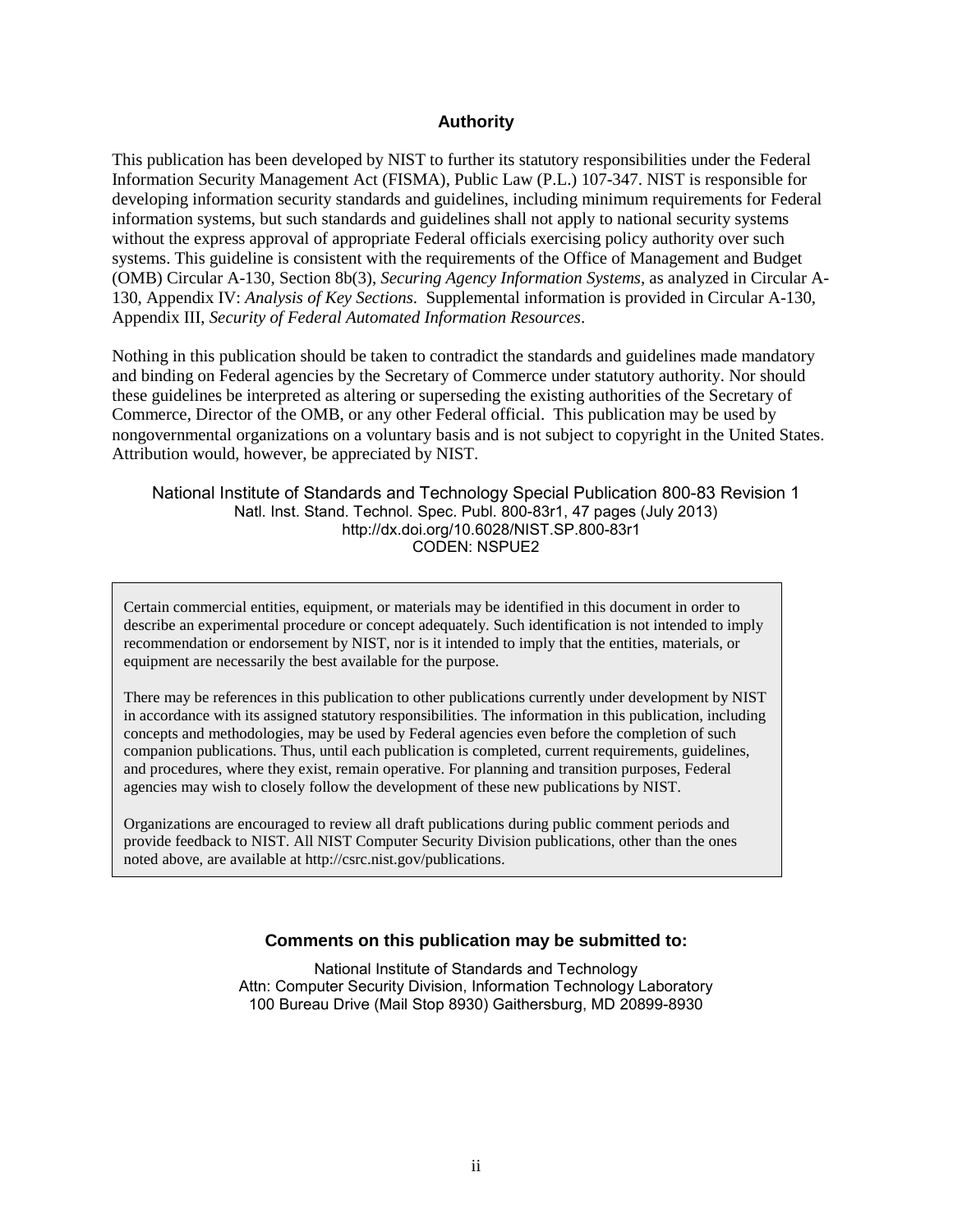## Authority

This publication has been developed by NIST to further its statutory responsibilities under the Federal Information Security Management Act (FISMA), Public Law (P.L.) 107-347. NIST is responsible for developing information security standards and guidelines, including minimum requirements for Federal information systems, but such standards and guidelines shall not apply to national security systems without the express approval of appropriate Federal officials exercising policy authority over such systems. This guideline is consistent with the requirements of the Office of Management and Budget (OMB) Circular A-130, Section 8b(3), *Securing Agency Information Systems*, as analyzed in Circular A-130, Appendix IV: *Analysis of Key Sections*. Supplemental information is provided in Circular A-130, Appendix III, *Security of Federal Automated Information Resources*.

Nothing in this publication should be taken to contradict the standards and guidelines made mandatory and binding on Federal agencies by the Secretary of Commerce under statutory authority. Nor should these guidelines be interpreted as altering or superseding the existing authorities of the Secretary of Commerce, Director of the OMB, or any other Federal official. This publication may be used by nongovernmental organizations on a voluntary basis and is not subject to copyright in the United States. Attribution would, however, be appreciated by NIST.

National Institute of Standards and Technology Special Publication 800-83 Revision 1
Natl. Inst. Stand. Technol. Spec. Publ. 800-83r1, 47 pages (July 2013)
http://dx.doi.org/10.6028/NIST.SP.800-83r1
CODEN: NSPUE2

Certain commercial entities, equipment, or materials may be identified in this document in order to describe an experimental procedure or concept adequately. Such identification is not intended to imply recommendation or endorsement by NIST, nor is it intended to imply that the entities, materials, or equipment are necessarily the best available for the purpose.

There may be references in this publication to other publications currently under development by NIST in accordance with its assigned statutory responsibilities. The information in this publication, including concepts and methodologies, may be used by Federal agencies even before the completion of such companion publications. Thus, until each publication is completed, current requirements, guidelines, and procedures, where they exist, remain operative. For planning and transition purposes, Federal agencies may wish to closely follow the development of these new publications by NIST.

Organizations are encouraged to review all draft publications during public comment periods and provide feedback to NIST. All NIST Computer Security Division publications, other than the ones noted above, are available at http://csrc.nist.gov/publications.

**Comments on this publication may be submitted to:**

National Institute of Standards and Technology
Attn: Computer Security Division, Information Technology Laboratory
100 Bureau Drive (Mail Stop 8930) Gaithersburg, MD 20899-8930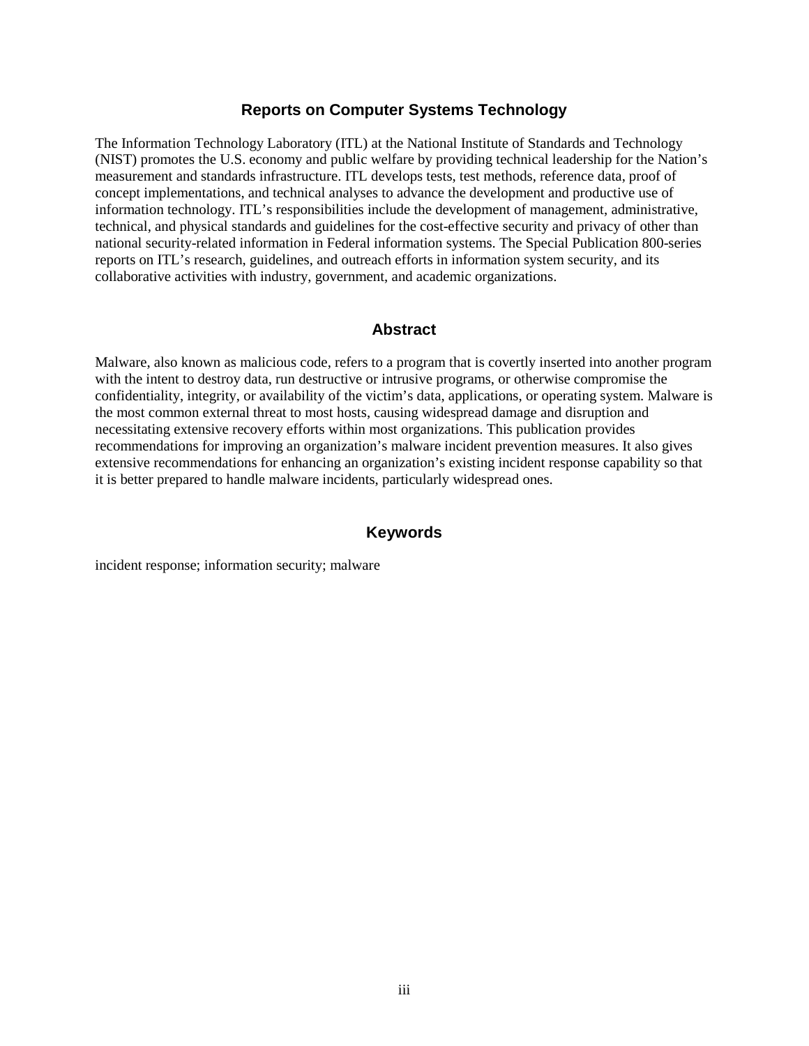## Reports on Computer Systems Technology

The Information Technology Laboratory (ITL) at the National Institute of Standards and Technology (NIST) promotes the U.S. economy and public welfare by providing technical leadership for the Nation's measurement and standards infrastructure. ITL develops tests, test methods, reference data, proof of concept implementations, and technical analyses to advance the development and productive use of information technology. ITL's responsibilities include the development of management, administrative, technical, and physical standards and guidelines for the cost-effective security and privacy of other than national security-related information in Federal information systems. The Special Publication 800-series reports on ITL's research, guidelines, and outreach efforts in information system security, and its collaborative activities with industry, government, and academic organizations.

## Abstract

Malware, also known as malicious code, refers to a program that is covertly inserted into another program with the intent to destroy data, run destructive or intrusive programs, or otherwise compromise the confidentiality, integrity, or availability of the victim's data, applications, or operating system. Malware is the most common external threat to most hosts, causing widespread damage and disruption and necessitating extensive recovery efforts within most organizations. This publication provides recommendations for improving an organization's malware incident prevention measures. It also gives extensive recommendations for enhancing an organization's existing incident response capability so that it is better prepared to handle malware incidents, particularly widespread ones.

## Keywords

incident response; information security; malware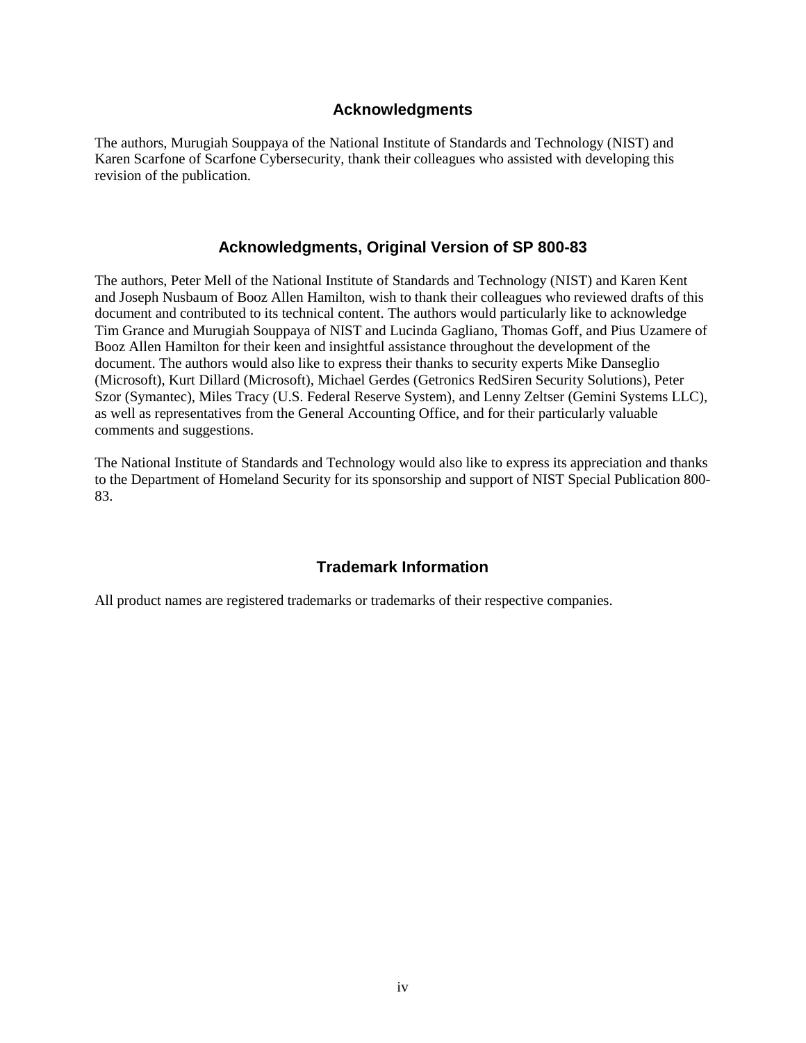## Acknowledgments

The authors, Murugiah Souppaya of the National Institute of Standards and Technology (NIST) and Karen Scarfone of Scarfone Cybersecurity, thank their colleagues who assisted with developing this revision of the publication.

## Acknowledgments, Original Version of SP 800-83

The authors, Peter Mell of the National Institute of Standards and Technology (NIST) and Karen Kent and Joseph Nusbaum of Booz Allen Hamilton, wish to thank their colleagues who reviewed drafts of this document and contributed to its technical content. The authors would particularly like to acknowledge Tim Grance and Murugiah Souppaya of NIST and Lucinda Gagliano, Thomas Goff, and Pius Uzamere of Booz Allen Hamilton for their keen and insightful assistance throughout the development of the document. The authors would also like to express their thanks to security experts Mike Danseglio (Microsoft), Kurt Dillard (Microsoft), Michael Gerdes (Getronics RedSiren Security Solutions), Peter Szor (Symantec), Miles Tracy (U.S. Federal Reserve System), and Lenny Zeltser (Gemini Systems LLC), as well as representatives from the General Accounting Office, and for their particularly valuable comments and suggestions.

The National Institute of Standards and Technology would also like to express its appreciation and thanks to the Department of Homeland Security for its sponsorship and support of NIST Special Publication 800-83.

## Trademark Information

All product names are registered trademarks or trademarks of their respective companies.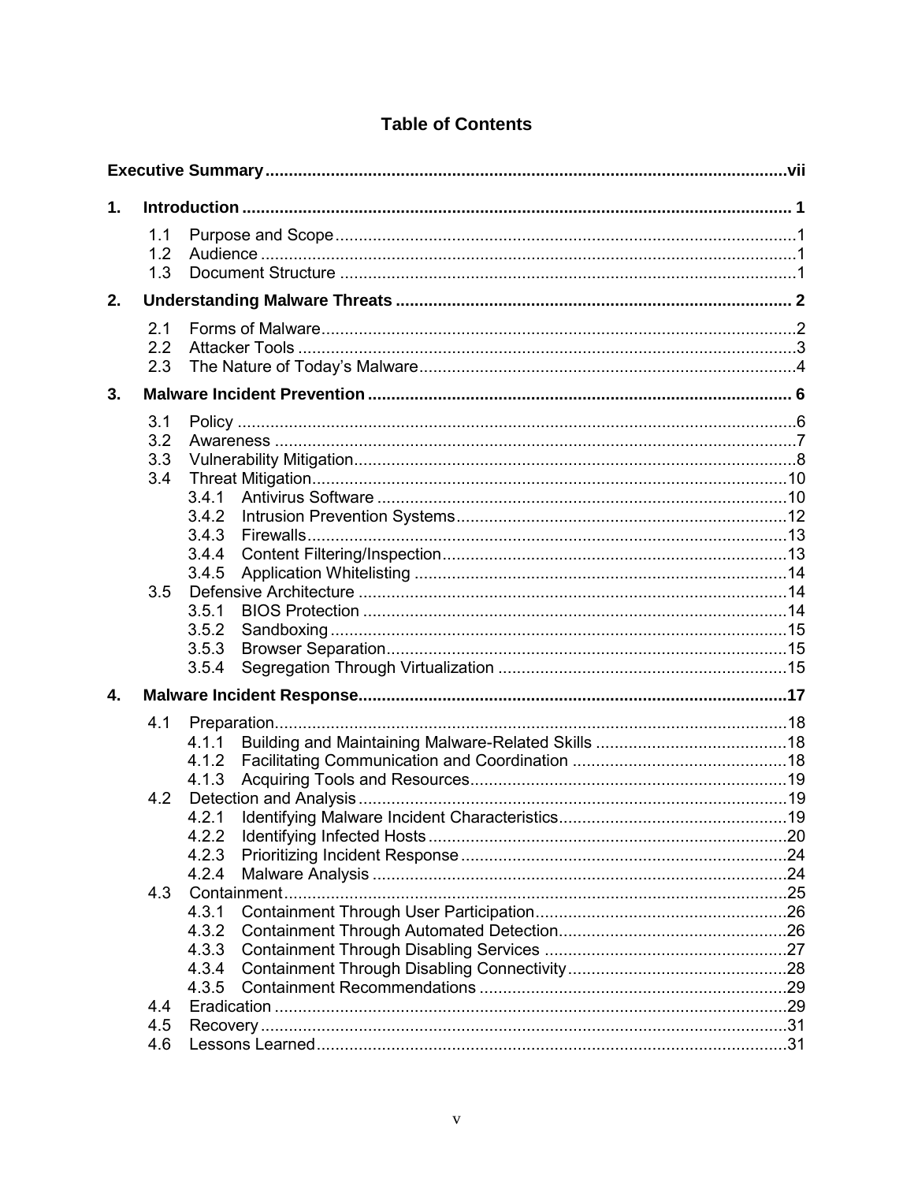# Table of Contents

**Executive Summary** ..... **vii**

**1. Introduction** ..... **1**

- 1.1 Purpose and Scope ..... 1
- 1.2 Audience ..... 1
- 1.3 Document Structure ..... 1

**2. Understanding Malware Threats** ..... **2**

- 2.1 Forms of Malware ..... 2
- 2.2 Attacker Tools ..... 3
- 2.3 The Nature of Today's Malware ..... 4

**3. Malware Incident Prevention** ..... **6**

- 3.1 Policy ..... 6
- 3.2 Awareness ..... 7
- 3.3 Vulnerability Mitigation ..... 8
- 3.4 Threat Mitigation ..... 10
  - 3.4.1 Antivirus Software ..... 10
  - 3.4.2 Intrusion Prevention Systems ..... 12
  - 3.4.3 Firewalls ..... 13
  - 3.4.4 Content Filtering/Inspection ..... 13
  - 3.4.5 Application Whitelisting ..... 14
- 3.5 Defensive Architecture ..... 14
  - 3.5.1 BIOS Protection ..... 14
  - 3.5.2 Sandboxing ..... 15
  - 3.5.3 Browser Separation ..... 15
  - 3.5.4 Segregation Through Virtualization ..... 15

**4. Malware Incident Response** ..... **17**

- 4.1 Preparation ..... 18
  - 4.1.1 Building and Maintaining Malware-Related Skills ..... 18
  - 4.1.2 Facilitating Communication and Coordination ..... 18
  - 4.1.3 Acquiring Tools and Resources ..... 19
- 4.2 Detection and Analysis ..... 19
  - 4.2.1 Identifying Malware Incident Characteristics ..... 19
  - 4.2.2 Identifying Infected Hosts ..... 20
  - 4.2.3 Prioritizing Incident Response ..... 24
  - 4.2.4 Malware Analysis ..... 24
- 4.3 Containment ..... 25
  - 4.3.1 Containment Through User Participation ..... 26
  - 4.3.2 Containment Through Automated Detection ..... 26
  - 4.3.3 Containment Through Disabling Services ..... 27
  - 4.3.4 Containment Through Disabling Connectivity ..... 28
  - 4.3.5 Containment Recommendations ..... 29
- 4.4 Eradication ..... 29
- 4.5 Recovery ..... 31
- 4.6 Lessons Learned ..... 31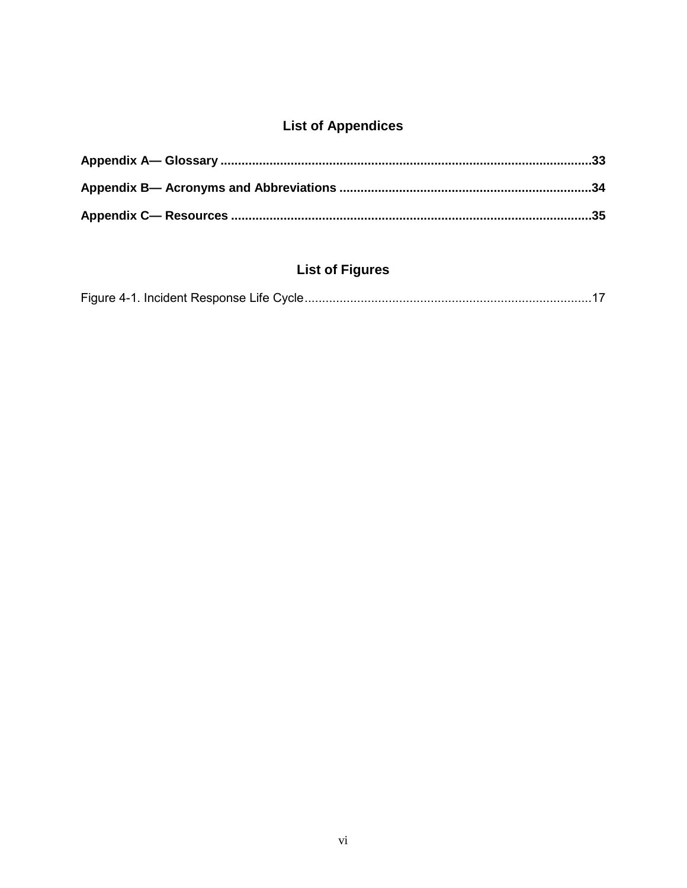## List of Appendices

**Appendix A— Glossary ........................................................................................................33**

**Appendix B— Acronyms and Abbreviations .......................................................................34**

**Appendix C— Resources .....................................................................................................35**

## List of Figures

Figure 4-1. Incident Response Life Cycle..................................................................................17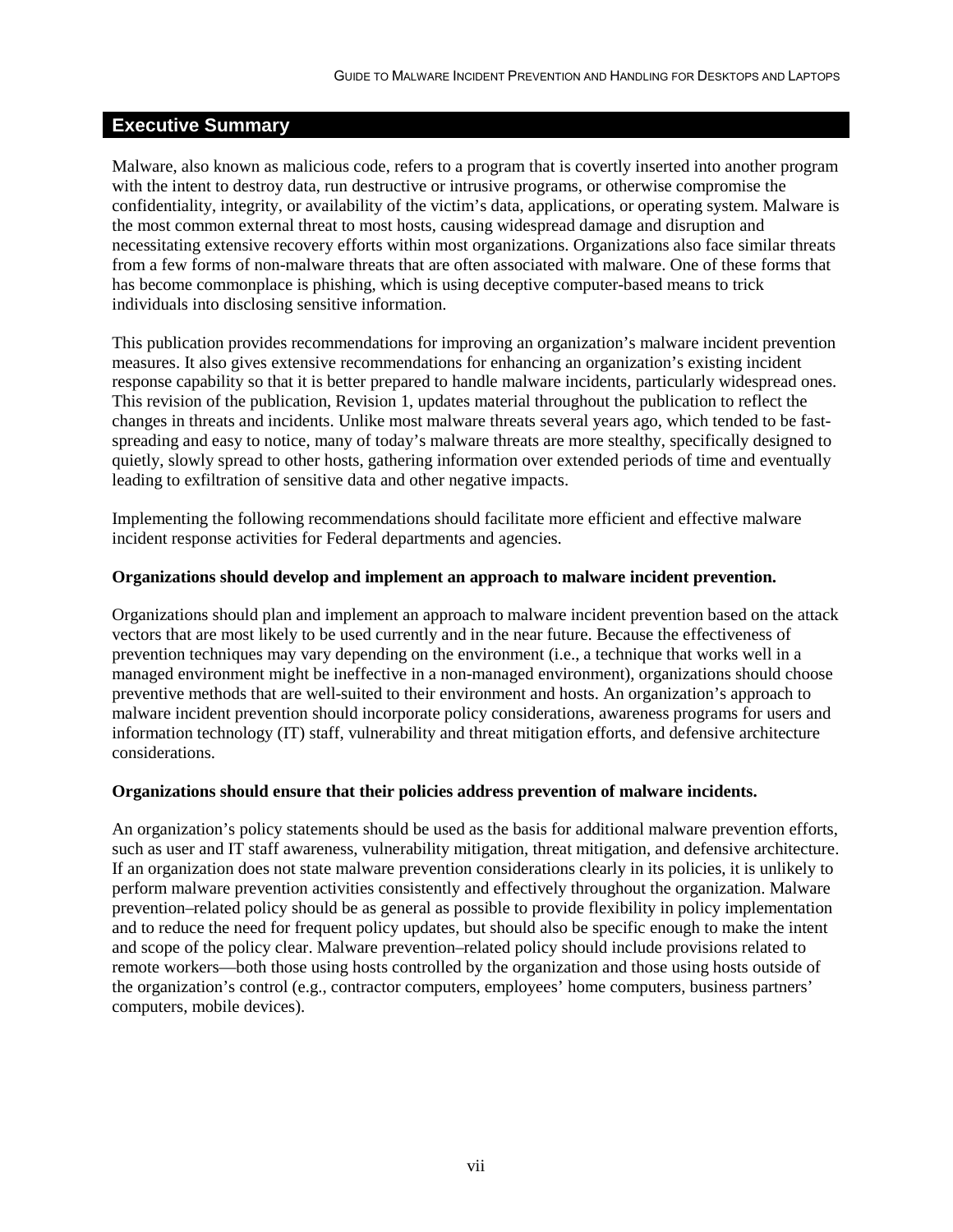## Executive Summary

Malware, also known as malicious code, refers to a program that is covertly inserted into another program with the intent to destroy data, run destructive or intrusive programs, or otherwise compromise the confidentiality, integrity, or availability of the victim's data, applications, or operating system. Malware is the most common external threat to most hosts, causing widespread damage and disruption and necessitating extensive recovery efforts within most organizations. Organizations also face similar threats from a few forms of non-malware threats that are often associated with malware. One of these forms that has become commonplace is phishing, which is using deceptive computer-based means to trick individuals into disclosing sensitive information.

This publication provides recommendations for improving an organization's malware incident prevention measures. It also gives extensive recommendations for enhancing an organization's existing incident response capability so that it is better prepared to handle malware incidents, particularly widespread ones. This revision of the publication, Revision 1, updates material throughout the publication to reflect the changes in threats and incidents. Unlike most malware threats several years ago, which tended to be fast-spreading and easy to notice, many of today's malware threats are more stealthy, specifically designed to quietly, slowly spread to other hosts, gathering information over extended periods of time and eventually leading to exfiltration of sensitive data and other negative impacts.

Implementing the following recommendations should facilitate more efficient and effective malware incident response activities for Federal departments and agencies.

**Organizations should develop and implement an approach to malware incident prevention.**

Organizations should plan and implement an approach to malware incident prevention based on the attack vectors that are most likely to be used currently and in the near future. Because the effectiveness of prevention techniques may vary depending on the environment (i.e., a technique that works well in a managed environment might be ineffective in a non-managed environment), organizations should choose preventive methods that are well-suited to their environment and hosts. An organization's approach to malware incident prevention should incorporate policy considerations, awareness programs for users and information technology (IT) staff, vulnerability and threat mitigation efforts, and defensive architecture considerations.

**Organizations should ensure that their policies address prevention of malware incidents.**

An organization's policy statements should be used as the basis for additional malware prevention efforts, such as user and IT staff awareness, vulnerability mitigation, threat mitigation, and defensive architecture. If an organization does not state malware prevention considerations clearly in its policies, it is unlikely to perform malware prevention activities consistently and effectively throughout the organization. Malware prevention–related policy should be as general as possible to provide flexibility in policy implementation and to reduce the need for frequent policy updates, but should also be specific enough to make the intent and scope of the policy clear. Malware prevention–related policy should include provisions related to remote workers—both those using hosts controlled by the organization and those using hosts outside of the organization's control (e.g., contractor computers, employees' home computers, business partners' computers, mobile devices).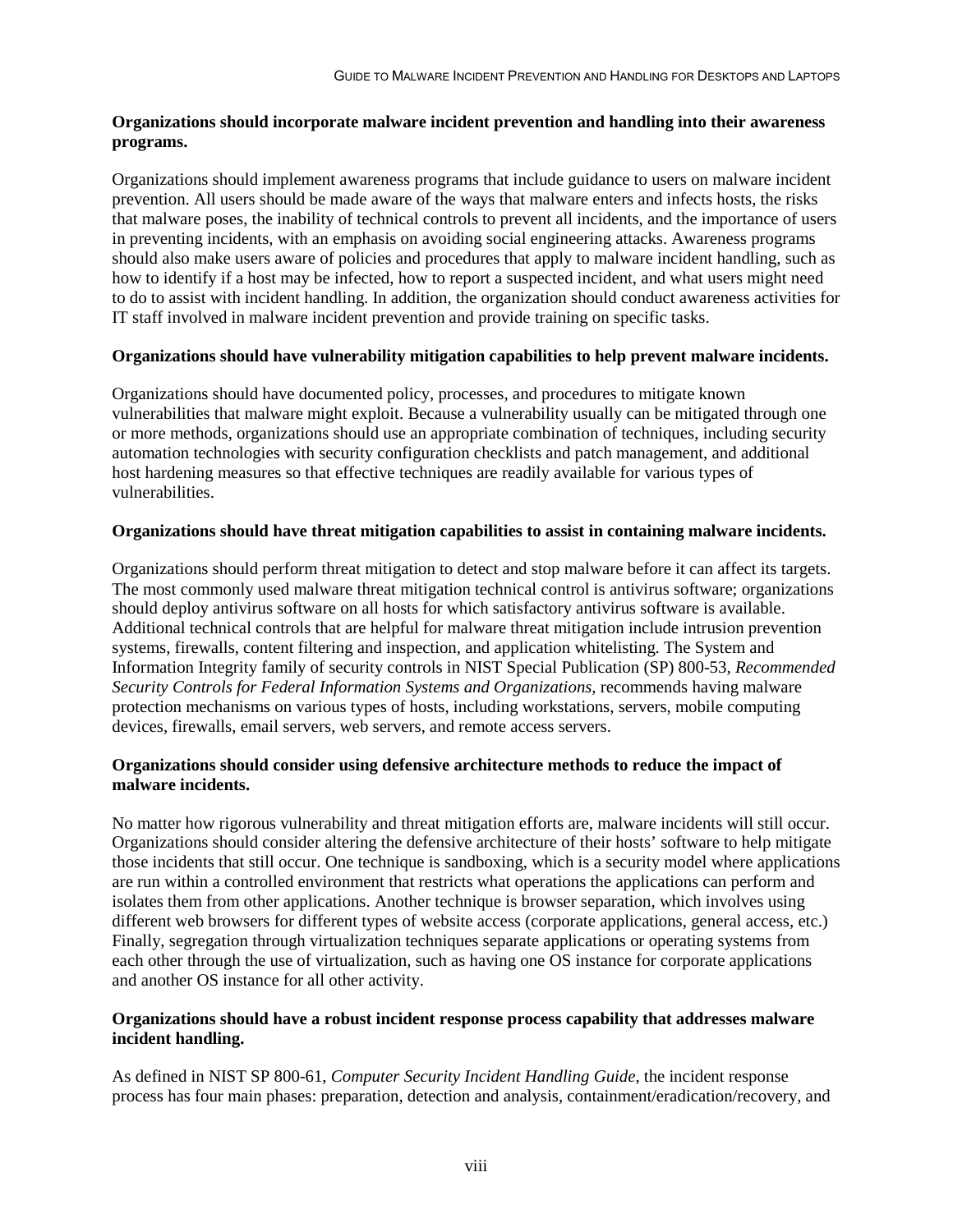**Organizations should incorporate malware incident prevention and handling into their awareness programs.**

Organizations should implement awareness programs that include guidance to users on malware incident prevention. All users should be made aware of the ways that malware enters and infects hosts, the risks that malware poses, the inability of technical controls to prevent all incidents, and the importance of users in preventing incidents, with an emphasis on avoiding social engineering attacks. Awareness programs should also make users aware of policies and procedures that apply to malware incident handling, such as how to identify if a host may be infected, how to report a suspected incident, and what users might need to do to assist with incident handling. In addition, the organization should conduct awareness activities for IT staff involved in malware incident prevention and provide training on specific tasks.

**Organizations should have vulnerability mitigation capabilities to help prevent malware incidents.**

Organizations should have documented policy, processes, and procedures to mitigate known vulnerabilities that malware might exploit. Because a vulnerability usually can be mitigated through one or more methods, organizations should use an appropriate combination of techniques, including security automation technologies with security configuration checklists and patch management, and additional host hardening measures so that effective techniques are readily available for various types of vulnerabilities.

**Organizations should have threat mitigation capabilities to assist in containing malware incidents.**

Organizations should perform threat mitigation to detect and stop malware before it can affect its targets. The most commonly used malware threat mitigation technical control is antivirus software; organizations should deploy antivirus software on all hosts for which satisfactory antivirus software is available. Additional technical controls that are helpful for malware threat mitigation include intrusion prevention systems, firewalls, content filtering and inspection, and application whitelisting. The System and Information Integrity family of security controls in NIST Special Publication (SP) 800-53, *Recommended Security Controls for Federal Information Systems and Organizations*, recommends having malware protection mechanisms on various types of hosts, including workstations, servers, mobile computing devices, firewalls, email servers, web servers, and remote access servers.

**Organizations should consider using defensive architecture methods to reduce the impact of malware incidents.**

No matter how rigorous vulnerability and threat mitigation efforts are, malware incidents will still occur. Organizations should consider altering the defensive architecture of their hosts' software to help mitigate those incidents that still occur. One technique is sandboxing, which is a security model where applications are run within a controlled environment that restricts what operations the applications can perform and isolates them from other applications. Another technique is browser separation, which involves using different web browsers for different types of website access (corporate applications, general access, etc.) Finally, segregation through virtualization techniques separate applications or operating systems from each other through the use of virtualization, such as having one OS instance for corporate applications and another OS instance for all other activity.

**Organizations should have a robust incident response process capability that addresses malware incident handling.**

As defined in NIST SP 800-61, *Computer Security Incident Handling Guide*, the incident response process has four main phases: preparation, detection and analysis, containment/eradication/recovery, and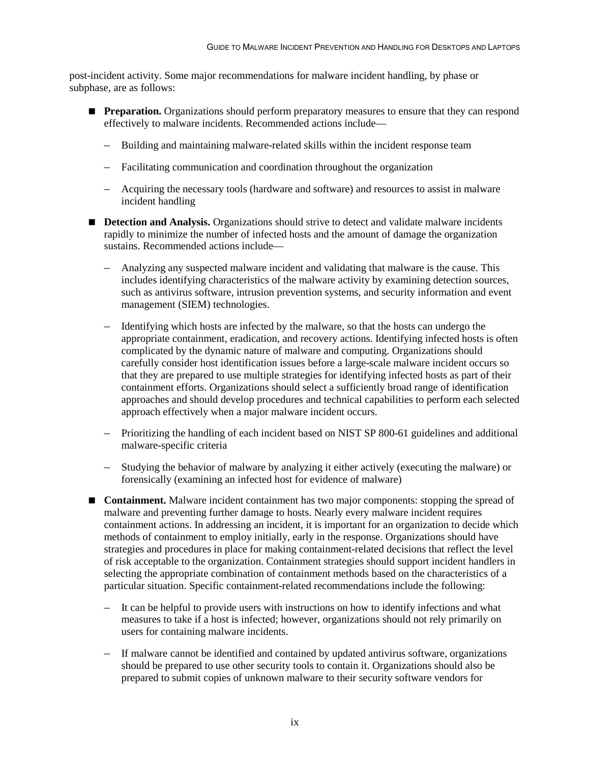post-incident activity. Some major recommendations for malware incident handling, by phase or subphase, are as follows:

- **Preparation.** Organizations should perform preparatory measures to ensure that they can respond effectively to malware incidents. Recommended actions include—
  - Building and maintaining malware-related skills within the incident response team
  - Facilitating communication and coordination throughout the organization
  - Acquiring the necessary tools (hardware and software) and resources to assist in malware incident handling
- **Detection and Analysis.** Organizations should strive to detect and validate malware incidents rapidly to minimize the number of infected hosts and the amount of damage the organization sustains. Recommended actions include—
  - Analyzing any suspected malware incident and validating that malware is the cause. This includes identifying characteristics of the malware activity by examining detection sources, such as antivirus software, intrusion prevention systems, and security information and event management (SIEM) technologies.
  - Identifying which hosts are infected by the malware, so that the hosts can undergo the appropriate containment, eradication, and recovery actions. Identifying infected hosts is often complicated by the dynamic nature of malware and computing. Organizations should carefully consider host identification issues before a large-scale malware incident occurs so that they are prepared to use multiple strategies for identifying infected hosts as part of their containment efforts. Organizations should select a sufficiently broad range of identification approaches and should develop procedures and technical capabilities to perform each selected approach effectively when a major malware incident occurs.
  - Prioritizing the handling of each incident based on NIST SP 800-61 guidelines and additional malware-specific criteria
  - Studying the behavior of malware by analyzing it either actively (executing the malware) or forensically (examining an infected host for evidence of malware)
- **Containment.** Malware incident containment has two major components: stopping the spread of malware and preventing further damage to hosts. Nearly every malware incident requires containment actions. In addressing an incident, it is important for an organization to decide which methods of containment to employ initially, early in the response. Organizations should have strategies and procedures in place for making containment-related decisions that reflect the level of risk acceptable to the organization. Containment strategies should support incident handlers in selecting the appropriate combination of containment methods based on the characteristics of a particular situation. Specific containment-related recommendations include the following:
  - It can be helpful to provide users with instructions on how to identify infections and what measures to take if a host is infected; however, organizations should not rely primarily on users for containing malware incidents.
  - If malware cannot be identified and contained by updated antivirus software, organizations should be prepared to use other security tools to contain it. Organizations should also be prepared to submit copies of unknown malware to their security software vendors for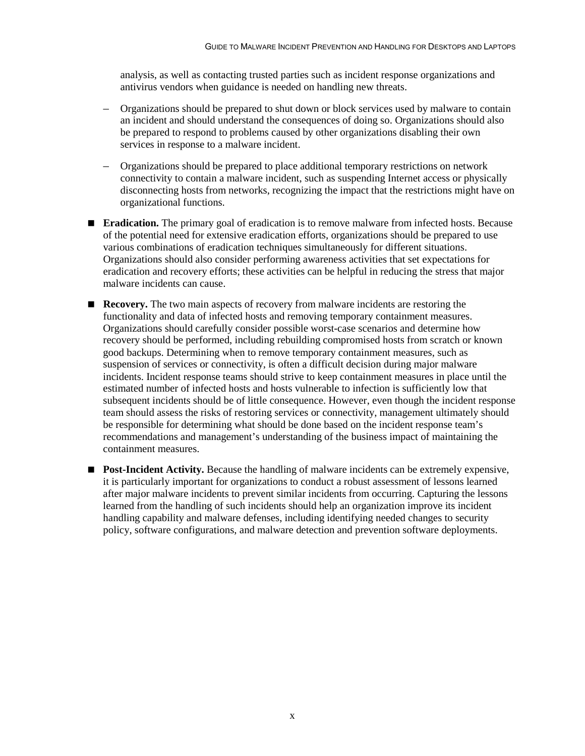analysis, as well as contacting trusted parties such as incident response organizations and antivirus vendors when guidance is needed on handling new threats.

  - Organizations should be prepared to shut down or block services used by malware to contain an incident and should understand the consequences of doing so. Organizations should also be prepared to respond to problems caused by other organizations disabling their own services in response to a malware incident.
  - Organizations should be prepared to place additional temporary restrictions on network connectivity to contain a malware incident, such as suspending Internet access or physically disconnecting hosts from networks, recognizing the impact that the restrictions might have on organizational functions.

- **Eradication.** The primary goal of eradication is to remove malware from infected hosts. Because of the potential need for extensive eradication efforts, organizations should be prepared to use various combinations of eradication techniques simultaneously for different situations. Organizations should also consider performing awareness activities that set expectations for eradication and recovery efforts; these activities can be helpful in reducing the stress that major malware incidents can cause.

- **Recovery.** The two main aspects of recovery from malware incidents are restoring the functionality and data of infected hosts and removing temporary containment measures. Organizations should carefully consider possible worst-case scenarios and determine how recovery should be performed, including rebuilding compromised hosts from scratch or known good backups. Determining when to remove temporary containment measures, such as suspension of services or connectivity, is often a difficult decision during major malware incidents. Incident response teams should strive to keep containment measures in place until the estimated number of infected hosts and hosts vulnerable to infection is sufficiently low that subsequent incidents should be of little consequence. However, even though the incident response team should assess the risks of restoring services or connectivity, management ultimately should be responsible for determining what should be done based on the incident response team's recommendations and management's understanding of the business impact of maintaining the containment measures.

- **Post-Incident Activity.** Because the handling of malware incidents can be extremely expensive, it is particularly important for organizations to conduct a robust assessment of lessons learned after major malware incidents to prevent similar incidents from occurring. Capturing the lessons learned from the handling of such incidents should help an organization improve its incident handling capability and malware defenses, including identifying needed changes to security policy, software configurations, and malware detection and prevention software deployments.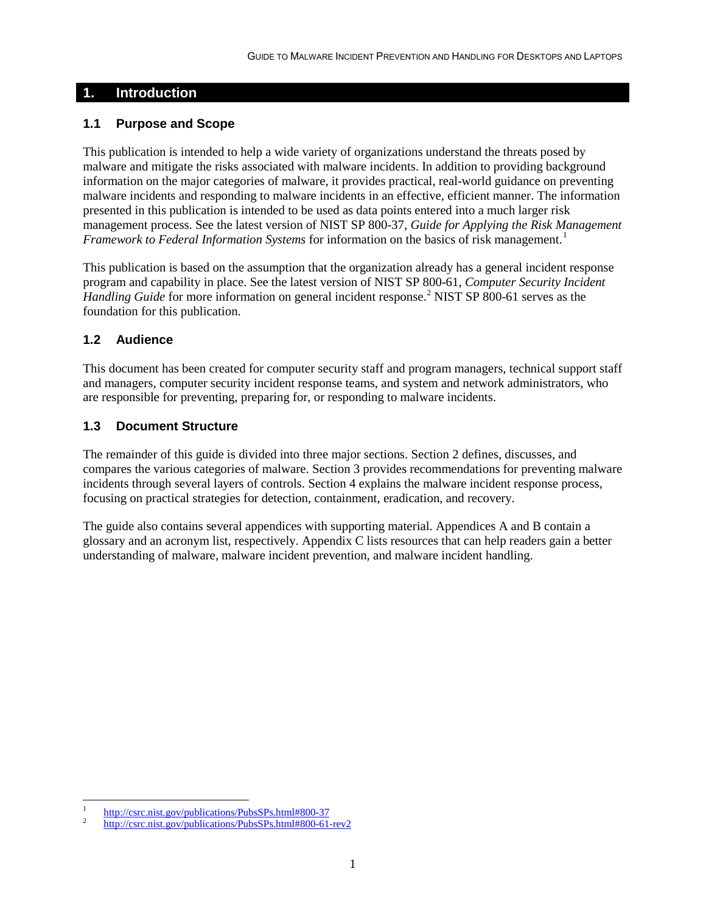# 1. Introduction

## 1.1 Purpose and Scope

This publication is intended to help a wide variety of organizations understand the threats posed by malware and mitigate the risks associated with malware incidents. In addition to providing background information on the major categories of malware, it provides practical, real-world guidance on preventing malware incidents and responding to malware incidents in an effective, efficient manner. The information presented in this publication is intended to be used as data points entered into a much larger risk management process. See the latest version of NIST SP 800-37, *Guide for Applying the Risk Management Framework to Federal Information Systems* for information on the basics of risk management.[1]

This publication is based on the assumption that the organization already has a general incident response program and capability in place. See the latest version of NIST SP 800-61, *Computer Security Incident Handling Guide* for more information on general incident response.[2] NIST SP 800-61 serves as the foundation for this publication.

## 1.2 Audience

This document has been created for computer security staff and program managers, technical support staff and managers, computer security incident response teams, and system and network administrators, who are responsible for preventing, preparing for, or responding to malware incidents.

## 1.3 Document Structure

The remainder of this guide is divided into three major sections. Section 2 defines, discusses, and compares the various categories of malware. Section 3 provides recommendations for preventing malware incidents through several layers of controls. Section 4 explains the malware incident response process, focusing on practical strategies for detection, containment, eradication, and recovery.

The guide also contains several appendices with supporting material. Appendices A and B contain a glossary and an acronym list, respectively. Appendix C lists resources that can help readers gain a better understanding of malware, malware incident prevention, and malware incident handling.

---

[1] http://csrc.nist.gov/publications/PubsSPs.html#800-37

[2] http://csrc.nist.gov/publications/PubsSPs.html#800-61-rev2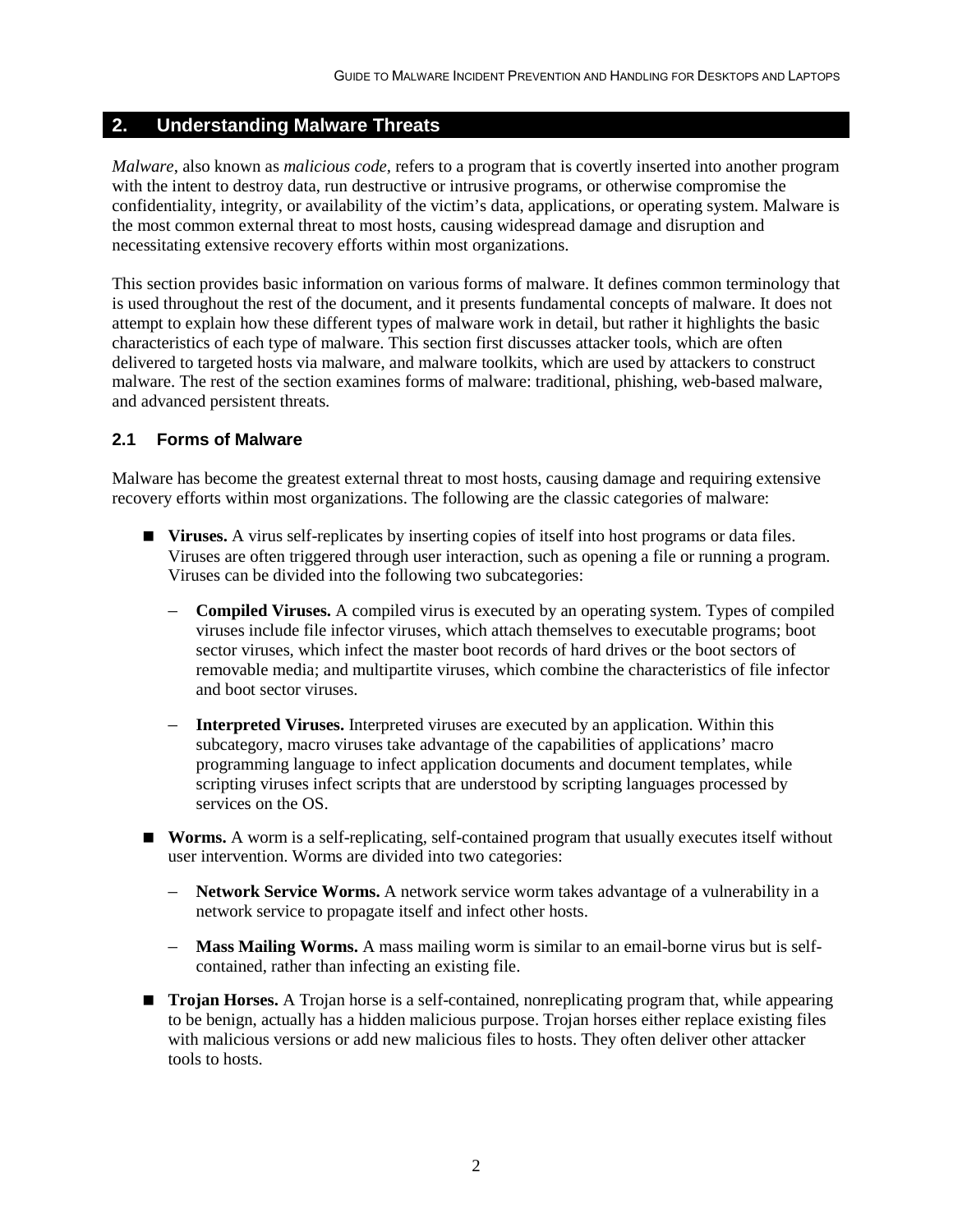## 2. Understanding Malware Threats

*Malware*, also known as *malicious code*, refers to a program that is covertly inserted into another program with the intent to destroy data, run destructive or intrusive programs, or otherwise compromise the confidentiality, integrity, or availability of the victim's data, applications, or operating system. Malware is the most common external threat to most hosts, causing widespread damage and disruption and necessitating extensive recovery efforts within most organizations.

This section provides basic information on various forms of malware. It defines common terminology that is used throughout the rest of the document, and it presents fundamental concepts of malware. It does not attempt to explain how these different types of malware work in detail, but rather it highlights the basic characteristics of each type of malware. This section first discusses attacker tools, which are often delivered to targeted hosts via malware, and malware toolkits, which are used by attackers to construct malware. The rest of the section examines forms of malware: traditional, phishing, web-based malware, and advanced persistent threats.

### 2.1 Forms of Malware

Malware has become the greatest external threat to most hosts, causing damage and requiring extensive recovery efforts within most organizations. The following are the classic categories of malware:

- **Viruses.** A virus self-replicates by inserting copies of itself into host programs or data files. Viruses are often triggered through user interaction, such as opening a file or running a program. Viruses can be divided into the following two subcategories:
  - **Compiled Viruses.** A compiled virus is executed by an operating system. Types of compiled viruses include file infector viruses, which attach themselves to executable programs; boot sector viruses, which infect the master boot records of hard drives or the boot sectors of removable media; and multipartite viruses, which combine the characteristics of file infector and boot sector viruses.
  - **Interpreted Viruses.** Interpreted viruses are executed by an application. Within this subcategory, macro viruses take advantage of the capabilities of applications' macro programming language to infect application documents and document templates, while scripting viruses infect scripts that are understood by scripting languages processed by services on the OS.
- **Worms.** A worm is a self-replicating, self-contained program that usually executes itself without user intervention. Worms are divided into two categories:
  - **Network Service Worms.** A network service worm takes advantage of a vulnerability in a network service to propagate itself and infect other hosts.
  - **Mass Mailing Worms.** A mass mailing worm is similar to an email-borne virus but is self-contained, rather than infecting an existing file.
- **Trojan Horses.** A Trojan horse is a self-contained, nonreplicating program that, while appearing to be benign, actually has a hidden malicious purpose. Trojan horses either replace existing files with malicious versions or add new malicious files to hosts. They often deliver other attacker tools to hosts.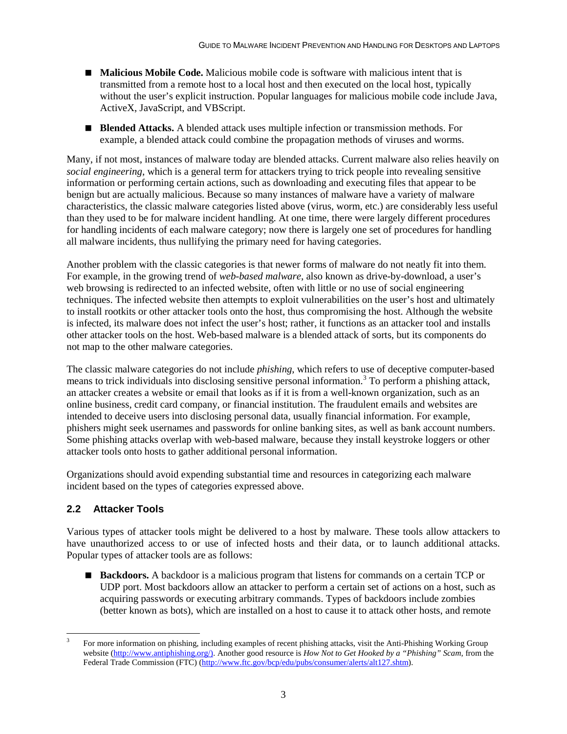- **Malicious Mobile Code.** Malicious mobile code is software with malicious intent that is transmitted from a remote host to a local host and then executed on the local host, typically without the user's explicit instruction. Popular languages for malicious mobile code include Java, ActiveX, JavaScript, and VBScript.
- **Blended Attacks.** A blended attack uses multiple infection or transmission methods. For example, a blended attack could combine the propagation methods of viruses and worms.

Many, if not most, instances of malware today are blended attacks. Current malware also relies heavily on *social engineering*, which is a general term for attackers trying to trick people into revealing sensitive information or performing certain actions, such as downloading and executing files that appear to be benign but are actually malicious. Because so many instances of malware have a variety of malware characteristics, the classic malware categories listed above (virus, worm, etc.) are considerably less useful than they used to be for malware incident handling. At one time, there were largely different procedures for handling incidents of each malware category; now there is largely one set of procedures for handling all malware incidents, thus nullifying the primary need for having categories.

Another problem with the classic categories is that newer forms of malware do not neatly fit into them. For example, in the growing trend of *web-based malware*, also known as drive-by-download, a user's web browsing is redirected to an infected website, often with little or no use of social engineering techniques. The infected website then attempts to exploit vulnerabilities on the user's host and ultimately to install rootkits or other attacker tools onto the host, thus compromising the host. Although the website is infected, its malware does not infect the user's host; rather, it functions as an attacker tool and installs other attacker tools on the host. Web-based malware is a blended attack of sorts, but its components do not map to the other malware categories.

The classic malware categories do not include *phishing*, which refers to use of deceptive computer-based means to trick individuals into disclosing sensitive personal information.[3] To perform a phishing attack, an attacker creates a website or email that looks as if it is from a well-known organization, such as an online business, credit card company, or financial institution. The fraudulent emails and websites are intended to deceive users into disclosing personal data, usually financial information. For example, phishers might seek usernames and passwords for online banking sites, as well as bank account numbers. Some phishing attacks overlap with web-based malware, because they install keystroke loggers or other attacker tools onto hosts to gather additional personal information.

Organizations should avoid expending substantial time and resources in categorizing each malware incident based on the types of categories expressed above.

## 2.2 Attacker Tools

Various types of attacker tools might be delivered to a host by malware. These tools allow attackers to have unauthorized access to or use of infected hosts and their data, or to launch additional attacks. Popular types of attacker tools are as follows:

- **Backdoors.** A backdoor is a malicious program that listens for commands on a certain TCP or UDP port. Most backdoors allow an attacker to perform a certain set of actions on a host, such as acquiring passwords or executing arbitrary commands. Types of backdoors include zombies (better known as bots), which are installed on a host to cause it to attack other hosts, and remote

---

[3] For more information on phishing, including examples of recent phishing attacks, visit the Anti-Phishing Working Group website (http://www.antiphishing.org/). Another good resource is *How Not to Get Hooked by a "Phishing" Scam*, from the Federal Trade Commission (FTC) (http://www.ftc.gov/bcp/edu/pubs/consumer/alerts/alt127.shtm).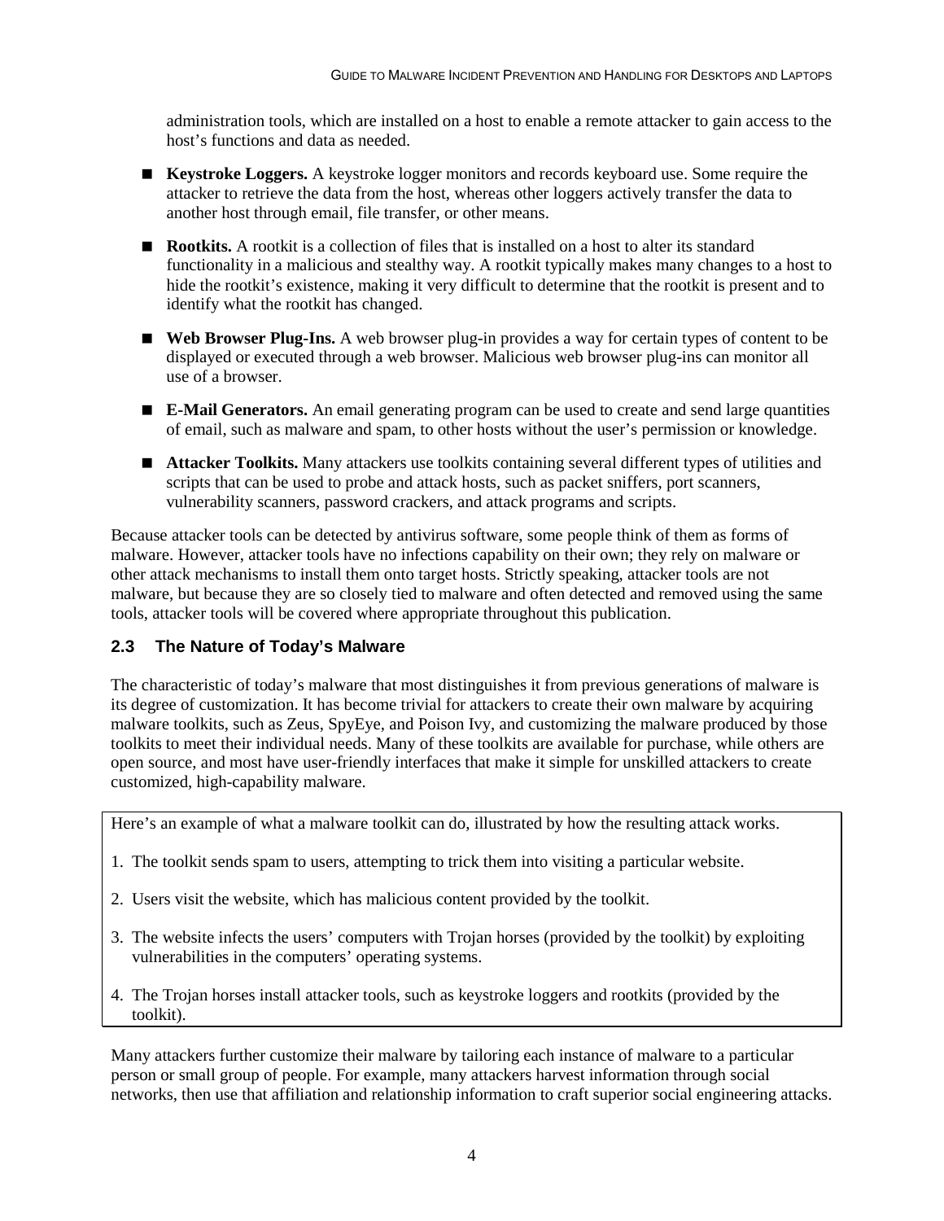administration tools, which are installed on a host to enable a remote attacker to gain access to the host's functions and data as needed.

- **Keystroke Loggers.** A keystroke logger monitors and records keyboard use. Some require the attacker to retrieve the data from the host, whereas other loggers actively transfer the data to another host through email, file transfer, or other means.
- **Rootkits.** A rootkit is a collection of files that is installed on a host to alter its standard functionality in a malicious and stealthy way. A rootkit typically makes many changes to a host to hide the rootkit's existence, making it very difficult to determine that the rootkit is present and to identify what the rootkit has changed.
- **Web Browser Plug-Ins.** A web browser plug-in provides a way for certain types of content to be displayed or executed through a web browser. Malicious web browser plug-ins can monitor all use of a browser.
- **E-Mail Generators.** An email generating program can be used to create and send large quantities of email, such as malware and spam, to other hosts without the user's permission or knowledge.
- **Attacker Toolkits.** Many attackers use toolkits containing several different types of utilities and scripts that can be used to probe and attack hosts, such as packet sniffers, port scanners, vulnerability scanners, password crackers, and attack programs and scripts.

Because attacker tools can be detected by antivirus software, some people think of them as forms of malware. However, attacker tools have no infections capability on their own; they rely on malware or other attack mechanisms to install them onto target hosts. Strictly speaking, attacker tools are not malware, but because they are so closely tied to malware and often detected and removed using the same tools, attacker tools will be covered where appropriate throughout this publication.

## 2.3 The Nature of Today's Malware

The characteristic of today's malware that most distinguishes it from previous generations of malware is its degree of customization. It has become trivial for attackers to create their own malware by acquiring malware toolkits, such as Zeus, SpyEye, and Poison Ivy, and customizing the malware produced by those toolkits to meet their individual needs. Many of these toolkits are available for purchase, while others are open source, and most have user-friendly interfaces that make it simple for unskilled attackers to create customized, high-capability malware.

Here's an example of what a malware toolkit can do, illustrated by how the resulting attack works.

1. The toolkit sends spam to users, attempting to trick them into visiting a particular website.
2. Users visit the website, which has malicious content provided by the toolkit.
3. The website infects the users' computers with Trojan horses (provided by the toolkit) by exploiting vulnerabilities in the computers' operating systems.
4. The Trojan horses install attacker tools, such as keystroke loggers and rootkits (provided by the toolkit).

Many attackers further customize their malware by tailoring each instance of malware to a particular person or small group of people. For example, many attackers harvest information through social networks, then use that affiliation and relationship information to craft superior social engineering attacks.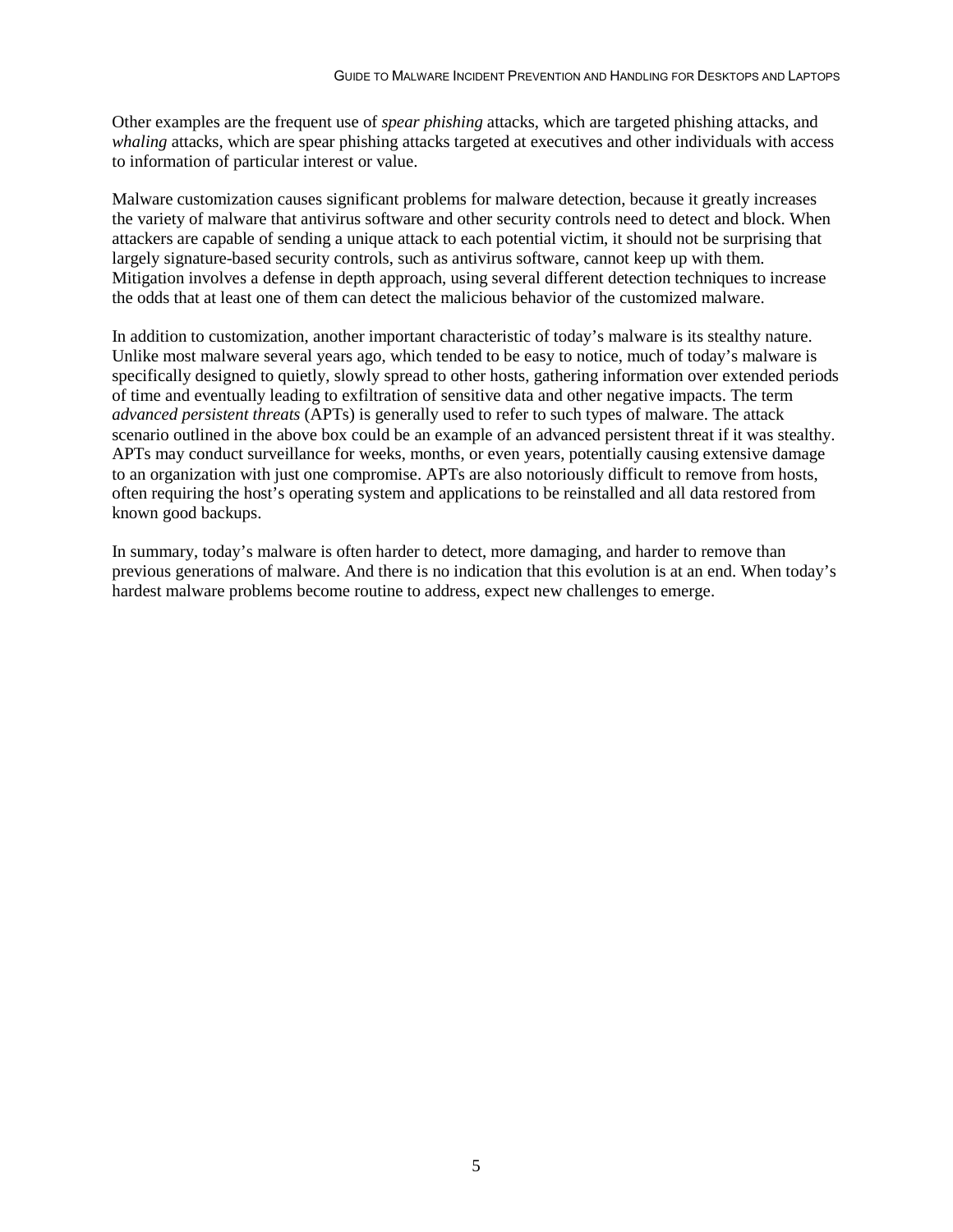Other examples are the frequent use of *spear phishing* attacks, which are targeted phishing attacks, and *whaling* attacks, which are spear phishing attacks targeted at executives and other individuals with access to information of particular interest or value.

Malware customization causes significant problems for malware detection, because it greatly increases the variety of malware that antivirus software and other security controls need to detect and block. When attackers are capable of sending a unique attack to each potential victim, it should not be surprising that largely signature-based security controls, such as antivirus software, cannot keep up with them. Mitigation involves a defense in depth approach, using several different detection techniques to increase the odds that at least one of them can detect the malicious behavior of the customized malware.

In addition to customization, another important characteristic of today's malware is its stealthy nature. Unlike most malware several years ago, which tended to be easy to notice, much of today's malware is specifically designed to quietly, slowly spread to other hosts, gathering information over extended periods of time and eventually leading to exfiltration of sensitive data and other negative impacts. The term *advanced persistent threats* (APTs) is generally used to refer to such types of malware. The attack scenario outlined in the above box could be an example of an advanced persistent threat if it was stealthy. APTs may conduct surveillance for weeks, months, or even years, potentially causing extensive damage to an organization with just one compromise. APTs are also notoriously difficult to remove from hosts, often requiring the host's operating system and applications to be reinstalled and all data restored from known good backups.

In summary, today's malware is often harder to detect, more damaging, and harder to remove than previous generations of malware. And there is no indication that this evolution is at an end. When today's hardest malware problems become routine to address, expect new challenges to emerge.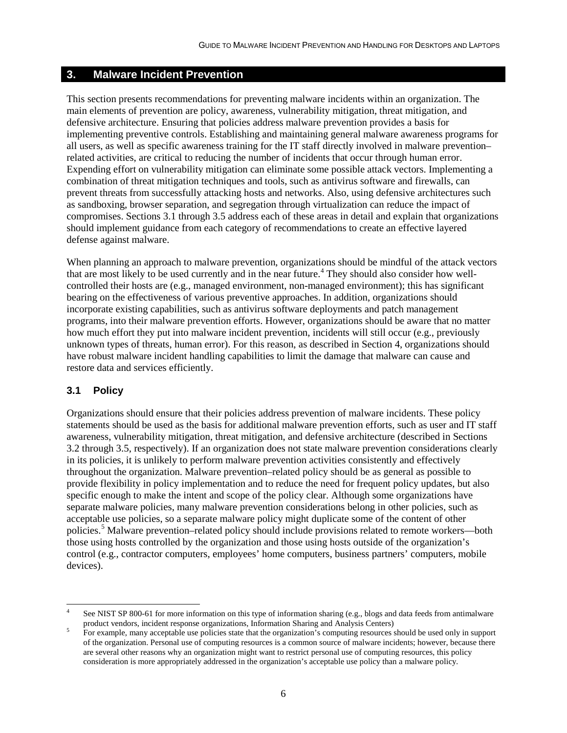## 3. Malware Incident Prevention

This section presents recommendations for preventing malware incidents within an organization. The main elements of prevention are policy, awareness, vulnerability mitigation, threat mitigation, and defensive architecture. Ensuring that policies address malware prevention provides a basis for implementing preventive controls. Establishing and maintaining general malware awareness programs for all users, as well as specific awareness training for the IT staff directly involved in malware prevention–related activities, are critical to reducing the number of incidents that occur through human error. Expending effort on vulnerability mitigation can eliminate some possible attack vectors. Implementing a combination of threat mitigation techniques and tools, such as antivirus software and firewalls, can prevent threats from successfully attacking hosts and networks. Also, using defensive architectures such as sandboxing, browser separation, and segregation through virtualization can reduce the impact of compromises. Sections 3.1 through 3.5 address each of these areas in detail and explain that organizations should implement guidance from each category of recommendations to create an effective layered defense against malware.

When planning an approach to malware prevention, organizations should be mindful of the attack vectors that are most likely to be used currently and in the near future.[4] They should also consider how well-controlled their hosts are (e.g., managed environment, non-managed environment); this has significant bearing on the effectiveness of various preventive approaches. In addition, organizations should incorporate existing capabilities, such as antivirus software deployments and patch management programs, into their malware prevention efforts. However, organizations should be aware that no matter how much effort they put into malware incident prevention, incidents will still occur (e.g., previously unknown types of threats, human error). For this reason, as described in Section 4, organizations should have robust malware incident handling capabilities to limit the damage that malware can cause and restore data and services efficiently.

### 3.1 Policy

Organizations should ensure that their policies address prevention of malware incidents. These policy statements should be used as the basis for additional malware prevention efforts, such as user and IT staff awareness, vulnerability mitigation, threat mitigation, and defensive architecture (described in Sections 3.2 through 3.5, respectively). If an organization does not state malware prevention considerations clearly in its policies, it is unlikely to perform malware prevention activities consistently and effectively throughout the organization. Malware prevention–related policy should be as general as possible to provide flexibility in policy implementation and to reduce the need for frequent policy updates, but also specific enough to make the intent and scope of the policy clear. Although some organizations have separate malware policies, many malware prevention considerations belong in other policies, such as acceptable use policies, so a separate malware policy might duplicate some of the content of other policies.[5] Malware prevention–related policy should include provisions related to remote workers—both those using hosts controlled by the organization and those using hosts outside of the organization's control (e.g., contractor computers, employees' home computers, business partners' computers, mobile devices).

---

[4] See NIST SP 800-61 for more information on this type of information sharing (e.g., blogs and data feeds from antimalware product vendors, incident response organizations, Information Sharing and Analysis Centers)

[5] For example, many acceptable use policies state that the organization's computing resources should be used only in support of the organization. Personal use of computing resources is a common source of malware incidents; however, because there are several other reasons why an organization might want to restrict personal use of computing resources, this policy consideration is more appropriately addressed in the organization's acceptable use policy than a malware policy.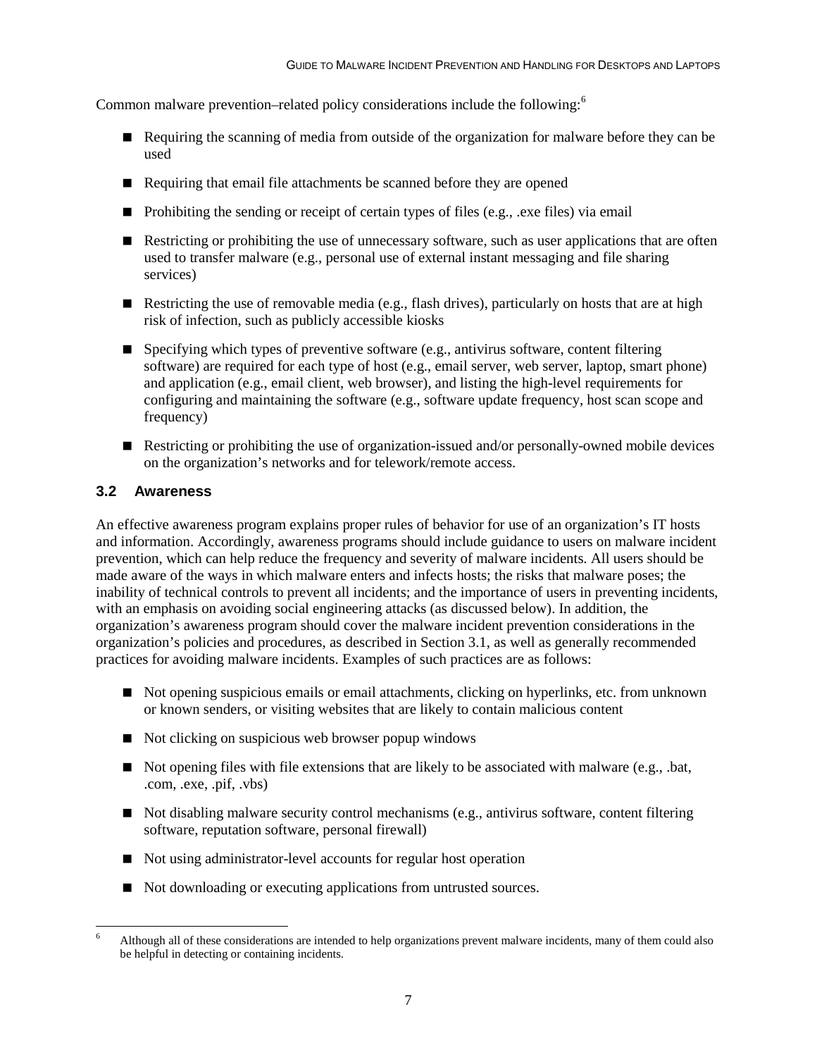Common malware prevention–related policy considerations include the following:[6]

- Requiring the scanning of media from outside of the organization for malware before they can be used
- Requiring that email file attachments be scanned before they are opened
- Prohibiting the sending or receipt of certain types of files (e.g., .exe files) via email
- Restricting or prohibiting the use of unnecessary software, such as user applications that are often used to transfer malware (e.g., personal use of external instant messaging and file sharing services)
- Restricting the use of removable media (e.g., flash drives), particularly on hosts that are at high risk of infection, such as publicly accessible kiosks
- Specifying which types of preventive software (e.g., antivirus software, content filtering software) are required for each type of host (e.g., email server, web server, laptop, smart phone) and application (e.g., email client, web browser), and listing the high-level requirements for configuring and maintaining the software (e.g., software update frequency, host scan scope and frequency)
- Restricting or prohibiting the use of organization-issued and/or personally-owned mobile devices on the organization's networks and for telework/remote access.

### 3.2 Awareness

An effective awareness program explains proper rules of behavior for use of an organization's IT hosts and information. Accordingly, awareness programs should include guidance to users on malware incident prevention, which can help reduce the frequency and severity of malware incidents. All users should be made aware of the ways in which malware enters and infects hosts; the risks that malware poses; the inability of technical controls to prevent all incidents; and the importance of users in preventing incidents, with an emphasis on avoiding social engineering attacks (as discussed below). In addition, the organization's awareness program should cover the malware incident prevention considerations in the organization's policies and procedures, as described in Section 3.1, as well as generally recommended practices for avoiding malware incidents. Examples of such practices are as follows:

- Not opening suspicious emails or email attachments, clicking on hyperlinks, etc. from unknown or known senders, or visiting websites that are likely to contain malicious content
- Not clicking on suspicious web browser popup windows
- Not opening files with file extensions that are likely to be associated with malware (e.g., .bat, .com, .exe, .pif, .vbs)
- Not disabling malware security control mechanisms (e.g., antivirus software, content filtering software, reputation software, personal firewall)
- Not using administrator-level accounts for regular host operation
- Not downloading or executing applications from untrusted sources.

[6] Although all of these considerations are intended to help organizations prevent malware incidents, many of them could also be helpful in detecting or containing incidents.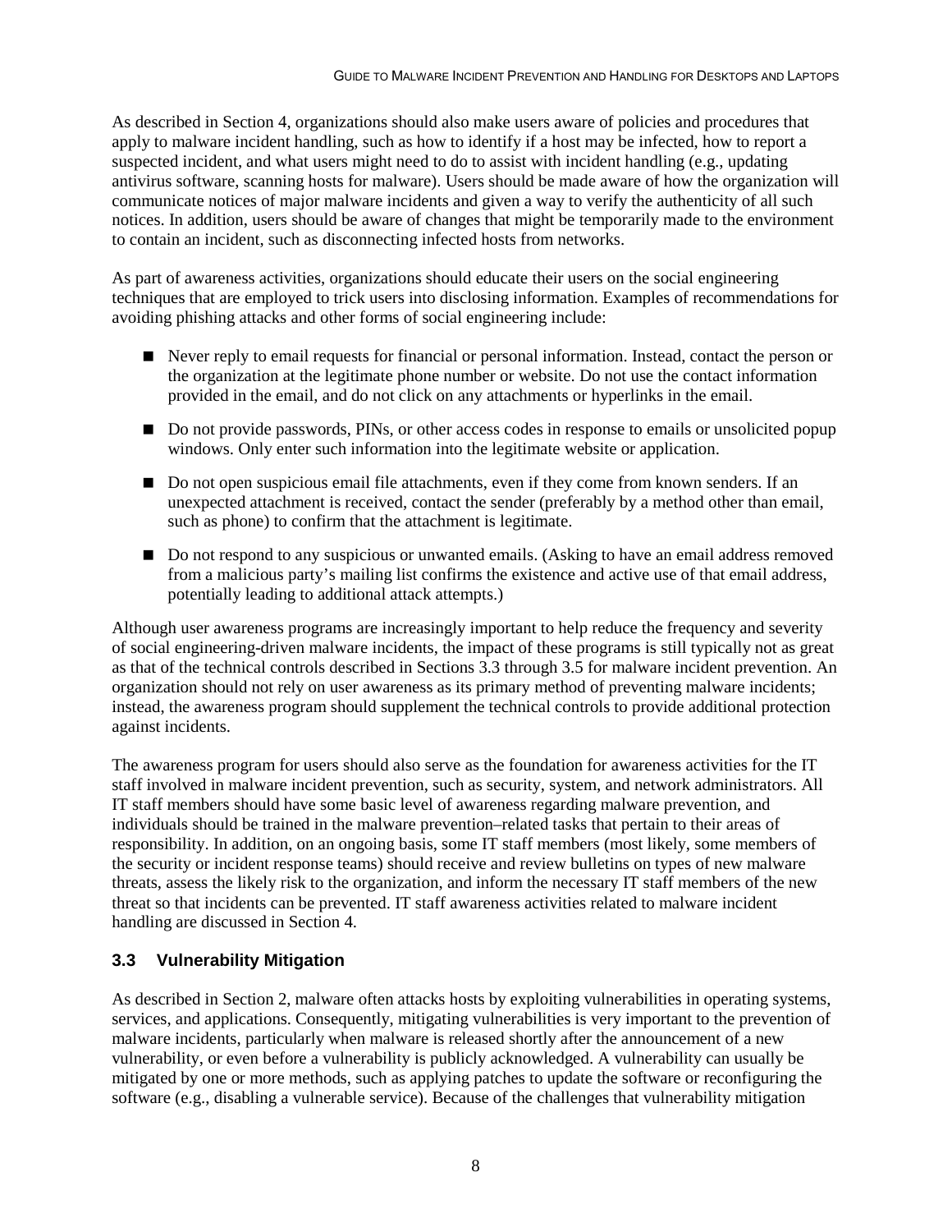As described in Section 4, organizations should also make users aware of policies and procedures that apply to malware incident handling, such as how to identify if a host may be infected, how to report a suspected incident, and what users might need to do to assist with incident handling (e.g., updating antivirus software, scanning hosts for malware). Users should be made aware of how the organization will communicate notices of major malware incidents and given a way to verify the authenticity of all such notices. In addition, users should be aware of changes that might be temporarily made to the environment to contain an incident, such as disconnecting infected hosts from networks.

As part of awareness activities, organizations should educate their users on the social engineering techniques that are employed to trick users into disclosing information. Examples of recommendations for avoiding phishing attacks and other forms of social engineering include:

- Never reply to email requests for financial or personal information. Instead, contact the person or the organization at the legitimate phone number or website. Do not use the contact information provided in the email, and do not click on any attachments or hyperlinks in the email.
- Do not provide passwords, PINs, or other access codes in response to emails or unsolicited popup windows. Only enter such information into the legitimate website or application.
- Do not open suspicious email file attachments, even if they come from known senders. If an unexpected attachment is received, contact the sender (preferably by a method other than email, such as phone) to confirm that the attachment is legitimate.
- Do not respond to any suspicious or unwanted emails. (Asking to have an email address removed from a malicious party's mailing list confirms the existence and active use of that email address, potentially leading to additional attack attempts.)

Although user awareness programs are increasingly important to help reduce the frequency and severity of social engineering-driven malware incidents, the impact of these programs is still typically not as great as that of the technical controls described in Sections 3.3 through 3.5 for malware incident prevention. An organization should not rely on user awareness as its primary method of preventing malware incidents; instead, the awareness program should supplement the technical controls to provide additional protection against incidents.

The awareness program for users should also serve as the foundation for awareness activities for the IT staff involved in malware incident prevention, such as security, system, and network administrators. All IT staff members should have some basic level of awareness regarding malware prevention, and individuals should be trained in the malware prevention–related tasks that pertain to their areas of responsibility. In addition, on an ongoing basis, some IT staff members (most likely, some members of the security or incident response teams) should receive and review bulletins on types of new malware threats, assess the likely risk to the organization, and inform the necessary IT staff members of the new threat so that incidents can be prevented. IT staff awareness activities related to malware incident handling are discussed in Section 4.

## 3.3 Vulnerability Mitigation

As described in Section 2, malware often attacks hosts by exploiting vulnerabilities in operating systems, services, and applications. Consequently, mitigating vulnerabilities is very important to the prevention of malware incidents, particularly when malware is released shortly after the announcement of a new vulnerability, or even before a vulnerability is publicly acknowledged. A vulnerability can usually be mitigated by one or more methods, such as applying patches to update the software or reconfiguring the software (e.g., disabling a vulnerable service). Because of the challenges that vulnerability mitigation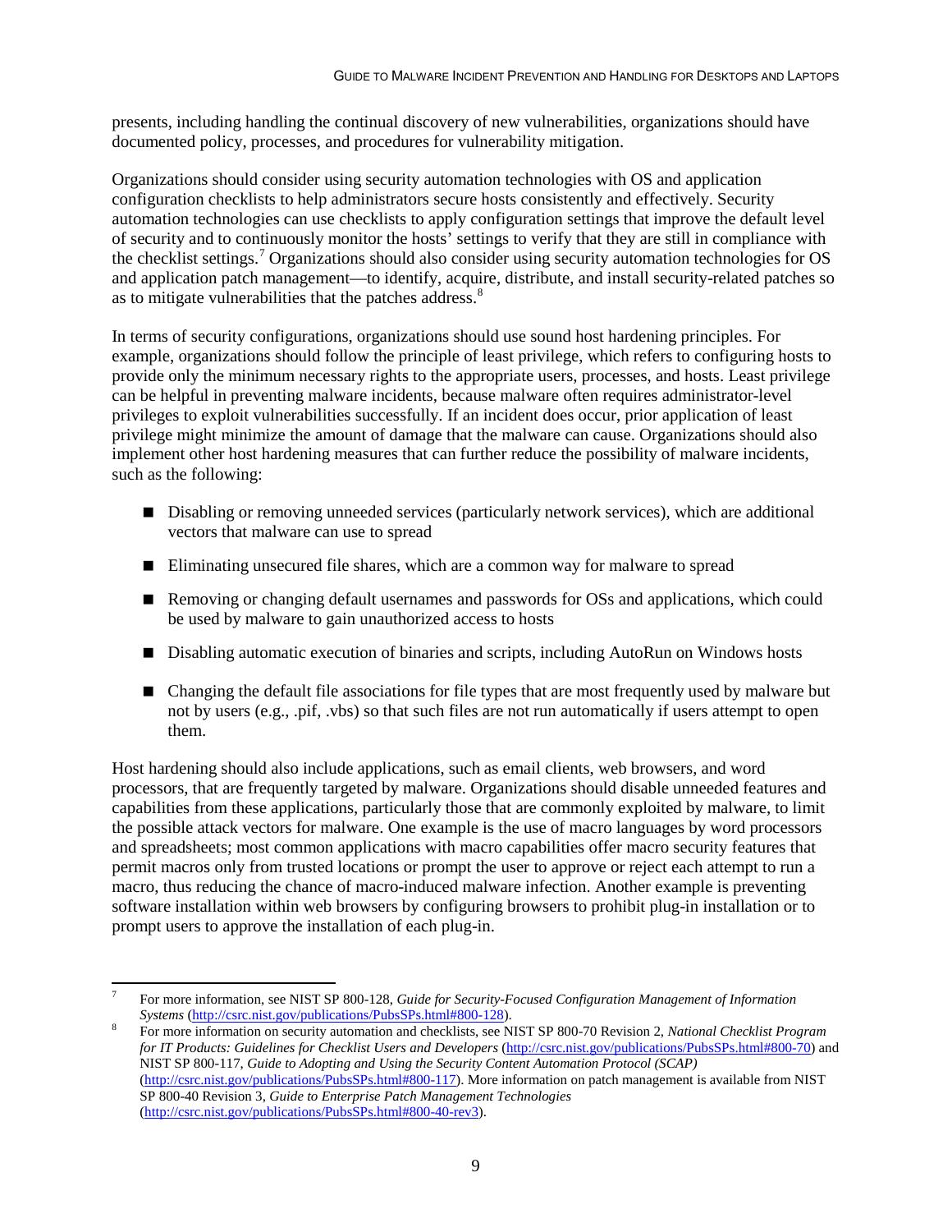presents, including handling the continual discovery of new vulnerabilities, organizations should have documented policy, processes, and procedures for vulnerability mitigation.

Organizations should consider using security automation technologies with OS and application configuration checklists to help administrators secure hosts consistently and effectively. Security automation technologies can use checklists to apply configuration settings that improve the default level of security and to continuously monitor the hosts' settings to verify that they are still in compliance with the checklist settings.[7] Organizations should also consider using security automation technologies for OS and application patch management—to identify, acquire, distribute, and install security-related patches so as to mitigate vulnerabilities that the patches address.[8]

In terms of security configurations, organizations should use sound host hardening principles. For example, organizations should follow the principle of least privilege, which refers to configuring hosts to provide only the minimum necessary rights to the appropriate users, processes, and hosts. Least privilege can be helpful in preventing malware incidents, because malware often requires administrator-level privileges to exploit vulnerabilities successfully. If an incident does occur, prior application of least privilege might minimize the amount of damage that the malware can cause. Organizations should also implement other host hardening measures that can further reduce the possibility of malware incidents, such as the following:

- Disabling or removing unneeded services (particularly network services), which are additional vectors that malware can use to spread
- Eliminating unsecured file shares, which are a common way for malware to spread
- Removing or changing default usernames and passwords for OSs and applications, which could be used by malware to gain unauthorized access to hosts
- Disabling automatic execution of binaries and scripts, including AutoRun on Windows hosts
- Changing the default file associations for file types that are most frequently used by malware but not by users (e.g., .pif, .vbs) so that such files are not run automatically if users attempt to open them.

Host hardening should also include applications, such as email clients, web browsers, and word processors, that are frequently targeted by malware. Organizations should disable unneeded features and capabilities from these applications, particularly those that are commonly exploited by malware, to limit the possible attack vectors for malware. One example is the use of macro languages by word processors and spreadsheets; most common applications with macro capabilities offer macro security features that permit macros only from trusted locations or prompt the user to approve or reject each attempt to run a macro, thus reducing the chance of macro-induced malware infection. Another example is preventing software installation within web browsers by configuring browsers to prohibit plug-in installation or to prompt users to approve the installation of each plug-in.

---

[7] For more information, see NIST SP 800-128, *Guide for Security-Focused Configuration Management of Information Systems* (http://csrc.nist.gov/publications/PubsSPs.html#800-128).

[8] For more information on security automation and checklists, see NIST SP 800-70 Revision 2, *National Checklist Program for IT Products: Guidelines for Checklist Users and Developers* (http://csrc.nist.gov/publications/PubsSPs.html#800-70) and NIST SP 800-117, *Guide to Adopting and Using the Security Content Automation Protocol (SCAP)* (http://csrc.nist.gov/publications/PubsSPs.html#800-117). More information on patch management is available from NIST SP 800-40 Revision 3, *Guide to Enterprise Patch Management Technologies* (http://csrc.nist.gov/publications/PubsSPs.html#800-40-rev3).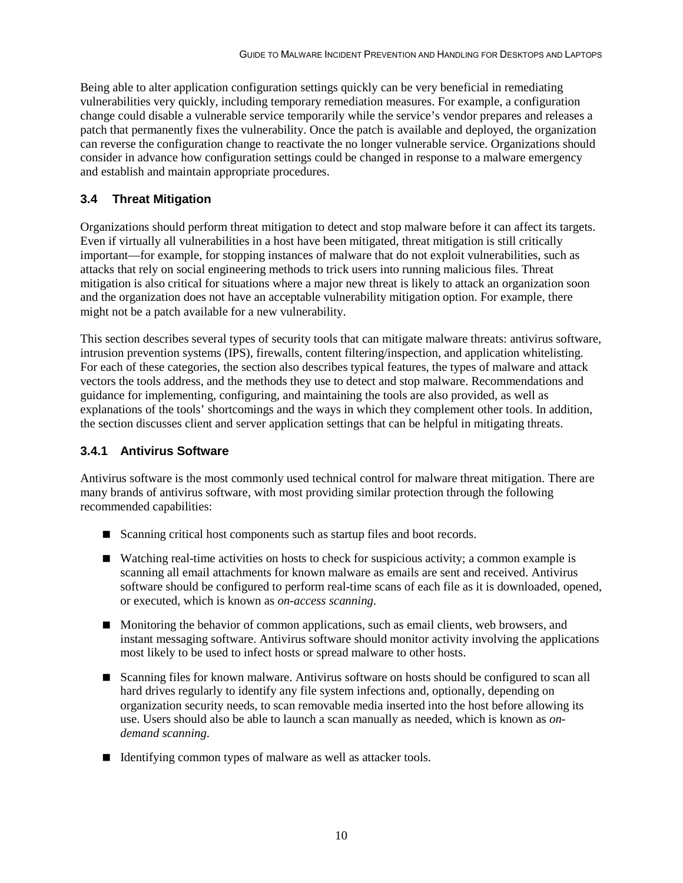Being able to alter application configuration settings quickly can be very beneficial in remediating vulnerabilities very quickly, including temporary remediation measures. For example, a configuration change could disable a vulnerable service temporarily while the service's vendor prepares and releases a patch that permanently fixes the vulnerability. Once the patch is available and deployed, the organization can reverse the configuration change to reactivate the no longer vulnerable service. Organizations should consider in advance how configuration settings could be changed in response to a malware emergency and establish and maintain appropriate procedures.

### 3.4 Threat Mitigation

Organizations should perform threat mitigation to detect and stop malware before it can affect its targets. Even if virtually all vulnerabilities in a host have been mitigated, threat mitigation is still critically important—for example, for stopping instances of malware that do not exploit vulnerabilities, such as attacks that rely on social engineering methods to trick users into running malicious files. Threat mitigation is also critical for situations where a major new threat is likely to attack an organization soon and the organization does not have an acceptable vulnerability mitigation option. For example, there might not be a patch available for a new vulnerability.

This section describes several types of security tools that can mitigate malware threats: antivirus software, intrusion prevention systems (IPS), firewalls, content filtering/inspection, and application whitelisting. For each of these categories, the section also describes typical features, the types of malware and attack vectors the tools address, and the methods they use to detect and stop malware. Recommendations and guidance for implementing, configuring, and maintaining the tools are also provided, as well as explanations of the tools' shortcomings and the ways in which they complement other tools. In addition, the section discusses client and server application settings that can be helpful in mitigating threats.

#### 3.4.1 Antivirus Software

Antivirus software is the most commonly used technical control for malware threat mitigation. There are many brands of antivirus software, with most providing similar protection through the following recommended capabilities:

- Scanning critical host components such as startup files and boot records.
- Watching real-time activities on hosts to check for suspicious activity; a common example is scanning all email attachments for known malware as emails are sent and received. Antivirus software should be configured to perform real-time scans of each file as it is downloaded, opened, or executed, which is known as *on-access scanning*.
- Monitoring the behavior of common applications, such as email clients, web browsers, and instant messaging software. Antivirus software should monitor activity involving the applications most likely to be used to infect hosts or spread malware to other hosts.
- Scanning files for known malware. Antivirus software on hosts should be configured to scan all hard drives regularly to identify any file system infections and, optionally, depending on organization security needs, to scan removable media inserted into the host before allowing its use. Users should also be able to launch a scan manually as needed, which is known as *on-demand scanning*.
- Identifying common types of malware as well as attacker tools.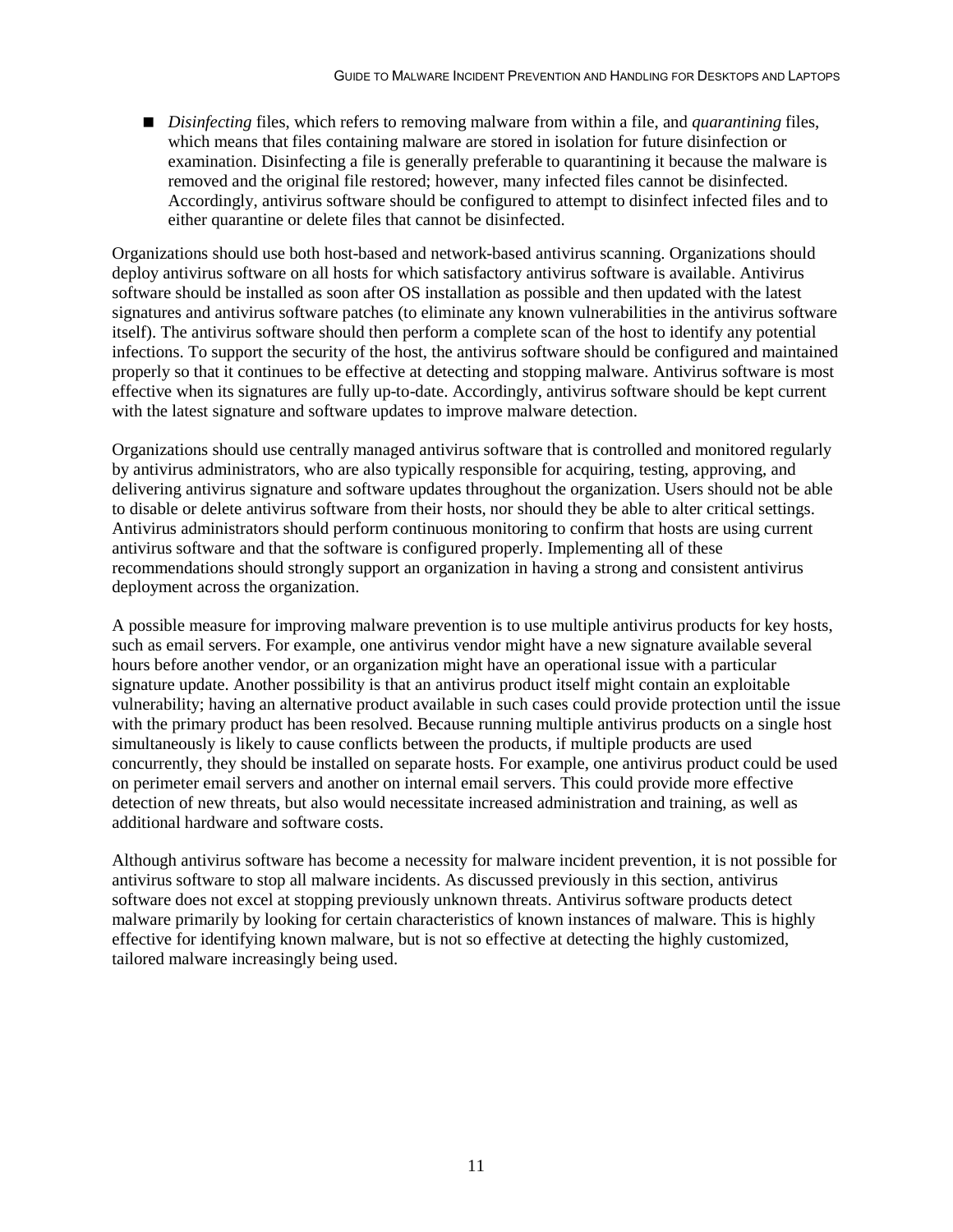- *Disinfecting* files, which refers to removing malware from within a file, and *quarantining* files, which means that files containing malware are stored in isolation for future disinfection or examination. Disinfecting a file is generally preferable to quarantining it because the malware is removed and the original file restored; however, many infected files cannot be disinfected. Accordingly, antivirus software should be configured to attempt to disinfect infected files and to either quarantine or delete files that cannot be disinfected.

Organizations should use both host-based and network-based antivirus scanning. Organizations should deploy antivirus software on all hosts for which satisfactory antivirus software is available. Antivirus software should be installed as soon after OS installation as possible and then updated with the latest signatures and antivirus software patches (to eliminate any known vulnerabilities in the antivirus software itself). The antivirus software should then perform a complete scan of the host to identify any potential infections. To support the security of the host, the antivirus software should be configured and maintained properly so that it continues to be effective at detecting and stopping malware. Antivirus software is most effective when its signatures are fully up-to-date. Accordingly, antivirus software should be kept current with the latest signature and software updates to improve malware detection.

Organizations should use centrally managed antivirus software that is controlled and monitored regularly by antivirus administrators, who are also typically responsible for acquiring, testing, approving, and delivering antivirus signature and software updates throughout the organization. Users should not be able to disable or delete antivirus software from their hosts, nor should they be able to alter critical settings. Antivirus administrators should perform continuous monitoring to confirm that hosts are using current antivirus software and that the software is configured properly. Implementing all of these recommendations should strongly support an organization in having a strong and consistent antivirus deployment across the organization.

A possible measure for improving malware prevention is to use multiple antivirus products for key hosts, such as email servers. For example, one antivirus vendor might have a new signature available several hours before another vendor, or an organization might have an operational issue with a particular signature update. Another possibility is that an antivirus product itself might contain an exploitable vulnerability; having an alternative product available in such cases could provide protection until the issue with the primary product has been resolved. Because running multiple antivirus products on a single host simultaneously is likely to cause conflicts between the products, if multiple products are used concurrently, they should be installed on separate hosts. For example, one antivirus product could be used on perimeter email servers and another on internal email servers. This could provide more effective detection of new threats, but also would necessitate increased administration and training, as well as additional hardware and software costs.

Although antivirus software has become a necessity for malware incident prevention, it is not possible for antivirus software to stop all malware incidents. As discussed previously in this section, antivirus software does not excel at stopping previously unknown threats. Antivirus software products detect malware primarily by looking for certain characteristics of known instances of malware. This is highly effective for identifying known malware, but is not so effective at detecting the highly customized, tailored malware increasingly being used.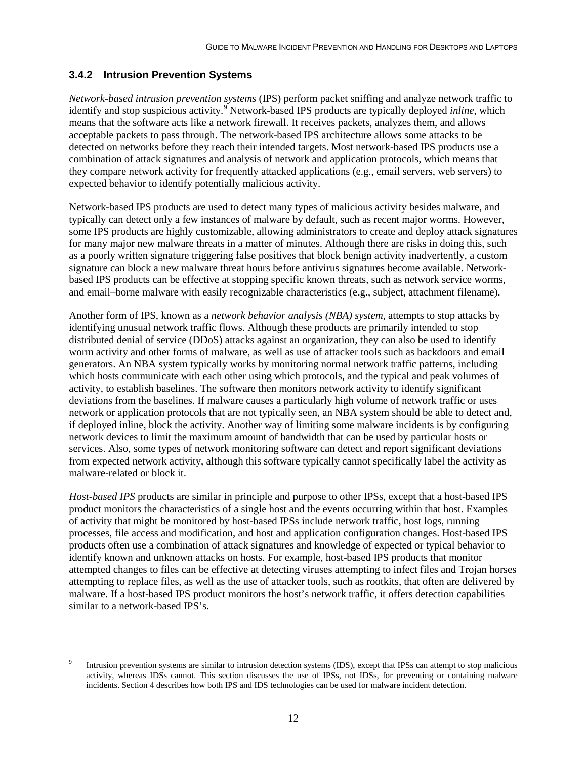### 3.4.2 Intrusion Prevention Systems

*Network-based intrusion prevention systems* (IPS) perform packet sniffing and analyze network traffic to identify and stop suspicious activity.[9] Network-based IPS products are typically deployed *inline*, which means that the software acts like a network firewall. It receives packets, analyzes them, and allows acceptable packets to pass through. The network-based IPS architecture allows some attacks to be detected on networks before they reach their intended targets. Most network-based IPS products use a combination of attack signatures and analysis of network and application protocols, which means that they compare network activity for frequently attacked applications (e.g., email servers, web servers) to expected behavior to identify potentially malicious activity.

Network-based IPS products are used to detect many types of malicious activity besides malware, and typically can detect only a few instances of malware by default, such as recent major worms. However, some IPS products are highly customizable, allowing administrators to create and deploy attack signatures for many major new malware threats in a matter of minutes. Although there are risks in doing this, such as a poorly written signature triggering false positives that block benign activity inadvertently, a custom signature can block a new malware threat hours before antivirus signatures become available. Network-based IPS products can be effective at stopping specific known threats, such as network service worms, and email–borne malware with easily recognizable characteristics (e.g., subject, attachment filename).

Another form of IPS, known as a *network behavior analysis (NBA) system*, attempts to stop attacks by identifying unusual network traffic flows. Although these products are primarily intended to stop distributed denial of service (DDoS) attacks against an organization, they can also be used to identify worm activity and other forms of malware, as well as use of attacker tools such as backdoors and email generators. An NBA system typically works by monitoring normal network traffic patterns, including which hosts communicate with each other using which protocols, and the typical and peak volumes of activity, to establish baselines. The software then monitors network activity to identify significant deviations from the baselines. If malware causes a particularly high volume of network traffic or uses network or application protocols that are not typically seen, an NBA system should be able to detect and, if deployed inline, block the activity. Another way of limiting some malware incidents is by configuring network devices to limit the maximum amount of bandwidth that can be used by particular hosts or services. Also, some types of network monitoring software can detect and report significant deviations from expected network activity, although this software typically cannot specifically label the activity as malware-related or block it.

*Host-based IPS* products are similar in principle and purpose to other IPSs, except that a host-based IPS product monitors the characteristics of a single host and the events occurring within that host. Examples of activity that might be monitored by host-based IPSs include network traffic, host logs, running processes, file access and modification, and host and application configuration changes. Host-based IPS products often use a combination of attack signatures and knowledge of expected or typical behavior to identify known and unknown attacks on hosts. For example, host-based IPS products that monitor attempted changes to files can be effective at detecting viruses attempting to infect files and Trojan horses attempting to replace files, as well as the use of attacker tools, such as rootkits, that often are delivered by malware. If a host-based IPS product monitors the host's network traffic, it offers detection capabilities similar to a network-based IPS's.

[9] Intrusion prevention systems are similar to intrusion detection systems (IDS), except that IPSs can attempt to stop malicious activity, whereas IDSs cannot. This section discusses the use of IPSs, not IDSs, for preventing or containing malware incidents. Section 4 describes how both IPS and IDS technologies can be used for malware incident detection.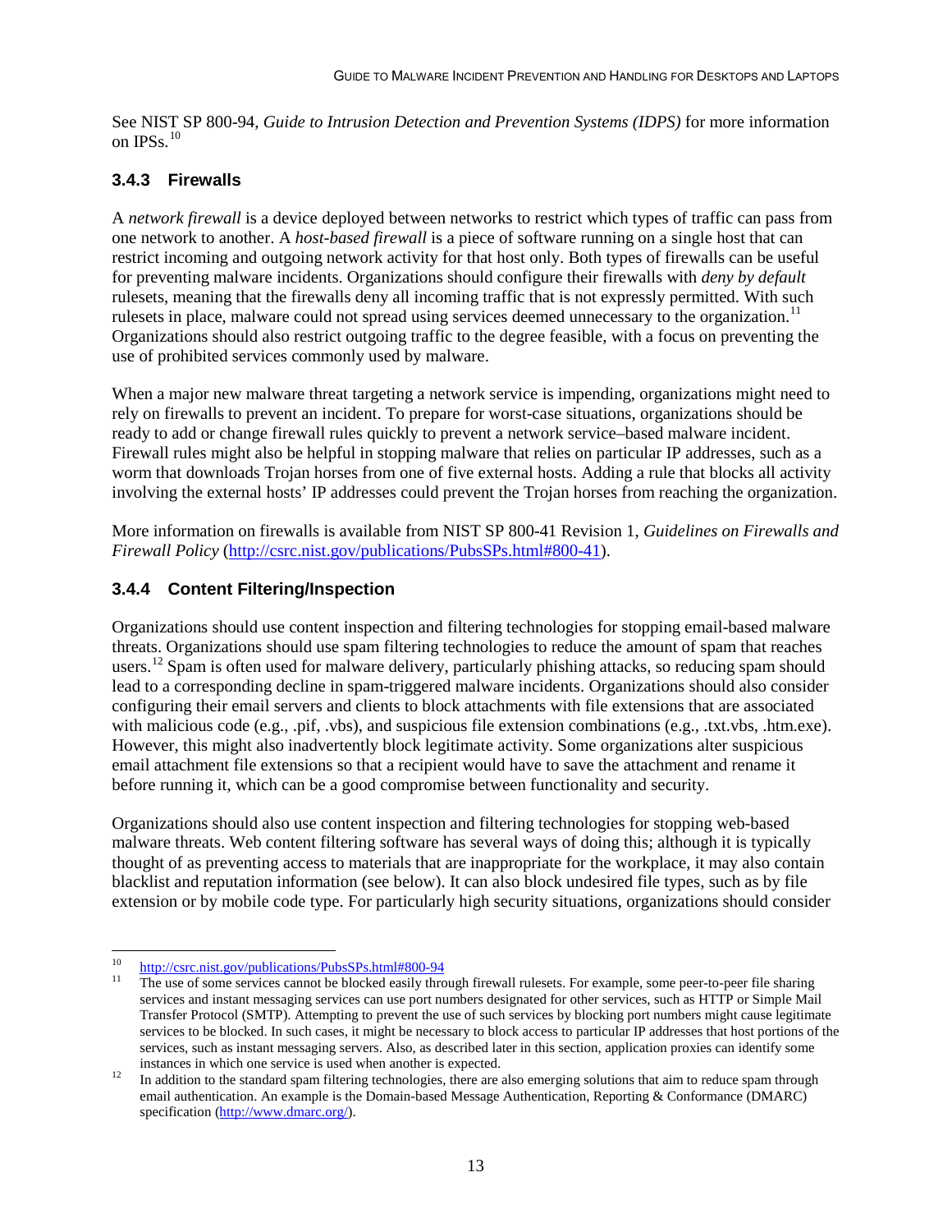See NIST SP 800-94, *Guide to Intrusion Detection and Prevention Systems (IDPS)* for more information on IPSs.[10]

### 3.4.3 Firewalls

A *network firewall* is a device deployed between networks to restrict which types of traffic can pass from one network to another. A *host-based firewall* is a piece of software running on a single host that can restrict incoming and outgoing network activity for that host only. Both types of firewalls can be useful for preventing malware incidents. Organizations should configure their firewalls with *deny by default* rulesets, meaning that the firewalls deny all incoming traffic that is not expressly permitted. With such rulesets in place, malware could not spread using services deemed unnecessary to the organization.[11] Organizations should also restrict outgoing traffic to the degree feasible, with a focus on preventing the use of prohibited services commonly used by malware.

When a major new malware threat targeting a network service is impending, organizations might need to rely on firewalls to prevent an incident. To prepare for worst-case situations, organizations should be ready to add or change firewall rules quickly to prevent a network service–based malware incident. Firewall rules might also be helpful in stopping malware that relies on particular IP addresses, such as a worm that downloads Trojan horses from one of five external hosts. Adding a rule that blocks all activity involving the external hosts' IP addresses could prevent the Trojan horses from reaching the organization.

More information on firewalls is available from NIST SP 800-41 Revision 1, *Guidelines on Firewalls and Firewall Policy* (http://csrc.nist.gov/publications/PubsSPs.html#800-41).

### 3.4.4 Content Filtering/Inspection

Organizations should use content inspection and filtering technologies for stopping email-based malware threats. Organizations should use spam filtering technologies to reduce the amount of spam that reaches users.[12] Spam is often used for malware delivery, particularly phishing attacks, so reducing spam should lead to a corresponding decline in spam-triggered malware incidents. Organizations should also consider configuring their email servers and clients to block attachments with file extensions that are associated with malicious code (e.g., .pif, .vbs), and suspicious file extension combinations (e.g., .txt.vbs, .htm.exe). However, this might also inadvertently block legitimate activity. Some organizations alter suspicious email attachment file extensions so that a recipient would have to save the attachment and rename it before running it, which can be a good compromise between functionality and security.

Organizations should also use content inspection and filtering technologies for stopping web-based malware threats. Web content filtering software has several ways of doing this; although it is typically thought of as preventing access to materials that are inappropriate for the workplace, it may also contain blacklist and reputation information (see below). It can also block undesired file types, such as by file extension or by mobile code type. For particularly high security situations, organizations should consider

---

[10] http://csrc.nist.gov/publications/PubsSPs.html#800-94

[11] The use of some services cannot be blocked easily through firewall rulesets. For example, some peer-to-peer file sharing services and instant messaging services can use port numbers designated for other services, such as HTTP or Simple Mail Transfer Protocol (SMTP). Attempting to prevent the use of such services by blocking port numbers might cause legitimate services to be blocked. In such cases, it might be necessary to block access to particular IP addresses that host portions of the services, such as instant messaging servers. Also, as described later in this section, application proxies can identify some instances in which one service is used when another is expected.

[12] In addition to the standard spam filtering technologies, there are also emerging solutions that aim to reduce spam through email authentication. An example is the Domain-based Message Authentication, Reporting & Conformance (DMARC) specification (http://www.dmarc.org/).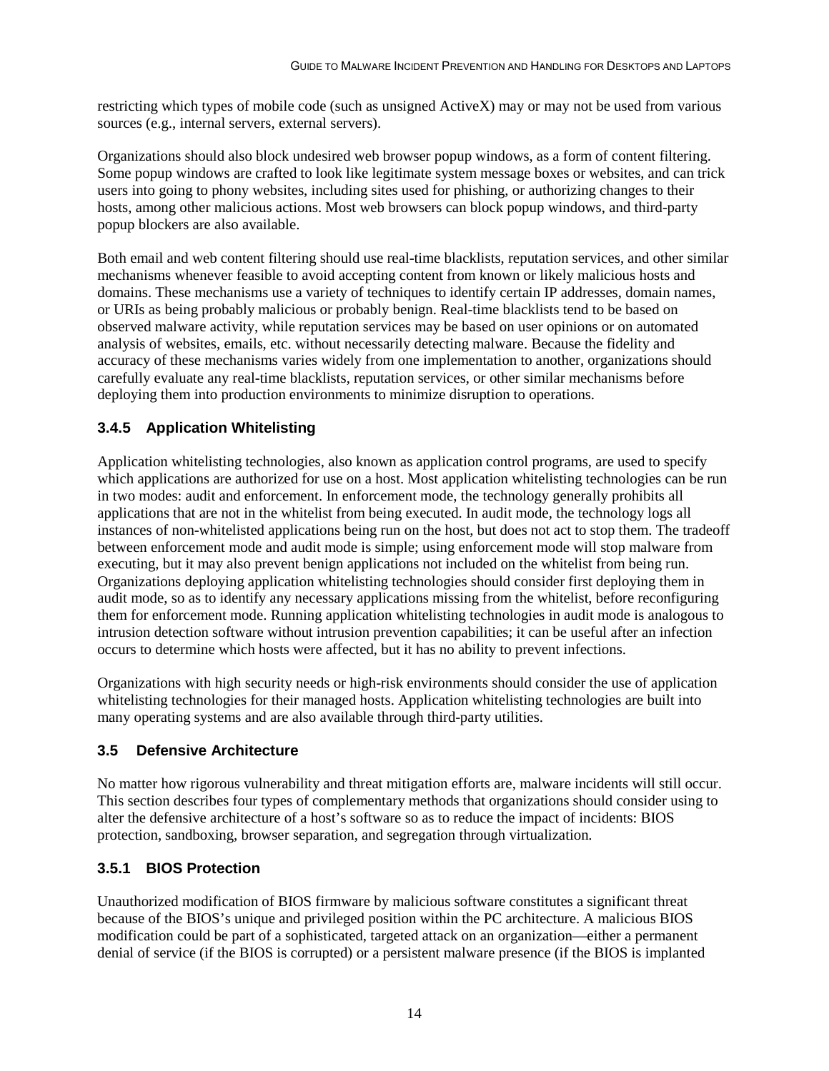restricting which types of mobile code (such as unsigned ActiveX) may or may not be used from various sources (e.g., internal servers, external servers).

Organizations should also block undesired web browser popup windows, as a form of content filtering. Some popup windows are crafted to look like legitimate system message boxes or websites, and can trick users into going to phony websites, including sites used for phishing, or authorizing changes to their hosts, among other malicious actions. Most web browsers can block popup windows, and third-party popup blockers are also available.

Both email and web content filtering should use real-time blacklists, reputation services, and other similar mechanisms whenever feasible to avoid accepting content from known or likely malicious hosts and domains. These mechanisms use a variety of techniques to identify certain IP addresses, domain names, or URIs as being probably malicious or probably benign. Real-time blacklists tend to be based on observed malware activity, while reputation services may be based on user opinions or on automated analysis of websites, emails, etc. without necessarily detecting malware. Because the fidelity and accuracy of these mechanisms varies widely from one implementation to another, organizations should carefully evaluate any real-time blacklists, reputation services, or other similar mechanisms before deploying them into production environments to minimize disruption to operations.

### 3.4.5 Application Whitelisting

Application whitelisting technologies, also known as application control programs, are used to specify which applications are authorized for use on a host. Most application whitelisting technologies can be run in two modes: audit and enforcement. In enforcement mode, the technology generally prohibits all applications that are not in the whitelist from being executed. In audit mode, the technology logs all instances of non-whitelisted applications being run on the host, but does not act to stop them. The tradeoff between enforcement mode and audit mode is simple; using enforcement mode will stop malware from executing, but it may also prevent benign applications not included on the whitelist from being run. Organizations deploying application whitelisting technologies should consider first deploying them in audit mode, so as to identify any necessary applications missing from the whitelist, before reconfiguring them for enforcement mode. Running application whitelisting technologies in audit mode is analogous to intrusion detection software without intrusion prevention capabilities; it can be useful after an infection occurs to determine which hosts were affected, but it has no ability to prevent infections.

Organizations with high security needs or high-risk environments should consider the use of application whitelisting technologies for their managed hosts. Application whitelisting technologies are built into many operating systems and are also available through third-party utilities.

## 3.5 Defensive Architecture

No matter how rigorous vulnerability and threat mitigation efforts are, malware incidents will still occur. This section describes four types of complementary methods that organizations should consider using to alter the defensive architecture of a host's software so as to reduce the impact of incidents: BIOS protection, sandboxing, browser separation, and segregation through virtualization.

### 3.5.1 BIOS Protection

Unauthorized modification of BIOS firmware by malicious software constitutes a significant threat because of the BIOS's unique and privileged position within the PC architecture. A malicious BIOS modification could be part of a sophisticated, targeted attack on an organization—either a permanent denial of service (if the BIOS is corrupted) or a persistent malware presence (if the BIOS is implanted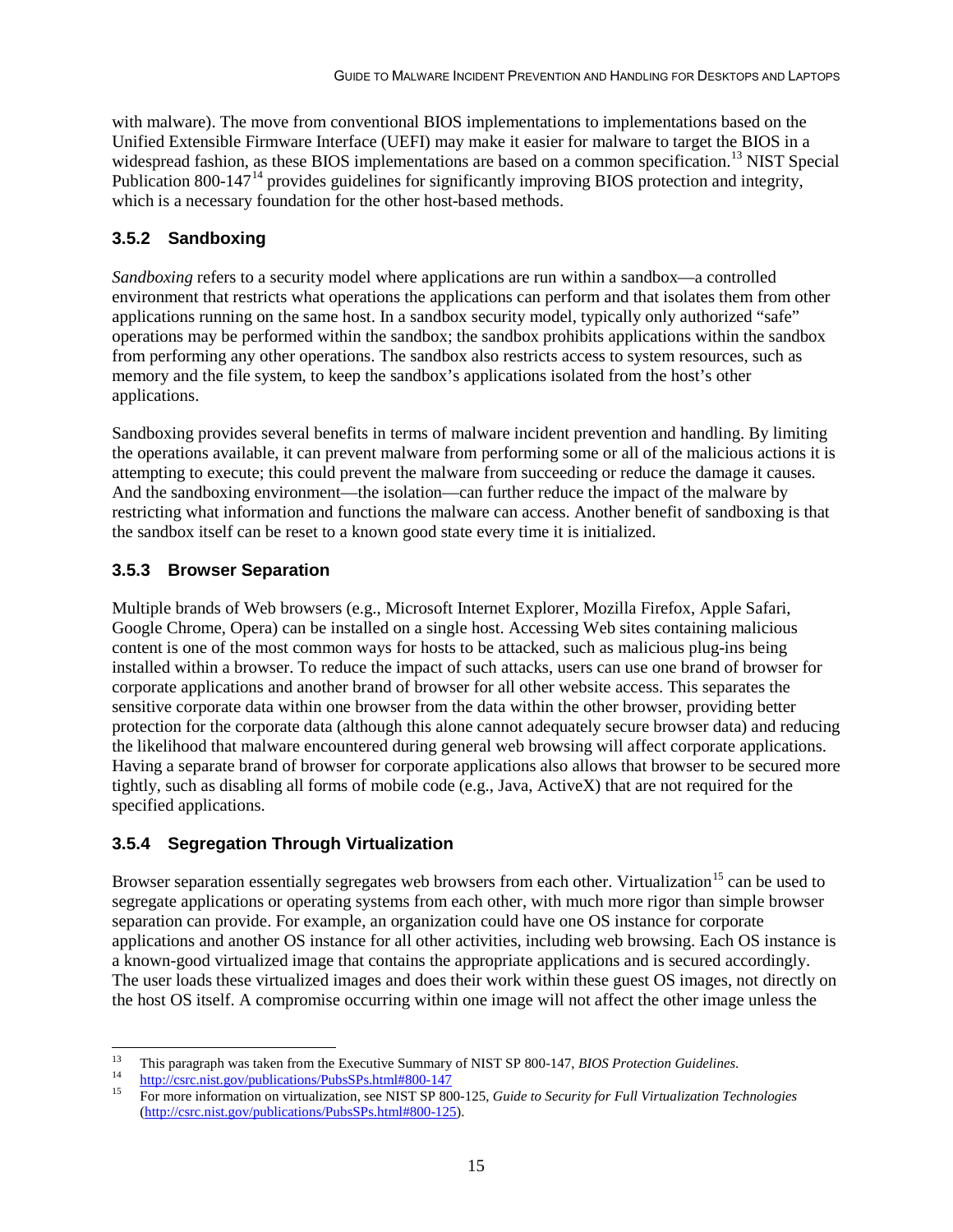with malware). The move from conventional BIOS implementations to implementations based on the Unified Extensible Firmware Interface (UEFI) may make it easier for malware to target the BIOS in a widespread fashion, as these BIOS implementations are based on a common specification.[13] NIST Special Publication 800-147[14] provides guidelines for significantly improving BIOS protection and integrity, which is a necessary foundation for the other host-based methods.

### 3.5.2 Sandboxing

*Sandboxing* refers to a security model where applications are run within a sandbox—a controlled environment that restricts what operations the applications can perform and that isolates them from other applications running on the same host. In a sandbox security model, typically only authorized "safe" operations may be performed within the sandbox; the sandbox prohibits applications within the sandbox from performing any other operations. The sandbox also restricts access to system resources, such as memory and the file system, to keep the sandbox's applications isolated from the host's other applications.

Sandboxing provides several benefits in terms of malware incident prevention and handling. By limiting the operations available, it can prevent malware from performing some or all of the malicious actions it is attempting to execute; this could prevent the malware from succeeding or reduce the damage it causes. And the sandboxing environment—the isolation—can further reduce the impact of the malware by restricting what information and functions the malware can access. Another benefit of sandboxing is that the sandbox itself can be reset to a known good state every time it is initialized.

### 3.5.3 Browser Separation

Multiple brands of Web browsers (e.g., Microsoft Internet Explorer, Mozilla Firefox, Apple Safari, Google Chrome, Opera) can be installed on a single host. Accessing Web sites containing malicious content is one of the most common ways for hosts to be attacked, such as malicious plug-ins being installed within a browser. To reduce the impact of such attacks, users can use one brand of browser for corporate applications and another brand of browser for all other website access. This separates the sensitive corporate data within one browser from the data within the other browser, providing better protection for the corporate data (although this alone cannot adequately secure browser data) and reducing the likelihood that malware encountered during general web browsing will affect corporate applications. Having a separate brand of browser for corporate applications also allows that browser to be secured more tightly, such as disabling all forms of mobile code (e.g., Java, ActiveX) that are not required for the specified applications.

### 3.5.4 Segregation Through Virtualization

Browser separation essentially segregates web browsers from each other. Virtualization[15] can be used to segregate applications or operating systems from each other, with much more rigor than simple browser separation can provide. For example, an organization could have one OS instance for corporate applications and another OS instance for all other activities, including web browsing. Each OS instance is a known-good virtualized image that contains the appropriate applications and is secured accordingly. The user loads these virtualized images and does their work within these guest OS images, not directly on the host OS itself. A compromise occurring within one image will not affect the other image unless the

---

[13] This paragraph was taken from the Executive Summary of NIST SP 800-147, *BIOS Protection Guidelines*.

[14] http://csrc.nist.gov/publications/PubsSPs.html#800-147

[15] For more information on virtualization, see NIST SP 800-125, *Guide to Security for Full Virtualization Technologies* (http://csrc.nist.gov/publications/PubsSPs.html#800-125).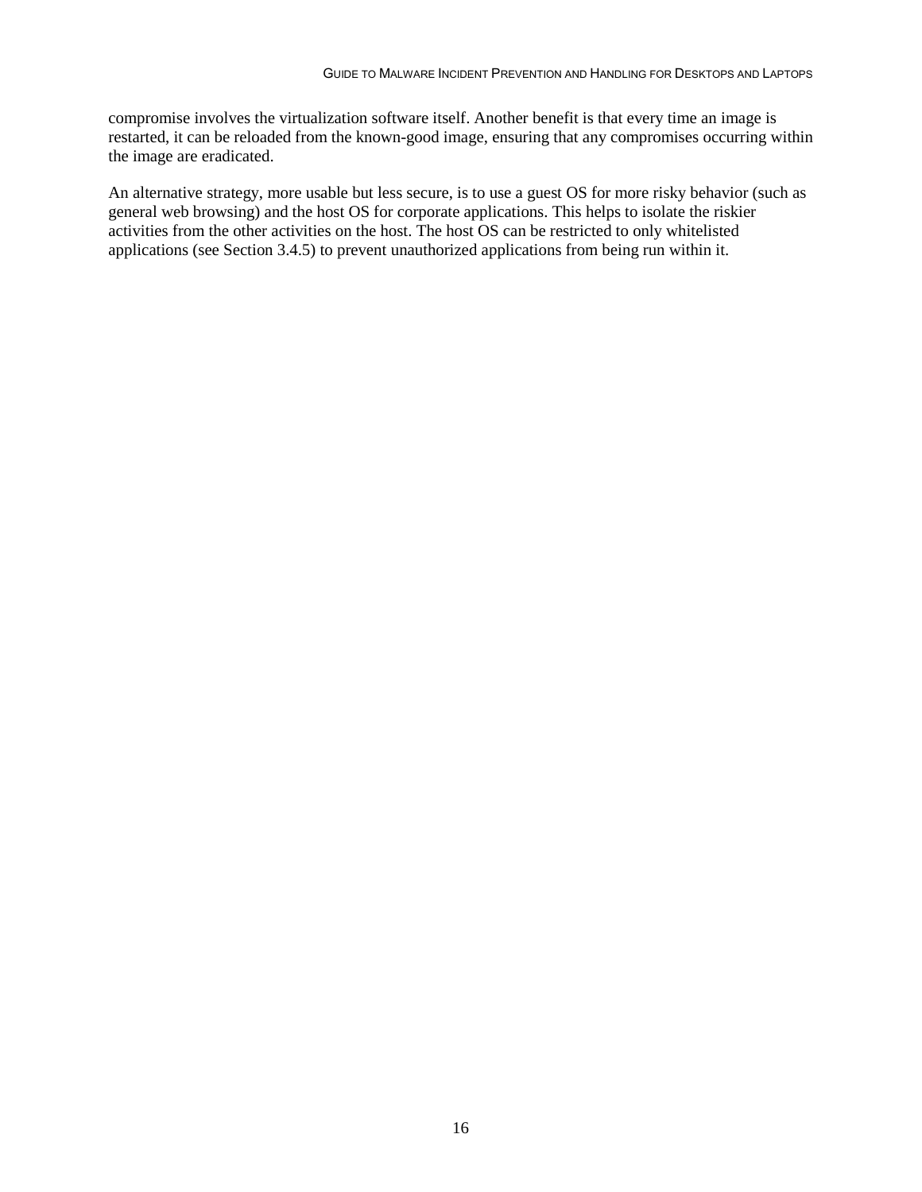compromise involves the virtualization software itself. Another benefit is that every time an image is restarted, it can be reloaded from the known-good image, ensuring that any compromises occurring within the image are eradicated.

An alternative strategy, more usable but less secure, is to use a guest OS for more risky behavior (such as general web browsing) and the host OS for corporate applications. This helps to isolate the riskier activities from the other activities on the host. The host OS can be restricted to only whitelisted applications (see Section 3.4.5) to prevent unauthorized applications from being run within it.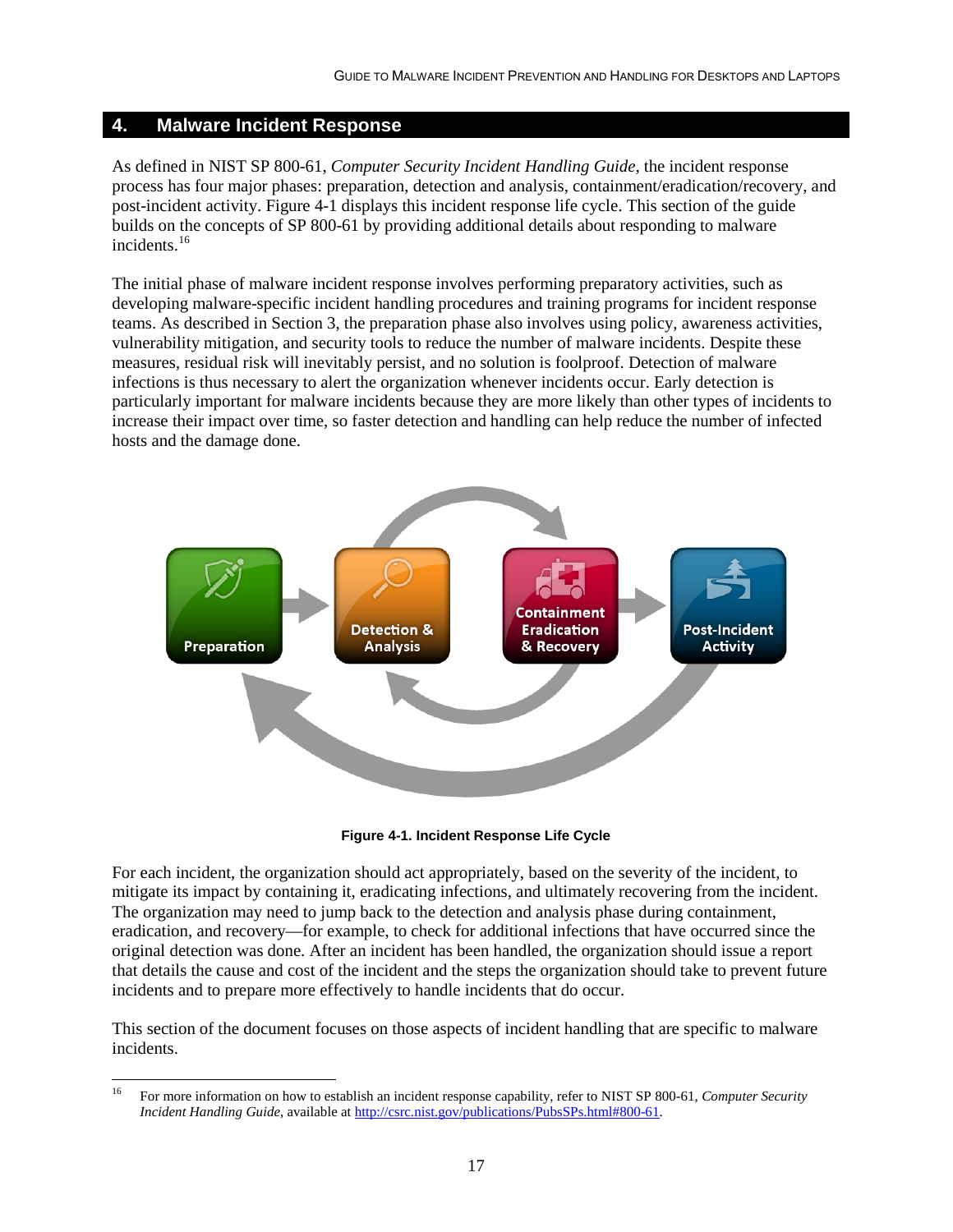# 4. Malware Incident Response

As defined in NIST SP 800-61, *Computer Security Incident Handling Guide*, the incident response process has four major phases: preparation, detection and analysis, containment/eradication/recovery, and post-incident activity. Figure 4-1 displays this incident response life cycle. This section of the guide builds on the concepts of SP 800-61 by providing additional details about responding to malware incidents.[16]

The initial phase of malware incident response involves performing preparatory activities, such as developing malware-specific incident handling procedures and training programs for incident response teams. As described in Section 3, the preparation phase also involves using policy, awareness activities, vulnerability mitigation, and security tools to reduce the number of malware incidents. Despite these measures, residual risk will inevitably persist, and no solution is foolproof. Detection of malware infections is thus necessary to alert the organization whenever incidents occur. Early detection is particularly important for malware incidents because they are more likely than other types of incidents to increase their impact over time, so faster detection and handling can help reduce the number of infected hosts and the damage done.

**Figure 4-1. Incident Response Life Cycle**

For each incident, the organization should act appropriately, based on the severity of the incident, to mitigate its impact by containing it, eradicating infections, and ultimately recovering from the incident. The organization may need to jump back to the detection and analysis phase during containment, eradication, and recovery—for example, to check for additional infections that have occurred since the original detection was done. After an incident has been handled, the organization should issue a report that details the cause and cost of the incident and the steps the organization should take to prevent future incidents and to prepare more effectively to handle incidents that do occur.

This section of the document focuses on those aspects of incident handling that are specific to malware incidents.

---

[16] For more information on how to establish an incident response capability, refer to NIST SP 800-61, *Computer Security Incident Handling Guide*, available at http://csrc.nist.gov/publications/PubsSPs.html#800-61.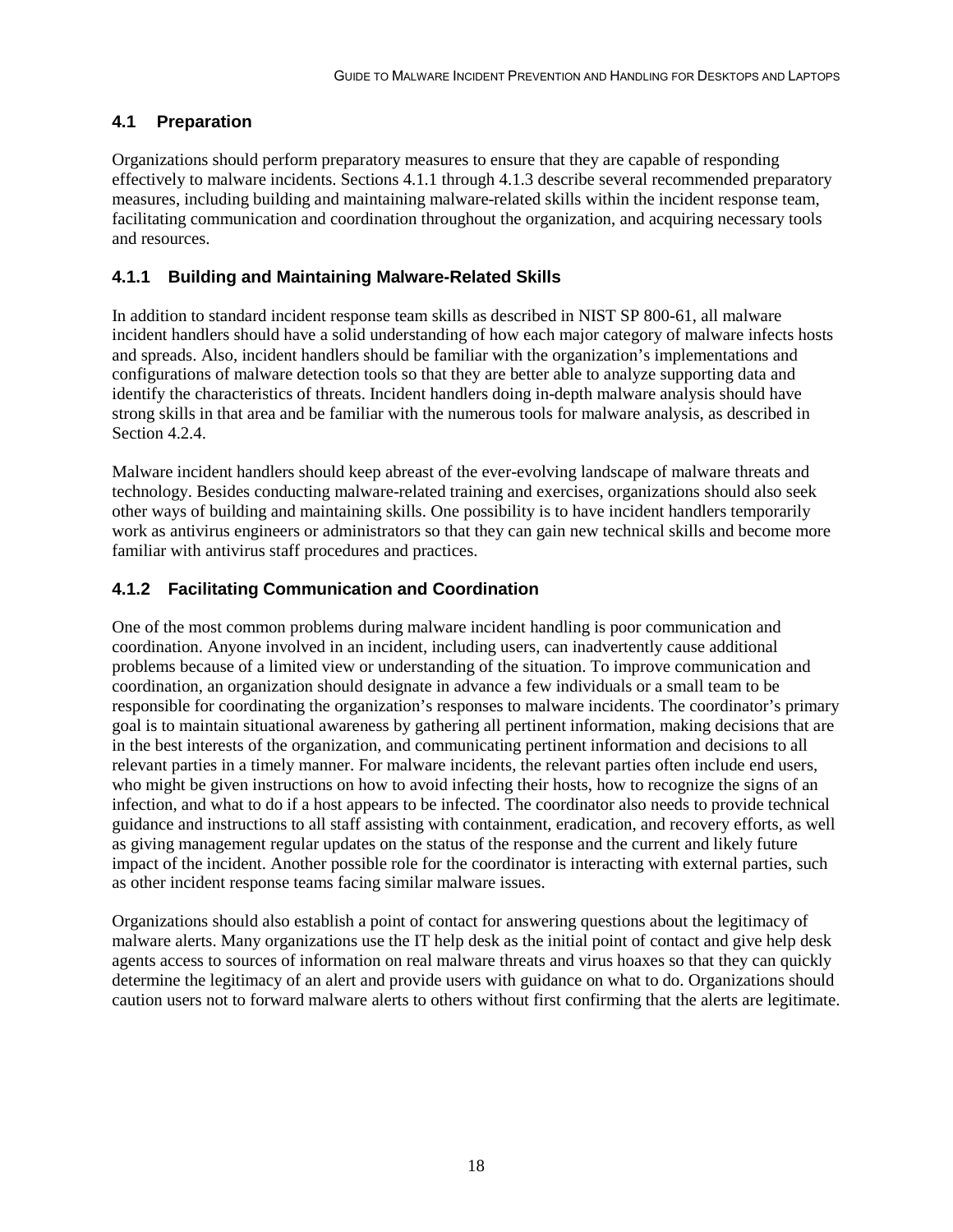## 4.1 Preparation

Organizations should perform preparatory measures to ensure that they are capable of responding effectively to malware incidents. Sections 4.1.1 through 4.1.3 describe several recommended preparatory measures, including building and maintaining malware-related skills within the incident response team, facilitating communication and coordination throughout the organization, and acquiring necessary tools and resources.

### 4.1.1 Building and Maintaining Malware-Related Skills

In addition to standard incident response team skills as described in NIST SP 800-61, all malware incident handlers should have a solid understanding of how each major category of malware infects hosts and spreads. Also, incident handlers should be familiar with the organization's implementations and configurations of malware detection tools so that they are better able to analyze supporting data and identify the characteristics of threats. Incident handlers doing in-depth malware analysis should have strong skills in that area and be familiar with the numerous tools for malware analysis, as described in Section 4.2.4.

Malware incident handlers should keep abreast of the ever-evolving landscape of malware threats and technology. Besides conducting malware-related training and exercises, organizations should also seek other ways of building and maintaining skills. One possibility is to have incident handlers temporarily work as antivirus engineers or administrators so that they can gain new technical skills and become more familiar with antivirus staff procedures and practices.

### 4.1.2 Facilitating Communication and Coordination

One of the most common problems during malware incident handling is poor communication and coordination. Anyone involved in an incident, including users, can inadvertently cause additional problems because of a limited view or understanding of the situation. To improve communication and coordination, an organization should designate in advance a few individuals or a small team to be responsible for coordinating the organization's responses to malware incidents. The coordinator's primary goal is to maintain situational awareness by gathering all pertinent information, making decisions that are in the best interests of the organization, and communicating pertinent information and decisions to all relevant parties in a timely manner. For malware incidents, the relevant parties often include end users, who might be given instructions on how to avoid infecting their hosts, how to recognize the signs of an infection, and what to do if a host appears to be infected. The coordinator also needs to provide technical guidance and instructions to all staff assisting with containment, eradication, and recovery efforts, as well as giving management regular updates on the status of the response and the current and likely future impact of the incident. Another possible role for the coordinator is interacting with external parties, such as other incident response teams facing similar malware issues.

Organizations should also establish a point of contact for answering questions about the legitimacy of malware alerts. Many organizations use the IT help desk as the initial point of contact and give help desk agents access to sources of information on real malware threats and virus hoaxes so that they can quickly determine the legitimacy of an alert and provide users with guidance on what to do. Organizations should caution users not to forward malware alerts to others without first confirming that the alerts are legitimate.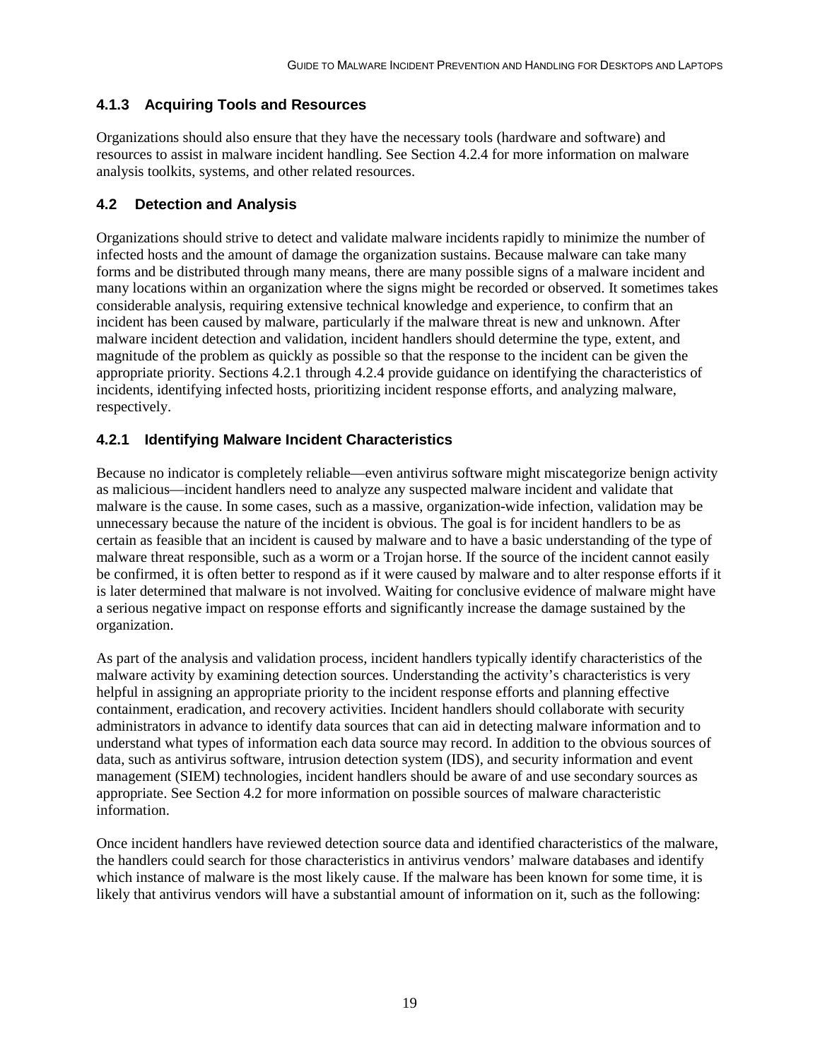### 4.1.3 Acquiring Tools and Resources

Organizations should also ensure that they have the necessary tools (hardware and software) and resources to assist in malware incident handling. See Section 4.2.4 for more information on malware analysis toolkits, systems, and other related resources.

## 4.2 Detection and Analysis

Organizations should strive to detect and validate malware incidents rapidly to minimize the number of infected hosts and the amount of damage the organization sustains. Because malware can take many forms and be distributed through many means, there are many possible signs of a malware incident and many locations within an organization where the signs might be recorded or observed. It sometimes takes considerable analysis, requiring extensive technical knowledge and experience, to confirm that an incident has been caused by malware, particularly if the malware threat is new and unknown. After malware incident detection and validation, incident handlers should determine the type, extent, and magnitude of the problem as quickly as possible so that the response to the incident can be given the appropriate priority. Sections 4.2.1 through 4.2.4 provide guidance on identifying the characteristics of incidents, identifying infected hosts, prioritizing incident response efforts, and analyzing malware, respectively.

### 4.2.1 Identifying Malware Incident Characteristics

Because no indicator is completely reliable—even antivirus software might miscategorize benign activity as malicious—incident handlers need to analyze any suspected malware incident and validate that malware is the cause. In some cases, such as a massive, organization-wide infection, validation may be unnecessary because the nature of the incident is obvious. The goal is for incident handlers to be as certain as feasible that an incident is caused by malware and to have a basic understanding of the type of malware threat responsible, such as a worm or a Trojan horse. If the source of the incident cannot easily be confirmed, it is often better to respond as if it were caused by malware and to alter response efforts if it is later determined that malware is not involved. Waiting for conclusive evidence of malware might have a serious negative impact on response efforts and significantly increase the damage sustained by the organization.

As part of the analysis and validation process, incident handlers typically identify characteristics of the malware activity by examining detection sources. Understanding the activity's characteristics is very helpful in assigning an appropriate priority to the incident response efforts and planning effective containment, eradication, and recovery activities. Incident handlers should collaborate with security administrators in advance to identify data sources that can aid in detecting malware information and to understand what types of information each data source may record. In addition to the obvious sources of data, such as antivirus software, intrusion detection system (IDS), and security information and event management (SIEM) technologies, incident handlers should be aware of and use secondary sources as appropriate. See Section 4.2 for more information on possible sources of malware characteristic information.

Once incident handlers have reviewed detection source data and identified characteristics of the malware, the handlers could search for those characteristics in antivirus vendors' malware databases and identify which instance of malware is the most likely cause. If the malware has been known for some time, it is likely that antivirus vendors will have a substantial amount of information on it, such as the following: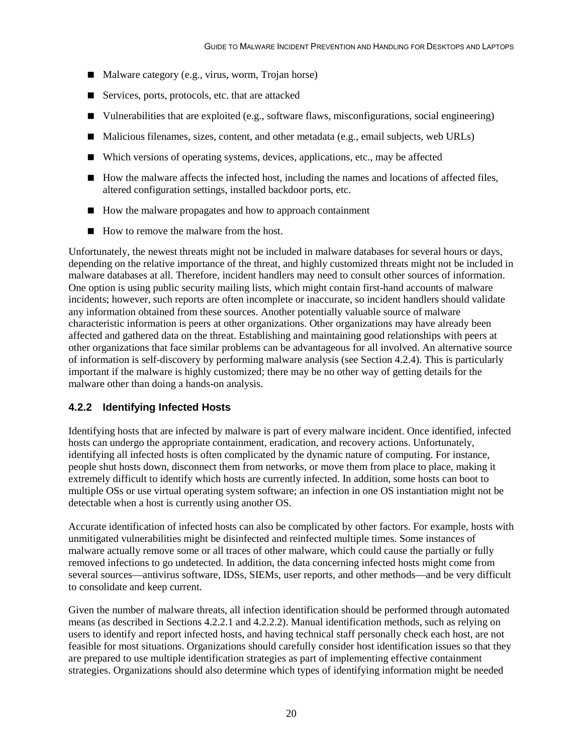- Malware category (e.g., virus, worm, Trojan horse)
- Services, ports, protocols, etc. that are attacked
- Vulnerabilities that are exploited (e.g., software flaws, misconfigurations, social engineering)
- Malicious filenames, sizes, content, and other metadata (e.g., email subjects, web URLs)
- Which versions of operating systems, devices, applications, etc., may be affected
- How the malware affects the infected host, including the names and locations of affected files, altered configuration settings, installed backdoor ports, etc.
- How the malware propagates and how to approach containment
- How to remove the malware from the host.

Unfortunately, the newest threats might not be included in malware databases for several hours or days, depending on the relative importance of the threat, and highly customized threats might not be included in malware databases at all. Therefore, incident handlers may need to consult other sources of information. One option is using public security mailing lists, which might contain first-hand accounts of malware incidents; however, such reports are often incomplete or inaccurate, so incident handlers should validate any information obtained from these sources. Another potentially valuable source of malware characteristic information is peers at other organizations. Other organizations may have already been affected and gathered data on the threat. Establishing and maintaining good relationships with peers at other organizations that face similar problems can be advantageous for all involved. An alternative source of information is self-discovery by performing malware analysis (see Section 4.2.4). This is particularly important if the malware is highly customized; there may be no other way of getting details for the malware other than doing a hands-on analysis.

### 4.2.2 Identifying Infected Hosts

Identifying hosts that are infected by malware is part of every malware incident. Once identified, infected hosts can undergo the appropriate containment, eradication, and recovery actions. Unfortunately, identifying all infected hosts is often complicated by the dynamic nature of computing. For instance, people shut hosts down, disconnect them from networks, or move them from place to place, making it extremely difficult to identify which hosts are currently infected. In addition, some hosts can boot to multiple OSs or use virtual operating system software; an infection in one OS instantiation might not be detectable when a host is currently using another OS.

Accurate identification of infected hosts can also be complicated by other factors. For example, hosts with unmitigated vulnerabilities might be disinfected and reinfected multiple times. Some instances of malware actually remove some or all traces of other malware, which could cause the partially or fully removed infections to go undetected. In addition, the data concerning infected hosts might come from several sources—antivirus software, IDSs, SIEMs, user reports, and other methods—and be very difficult to consolidate and keep current.

Given the number of malware threats, all infection identification should be performed through automated means (as described in Sections 4.2.2.1 and 4.2.2.2). Manual identification methods, such as relying on users to identify and report infected hosts, and having technical staff personally check each host, are not feasible for most situations. Organizations should carefully consider host identification issues so that they are prepared to use multiple identification strategies as part of implementing effective containment strategies. Organizations should also determine which types of identifying information might be needed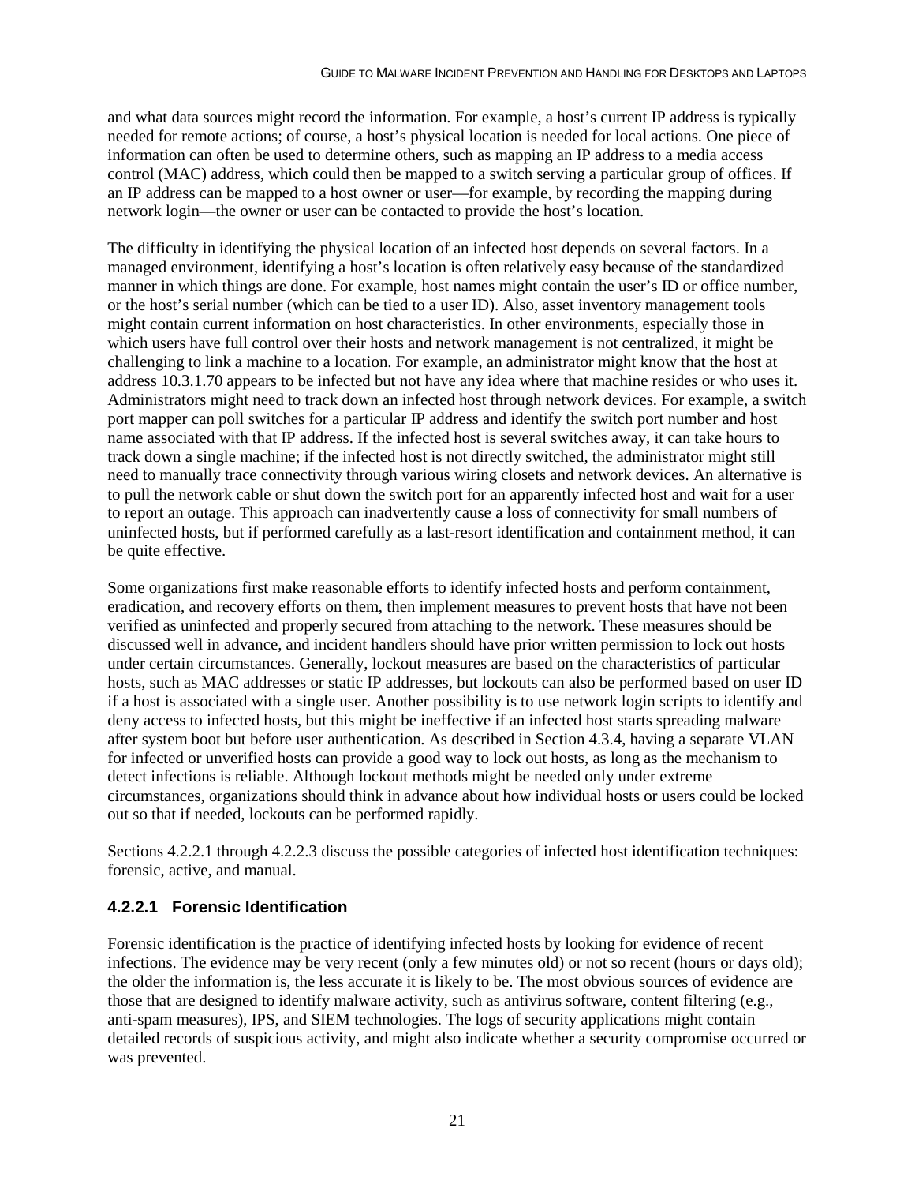and what data sources might record the information. For example, a host's current IP address is typically needed for remote actions; of course, a host's physical location is needed for local actions. One piece of information can often be used to determine others, such as mapping an IP address to a media access control (MAC) address, which could then be mapped to a switch serving a particular group of offices. If an IP address can be mapped to a host owner or user—for example, by recording the mapping during network login—the owner or user can be contacted to provide the host's location.

The difficulty in identifying the physical location of an infected host depends on several factors. In a managed environment, identifying a host's location is often relatively easy because of the standardized manner in which things are done. For example, host names might contain the user's ID or office number, or the host's serial number (which can be tied to a user ID). Also, asset inventory management tools might contain current information on host characteristics. In other environments, especially those in which users have full control over their hosts and network management is not centralized, it might be challenging to link a machine to a location. For example, an administrator might know that the host at address 10.3.1.70 appears to be infected but not have any idea where that machine resides or who uses it. Administrators might need to track down an infected host through network devices. For example, a switch port mapper can poll switches for a particular IP address and identify the switch port number and host name associated with that IP address. If the infected host is several switches away, it can take hours to track down a single machine; if the infected host is not directly switched, the administrator might still need to manually trace connectivity through various wiring closets and network devices. An alternative is to pull the network cable or shut down the switch port for an apparently infected host and wait for a user to report an outage. This approach can inadvertently cause a loss of connectivity for small numbers of uninfected hosts, but if performed carefully as a last-resort identification and containment method, it can be quite effective.

Some organizations first make reasonable efforts to identify infected hosts and perform containment, eradication, and recovery efforts on them, then implement measures to prevent hosts that have not been verified as uninfected and properly secured from attaching to the network. These measures should be discussed well in advance, and incident handlers should have prior written permission to lock out hosts under certain circumstances. Generally, lockout measures are based on the characteristics of particular hosts, such as MAC addresses or static IP addresses, but lockouts can also be performed based on user ID if a host is associated with a single user. Another possibility is to use network login scripts to identify and deny access to infected hosts, but this might be ineffective if an infected host starts spreading malware after system boot but before user authentication. As described in Section 4.3.4, having a separate VLAN for infected or unverified hosts can provide a good way to lock out hosts, as long as the mechanism to detect infections is reliable. Although lockout methods might be needed only under extreme circumstances, organizations should think in advance about how individual hosts or users could be locked out so that if needed, lockouts can be performed rapidly.

Sections 4.2.2.1 through 4.2.2.3 discuss the possible categories of infected host identification techniques: forensic, active, and manual.

#### 4.2.2.1 Forensic Identification

Forensic identification is the practice of identifying infected hosts by looking for evidence of recent infections. The evidence may be very recent (only a few minutes old) or not so recent (hours or days old); the older the information is, the less accurate it is likely to be. The most obvious sources of evidence are those that are designed to identify malware activity, such as antivirus software, content filtering (e.g., anti-spam measures), IPS, and SIEM technologies. The logs of security applications might contain detailed records of suspicious activity, and might also indicate whether a security compromise occurred or was prevented.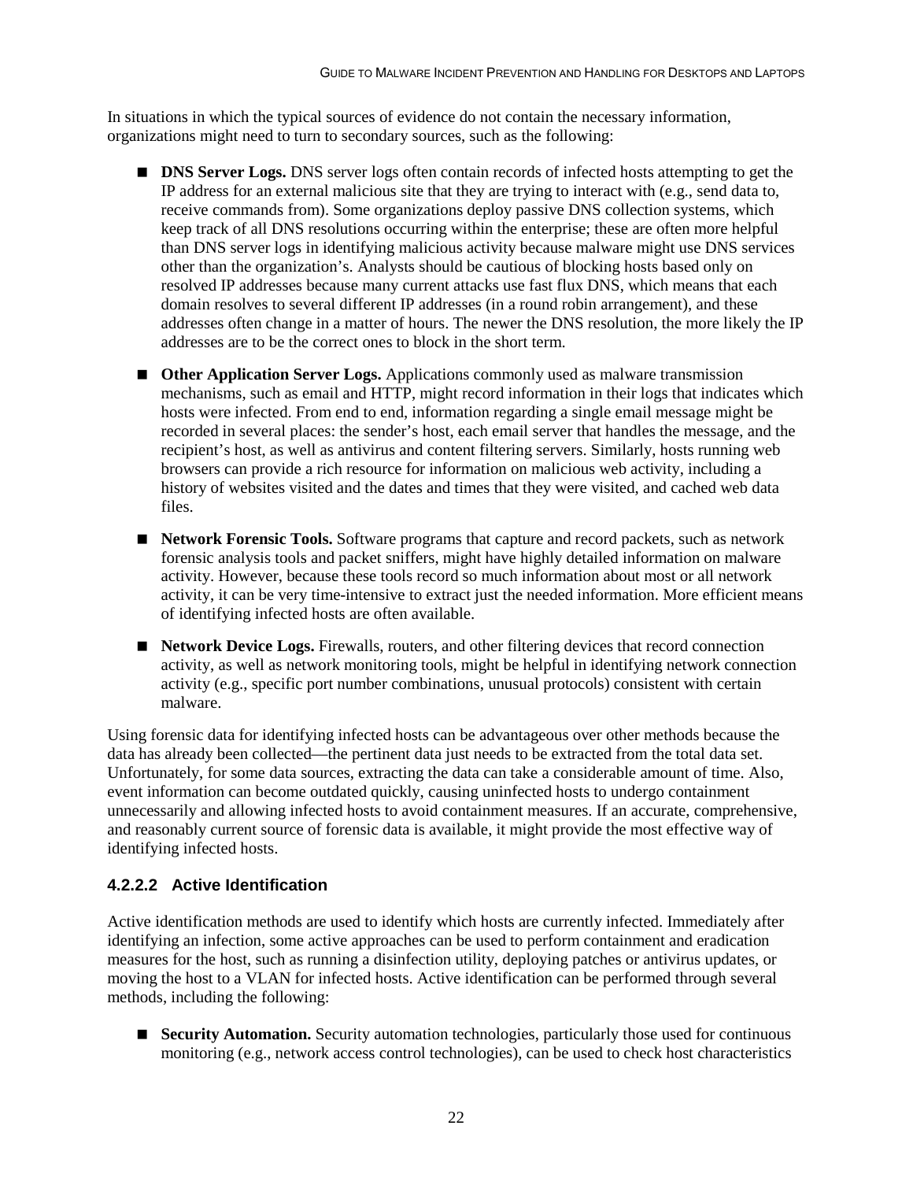In situations in which the typical sources of evidence do not contain the necessary information, organizations might need to turn to secondary sources, such as the following:

- **DNS Server Logs.** DNS server logs often contain records of infected hosts attempting to get the IP address for an external malicious site that they are trying to interact with (e.g., send data to, receive commands from). Some organizations deploy passive DNS collection systems, which keep track of all DNS resolutions occurring within the enterprise; these are often more helpful than DNS server logs in identifying malicious activity because malware might use DNS services other than the organization's. Analysts should be cautious of blocking hosts based only on resolved IP addresses because many current attacks use fast flux DNS, which means that each domain resolves to several different IP addresses (in a round robin arrangement), and these addresses often change in a matter of hours. The newer the DNS resolution, the more likely the IP addresses are to be the correct ones to block in the short term.
- **Other Application Server Logs.** Applications commonly used as malware transmission mechanisms, such as email and HTTP, might record information in their logs that indicates which hosts were infected. From end to end, information regarding a single email message might be recorded in several places: the sender's host, each email server that handles the message, and the recipient's host, as well as antivirus and content filtering servers. Similarly, hosts running web browsers can provide a rich resource for information on malicious web activity, including a history of websites visited and the dates and times that they were visited, and cached web data files.
- **Network Forensic Tools.** Software programs that capture and record packets, such as network forensic analysis tools and packet sniffers, might have highly detailed information on malware activity. However, because these tools record so much information about most or all network activity, it can be very time-intensive to extract just the needed information. More efficient means of identifying infected hosts are often available.
- **Network Device Logs.** Firewalls, routers, and other filtering devices that record connection activity, as well as network monitoring tools, might be helpful in identifying network connection activity (e.g., specific port number combinations, unusual protocols) consistent with certain malware.

Using forensic data for identifying infected hosts can be advantageous over other methods because the data has already been collected—the pertinent data just needs to be extracted from the total data set. Unfortunately, for some data sources, extracting the data can take a considerable amount of time. Also, event information can become outdated quickly, causing uninfected hosts to undergo containment unnecessarily and allowing infected hosts to avoid containment measures. If an accurate, comprehensive, and reasonably current source of forensic data is available, it might provide the most effective way of identifying infected hosts.

#### 4.2.2.2 Active Identification

Active identification methods are used to identify which hosts are currently infected. Immediately after identifying an infection, some active approaches can be used to perform containment and eradication measures for the host, such as running a disinfection utility, deploying patches or antivirus updates, or moving the host to a VLAN for infected hosts. Active identification can be performed through several methods, including the following:

- **Security Automation.** Security automation technologies, particularly those used for continuous monitoring (e.g., network access control technologies), can be used to check host characteristics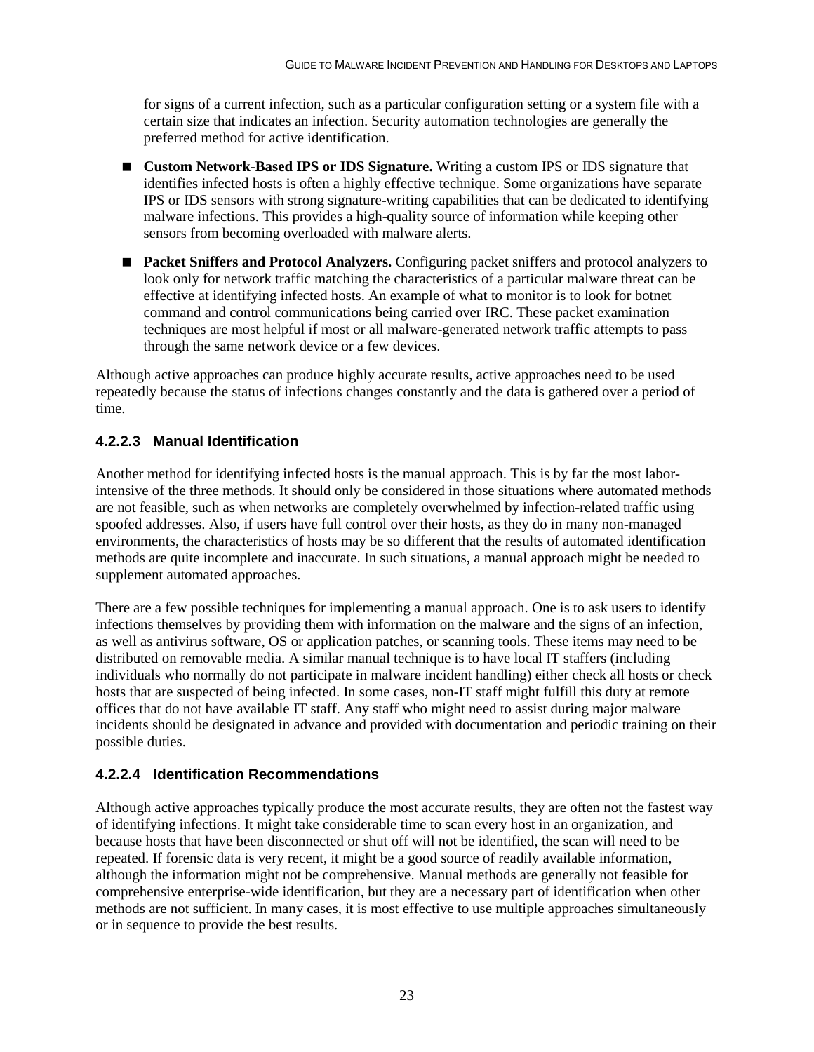for signs of a current infection, such as a particular configuration setting or a system file with a certain size that indicates an infection. Security automation technologies are generally the preferred method for active identification.

- **Custom Network-Based IPS or IDS Signature.** Writing a custom IPS or IDS signature that identifies infected hosts is often a highly effective technique. Some organizations have separate IPS or IDS sensors with strong signature-writing capabilities that can be dedicated to identifying malware infections. This provides a high-quality source of information while keeping other sensors from becoming overloaded with malware alerts.

- **Packet Sniffers and Protocol Analyzers.** Configuring packet sniffers and protocol analyzers to look only for network traffic matching the characteristics of a particular malware threat can be effective at identifying infected hosts. An example of what to monitor is to look for botnet command and control communications being carried over IRC. These packet examination techniques are most helpful if most or all malware-generated network traffic attempts to pass through the same network device or a few devices.

Although active approaches can produce highly accurate results, active approaches need to be used repeatedly because the status of infections changes constantly and the data is gathered over a period of time.

#### 4.2.2.3 Manual Identification

Another method for identifying infected hosts is the manual approach. This is by far the most labor-intensive of the three methods. It should only be considered in those situations where automated methods are not feasible, such as when networks are completely overwhelmed by infection-related traffic using spoofed addresses. Also, if users have full control over their hosts, as they do in many non-managed environments, the characteristics of hosts may be so different that the results of automated identification methods are quite incomplete and inaccurate. In such situations, a manual approach might be needed to supplement automated approaches.

There are a few possible techniques for implementing a manual approach. One is to ask users to identify infections themselves by providing them with information on the malware and the signs of an infection, as well as antivirus software, OS or application patches, or scanning tools. These items may need to be distributed on removable media. A similar manual technique is to have local IT staffers (including individuals who normally do not participate in malware incident handling) either check all hosts or check hosts that are suspected of being infected. In some cases, non-IT staff might fulfill this duty at remote offices that do not have available IT staff. Any staff who might need to assist during major malware incidents should be designated in advance and provided with documentation and periodic training on their possible duties.

#### 4.2.2.4 Identification Recommendations

Although active approaches typically produce the most accurate results, they are often not the fastest way of identifying infections. It might take considerable time to scan every host in an organization, and because hosts that have been disconnected or shut off will not be identified, the scan will need to be repeated. If forensic data is very recent, it might be a good source of readily available information, although the information might not be comprehensive. Manual methods are generally not feasible for comprehensive enterprise-wide identification, but they are a necessary part of identification when other methods are not sufficient. In many cases, it is most effective to use multiple approaches simultaneously or in sequence to provide the best results.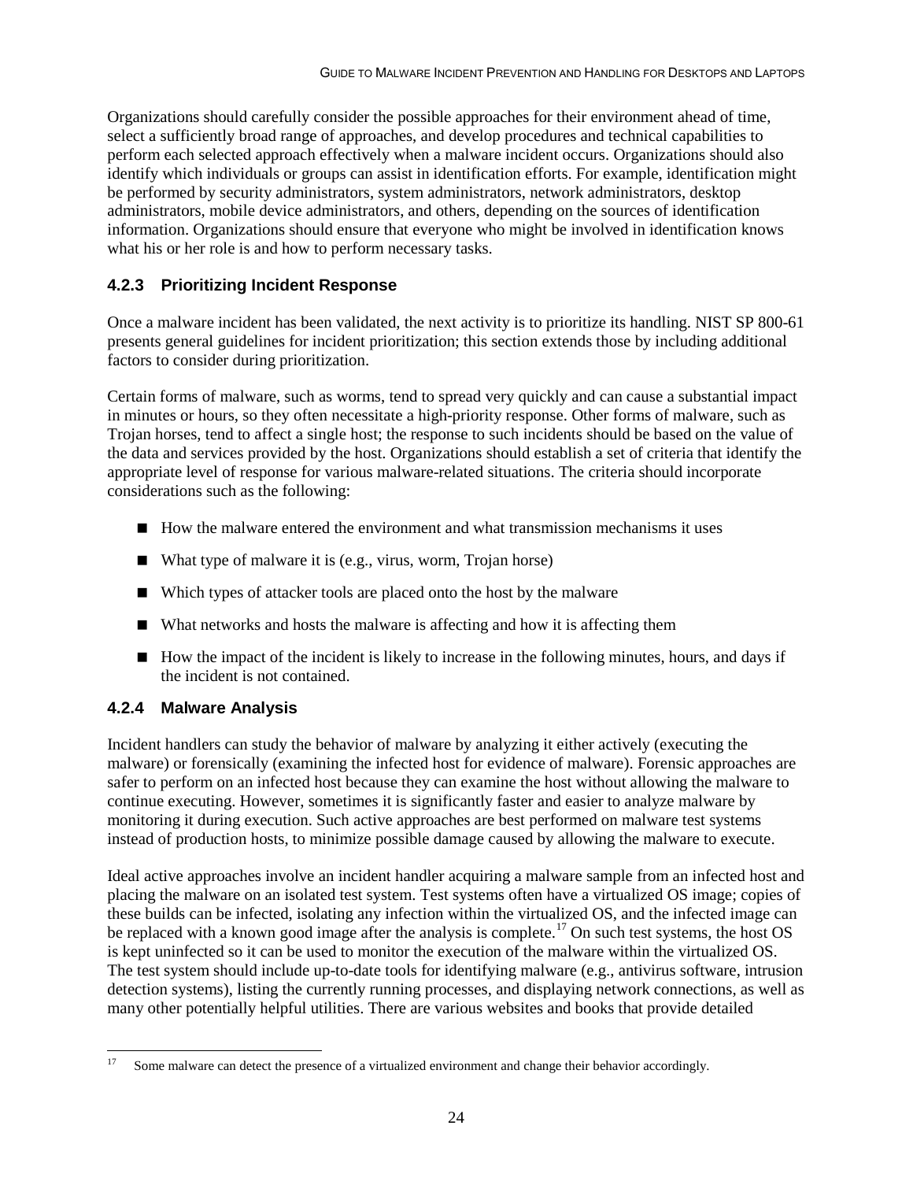Organizations should carefully consider the possible approaches for their environment ahead of time, select a sufficiently broad range of approaches, and develop procedures and technical capabilities to perform each selected approach effectively when a malware incident occurs. Organizations should also identify which individuals or groups can assist in identification efforts. For example, identification might be performed by security administrators, system administrators, network administrators, desktop administrators, mobile device administrators, and others, depending on the sources of identification information. Organizations should ensure that everyone who might be involved in identification knows what his or her role is and how to perform necessary tasks.

### 4.2.3 Prioritizing Incident Response

Once a malware incident has been validated, the next activity is to prioritize its handling. NIST SP 800-61 presents general guidelines for incident prioritization; this section extends those by including additional factors to consider during prioritization.

Certain forms of malware, such as worms, tend to spread very quickly and can cause a substantial impact in minutes or hours, so they often necessitate a high-priority response. Other forms of malware, such as Trojan horses, tend to affect a single host; the response to such incidents should be based on the value of the data and services provided by the host. Organizations should establish a set of criteria that identify the appropriate level of response for various malware-related situations. The criteria should incorporate considerations such as the following:

- How the malware entered the environment and what transmission mechanisms it uses
- What type of malware it is (e.g., virus, worm, Trojan horse)
- Which types of attacker tools are placed onto the host by the malware
- What networks and hosts the malware is affecting and how it is affecting them
- How the impact of the incident is likely to increase in the following minutes, hours, and days if the incident is not contained.

### 4.2.4 Malware Analysis

Incident handlers can study the behavior of malware by analyzing it either actively (executing the malware) or forensically (examining the infected host for evidence of malware). Forensic approaches are safer to perform on an infected host because they can examine the host without allowing the malware to continue executing. However, sometimes it is significantly faster and easier to analyze malware by monitoring it during execution. Such active approaches are best performed on malware test systems instead of production hosts, to minimize possible damage caused by allowing the malware to execute.

Ideal active approaches involve an incident handler acquiring a malware sample from an infected host and placing the malware on an isolated test system. Test systems often have a virtualized OS image; copies of these builds can be infected, isolating any infection within the virtualized OS, and the infected image can be replaced with a known good image after the analysis is complete.[17] On such test systems, the host OS is kept uninfected so it can be used to monitor the execution of the malware within the virtualized OS. The test system should include up-to-date tools for identifying malware (e.g., antivirus software, intrusion detection systems), listing the currently running processes, and displaying network connections, as well as many other potentially helpful utilities. There are various websites and books that provide detailed

[17] Some malware can detect the presence of a virtualized environment and change their behavior accordingly.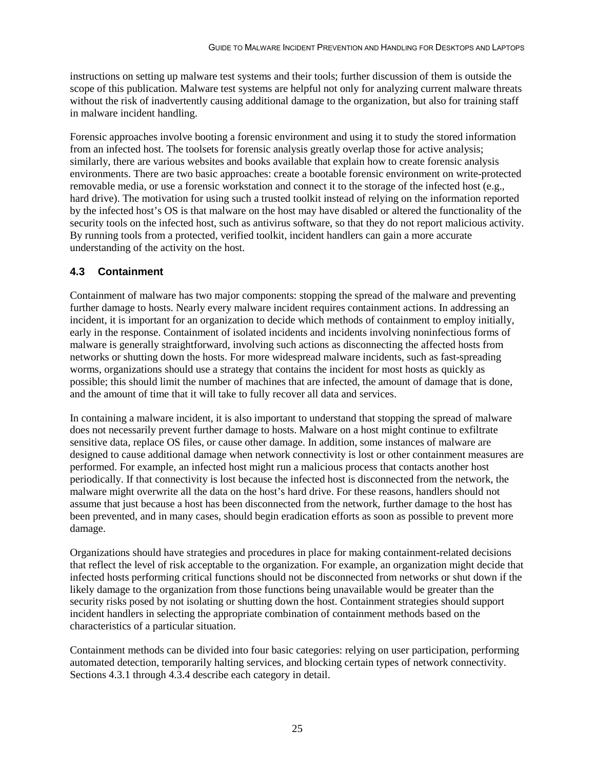instructions on setting up malware test systems and their tools; further discussion of them is outside the scope of this publication. Malware test systems are helpful not only for analyzing current malware threats without the risk of inadvertently causing additional damage to the organization, but also for training staff in malware incident handling.

Forensic approaches involve booting a forensic environment and using it to study the stored information from an infected host. The toolsets for forensic analysis greatly overlap those for active analysis; similarly, there are various websites and books available that explain how to create forensic analysis environments. There are two basic approaches: create a bootable forensic environment on write-protected removable media, or use a forensic workstation and connect it to the storage of the infected host (e.g., hard drive). The motivation for using such a trusted toolkit instead of relying on the information reported by the infected host's OS is that malware on the host may have disabled or altered the functionality of the security tools on the infected host, such as antivirus software, so that they do not report malicious activity. By running tools from a protected, verified toolkit, incident handlers can gain a more accurate understanding of the activity on the host.

### 4.3 Containment

Containment of malware has two major components: stopping the spread of the malware and preventing further damage to hosts. Nearly every malware incident requires containment actions. In addressing an incident, it is important for an organization to decide which methods of containment to employ initially, early in the response. Containment of isolated incidents and incidents involving noninfectious forms of malware is generally straightforward, involving such actions as disconnecting the affected hosts from networks or shutting down the hosts. For more widespread malware incidents, such as fast-spreading worms, organizations should use a strategy that contains the incident for most hosts as quickly as possible; this should limit the number of machines that are infected, the amount of damage that is done, and the amount of time that it will take to fully recover all data and services.

In containing a malware incident, it is also important to understand that stopping the spread of malware does not necessarily prevent further damage to hosts. Malware on a host might continue to exfiltrate sensitive data, replace OS files, or cause other damage. In addition, some instances of malware are designed to cause additional damage when network connectivity is lost or other containment measures are performed. For example, an infected host might run a malicious process that contacts another host periodically. If that connectivity is lost because the infected host is disconnected from the network, the malware might overwrite all the data on the host's hard drive. For these reasons, handlers should not assume that just because a host has been disconnected from the network, further damage to the host has been prevented, and in many cases, should begin eradication efforts as soon as possible to prevent more damage.

Organizations should have strategies and procedures in place for making containment-related decisions that reflect the level of risk acceptable to the organization. For example, an organization might decide that infected hosts performing critical functions should not be disconnected from networks or shut down if the likely damage to the organization from those functions being unavailable would be greater than the security risks posed by not isolating or shutting down the host. Containment strategies should support incident handlers in selecting the appropriate combination of containment methods based on the characteristics of a particular situation.

Containment methods can be divided into four basic categories: relying on user participation, performing automated detection, temporarily halting services, and blocking certain types of network connectivity. Sections 4.3.1 through 4.3.4 describe each category in detail.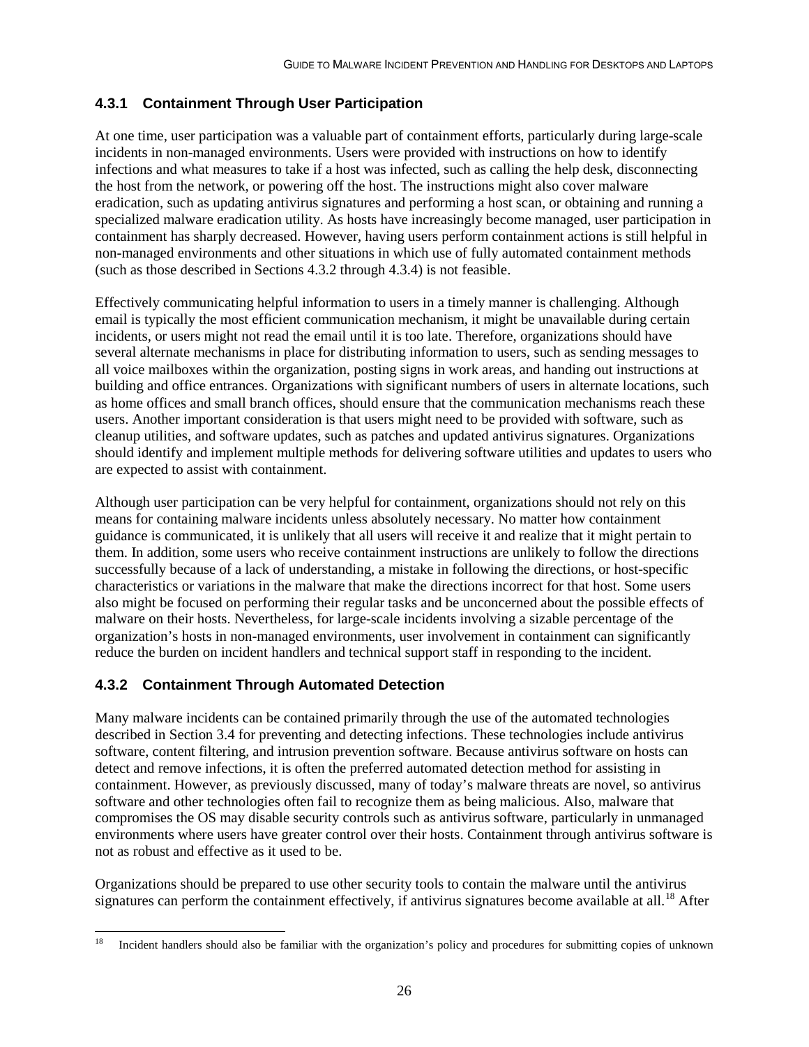### 4.3.1 Containment Through User Participation

At one time, user participation was a valuable part of containment efforts, particularly during large-scale incidents in non-managed environments. Users were provided with instructions on how to identify infections and what measures to take if a host was infected, such as calling the help desk, disconnecting the host from the network, or powering off the host. The instructions might also cover malware eradication, such as updating antivirus signatures and performing a host scan, or obtaining and running a specialized malware eradication utility. As hosts have increasingly become managed, user participation in containment has sharply decreased. However, having users perform containment actions is still helpful in non-managed environments and other situations in which use of fully automated containment methods (such as those described in Sections 4.3.2 through 4.3.4) is not feasible.

Effectively communicating helpful information to users in a timely manner is challenging. Although email is typically the most efficient communication mechanism, it might be unavailable during certain incidents, or users might not read the email until it is too late. Therefore, organizations should have several alternate mechanisms in place for distributing information to users, such as sending messages to all voice mailboxes within the organization, posting signs in work areas, and handing out instructions at building and office entrances. Organizations with significant numbers of users in alternate locations, such as home offices and small branch offices, should ensure that the communication mechanisms reach these users. Another important consideration is that users might need to be provided with software, such as cleanup utilities, and software updates, such as patches and updated antivirus signatures. Organizations should identify and implement multiple methods for delivering software utilities and updates to users who are expected to assist with containment.

Although user participation can be very helpful for containment, organizations should not rely on this means for containing malware incidents unless absolutely necessary. No matter how containment guidance is communicated, it is unlikely that all users will receive it and realize that it might pertain to them. In addition, some users who receive containment instructions are unlikely to follow the directions successfully because of a lack of understanding, a mistake in following the directions, or host-specific characteristics or variations in the malware that make the directions incorrect for that host. Some users also might be focused on performing their regular tasks and be unconcerned about the possible effects of malware on their hosts. Nevertheless, for large-scale incidents involving a sizable percentage of the organization's hosts in non-managed environments, user involvement in containment can significantly reduce the burden on incident handlers and technical support staff in responding to the incident.

### 4.3.2 Containment Through Automated Detection

Many malware incidents can be contained primarily through the use of the automated technologies described in Section 3.4 for preventing and detecting infections. These technologies include antivirus software, content filtering, and intrusion prevention software. Because antivirus software on hosts can detect and remove infections, it is often the preferred automated detection method for assisting in containment. However, as previously discussed, many of today's malware threats are novel, so antivirus software and other technologies often fail to recognize them as being malicious. Also, malware that compromises the OS may disable security controls such as antivirus software, particularly in unmanaged environments where users have greater control over their hosts. Containment through antivirus software is not as robust and effective as it used to be.

Organizations should be prepared to use other security tools to contain the malware until the antivirus signatures can perform the containment effectively, if antivirus signatures become available at all.[18] After

---

[18] Incident handlers should also be familiar with the organization's policy and procedures for submitting copies of unknown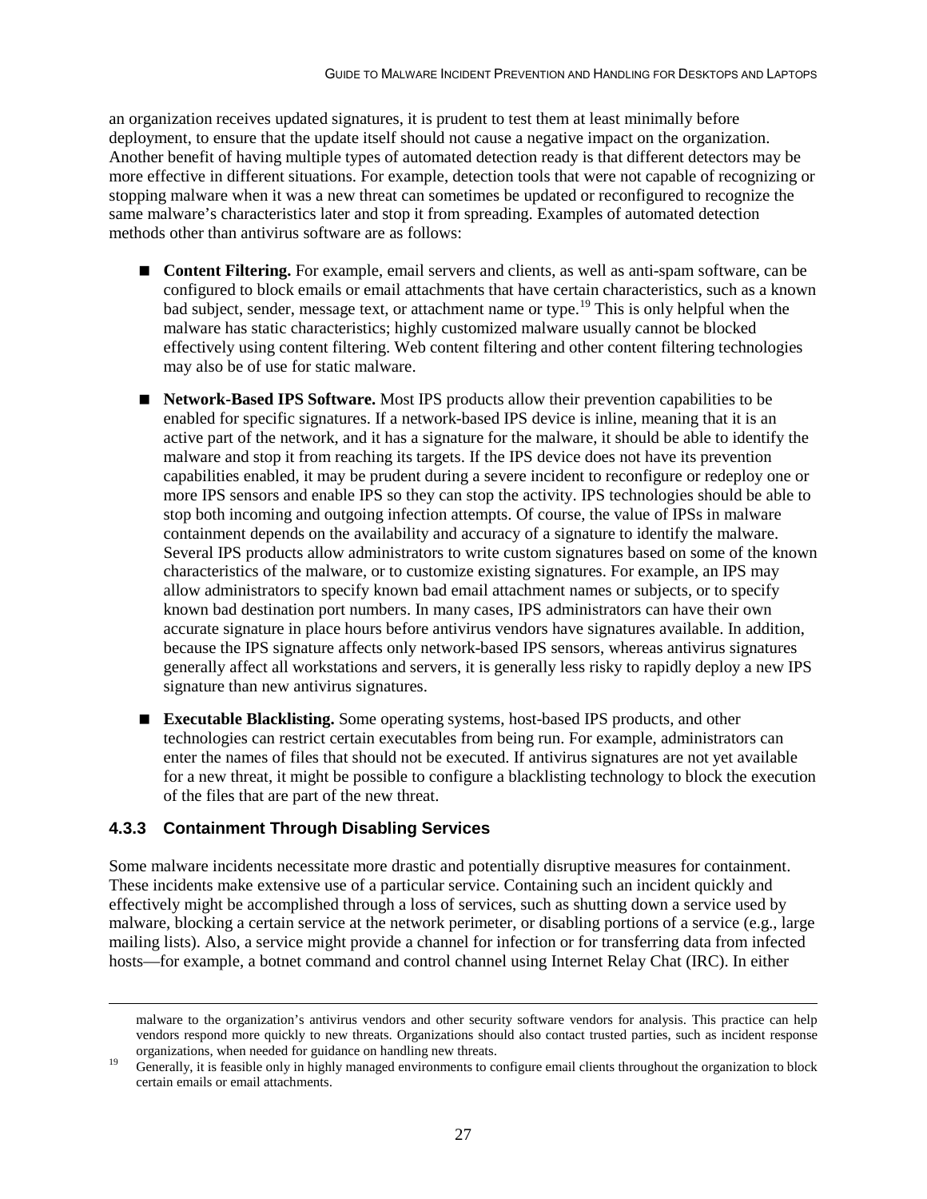an organization receives updated signatures, it is prudent to test them at least minimally before deployment, to ensure that the update itself should not cause a negative impact on the organization. Another benefit of having multiple types of automated detection ready is that different detectors may be more effective in different situations. For example, detection tools that were not capable of recognizing or stopping malware when it was a new threat can sometimes be updated or reconfigured to recognize the same malware's characteristics later and stop it from spreading. Examples of automated detection methods other than antivirus software are as follows:

- **Content Filtering.** For example, email servers and clients, as well as anti-spam software, can be configured to block emails or email attachments that have certain characteristics, such as a known bad subject, sender, message text, or attachment name or type.[19] This is only helpful when the malware has static characteristics; highly customized malware usually cannot be blocked effectively using content filtering. Web content filtering and other content filtering technologies may also be of use for static malware.

- **Network-Based IPS Software.** Most IPS products allow their prevention capabilities to be enabled for specific signatures. If a network-based IPS device is inline, meaning that it is an active part of the network, and it has a signature for the malware, it should be able to identify the malware and stop it from reaching its targets. If the IPS device does not have its prevention capabilities enabled, it may be prudent during a severe incident to reconfigure or redeploy one or more IPS sensors and enable IPS so they can stop the activity. IPS technologies should be able to stop both incoming and outgoing infection attempts. Of course, the value of IPSs in malware containment depends on the availability and accuracy of a signature to identify the malware. Several IPS products allow administrators to write custom signatures based on some of the known characteristics of the malware, or to customize existing signatures. For example, an IPS may allow administrators to specify known bad email attachment names or subjects, or to specify known bad destination port numbers. In many cases, IPS administrators can have their own accurate signature in place hours before antivirus vendors have signatures available. In addition, because the IPS signature affects only network-based IPS sensors, whereas antivirus signatures generally affect all workstations and servers, it is generally less risky to rapidly deploy a new IPS signature than new antivirus signatures.

- **Executable Blacklisting.** Some operating systems, host-based IPS products, and other technologies can restrict certain executables from being run. For example, administrators can enter the names of files that should not be executed. If antivirus signatures are not yet available for a new threat, it might be possible to configure a blacklisting technology to block the execution of the files that are part of the new threat.

### 4.3.3 Containment Through Disabling Services

Some malware incidents necessitate more drastic and potentially disruptive measures for containment. These incidents make extensive use of a particular service. Containing such an incident quickly and effectively might be accomplished through a loss of services, such as shutting down a service used by malware, blocking a certain service at the network perimeter, or disabling portions of a service (e.g., large mailing lists). Also, a service might provide a channel for infection or for transferring data from infected hosts—for example, a botnet command and control channel using Internet Relay Chat (IRC). In either

---

malware to the organization's antivirus vendors and other security software vendors for analysis. This practice can help vendors respond more quickly to new threats. Organizations should also contact trusted parties, such as incident response organizations, when needed for guidance on handling new threats.

[19] Generally, it is feasible only in highly managed environments to configure email clients throughout the organization to block certain emails or email attachments.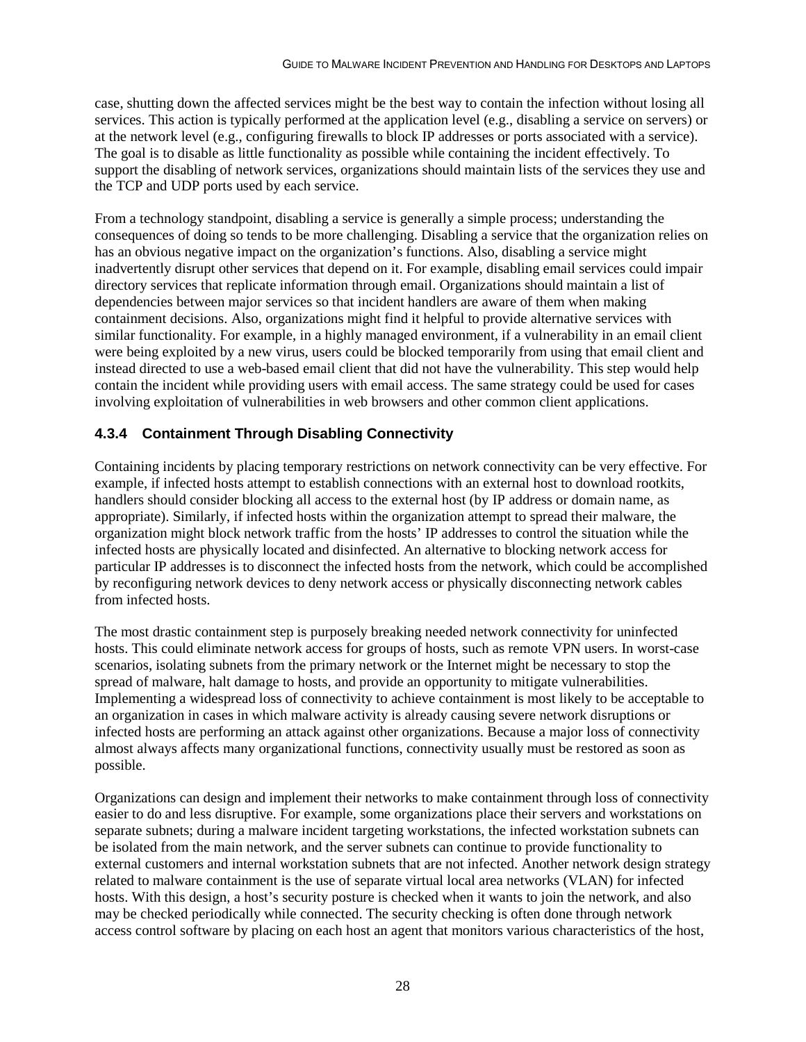case, shutting down the affected services might be the best way to contain the infection without losing all services. This action is typically performed at the application level (e.g., disabling a service on servers) or at the network level (e.g., configuring firewalls to block IP addresses or ports associated with a service). The goal is to disable as little functionality as possible while containing the incident effectively. To support the disabling of network services, organizations should maintain lists of the services they use and the TCP and UDP ports used by each service.

From a technology standpoint, disabling a service is generally a simple process; understanding the consequences of doing so tends to be more challenging. Disabling a service that the organization relies on has an obvious negative impact on the organization's functions. Also, disabling a service might inadvertently disrupt other services that depend on it. For example, disabling email services could impair directory services that replicate information through email. Organizations should maintain a list of dependencies between major services so that incident handlers are aware of them when making containment decisions. Also, organizations might find it helpful to provide alternative services with similar functionality. For example, in a highly managed environment, if a vulnerability in an email client were being exploited by a new virus, users could be blocked temporarily from using that email client and instead directed to use a web-based email client that did not have the vulnerability. This step would help contain the incident while providing users with email access. The same strategy could be used for cases involving exploitation of vulnerabilities in web browsers and other common client applications.

### 4.3.4 Containment Through Disabling Connectivity

Containing incidents by placing temporary restrictions on network connectivity can be very effective. For example, if infected hosts attempt to establish connections with an external host to download rootkits, handlers should consider blocking all access to the external host (by IP address or domain name, as appropriate). Similarly, if infected hosts within the organization attempt to spread their malware, the organization might block network traffic from the hosts' IP addresses to control the situation while the infected hosts are physically located and disinfected. An alternative to blocking network access for particular IP addresses is to disconnect the infected hosts from the network, which could be accomplished by reconfiguring network devices to deny network access or physically disconnecting network cables from infected hosts.

The most drastic containment step is purposely breaking needed network connectivity for uninfected hosts. This could eliminate network access for groups of hosts, such as remote VPN users. In worst-case scenarios, isolating subnets from the primary network or the Internet might be necessary to stop the spread of malware, halt damage to hosts, and provide an opportunity to mitigate vulnerabilities. Implementing a widespread loss of connectivity to achieve containment is most likely to be acceptable to an organization in cases in which malware activity is already causing severe network disruptions or infected hosts are performing an attack against other organizations. Because a major loss of connectivity almost always affects many organizational functions, connectivity usually must be restored as soon as possible.

Organizations can design and implement their networks to make containment through loss of connectivity easier to do and less disruptive. For example, some organizations place their servers and workstations on separate subnets; during a malware incident targeting workstations, the infected workstation subnets can be isolated from the main network, and the server subnets can continue to provide functionality to external customers and internal workstation subnets that are not infected. Another network design strategy related to malware containment is the use of separate virtual local area networks (VLAN) for infected hosts. With this design, a host's security posture is checked when it wants to join the network, and also may be checked periodically while connected. The security checking is often done through network access control software by placing on each host an agent that monitors various characteristics of the host,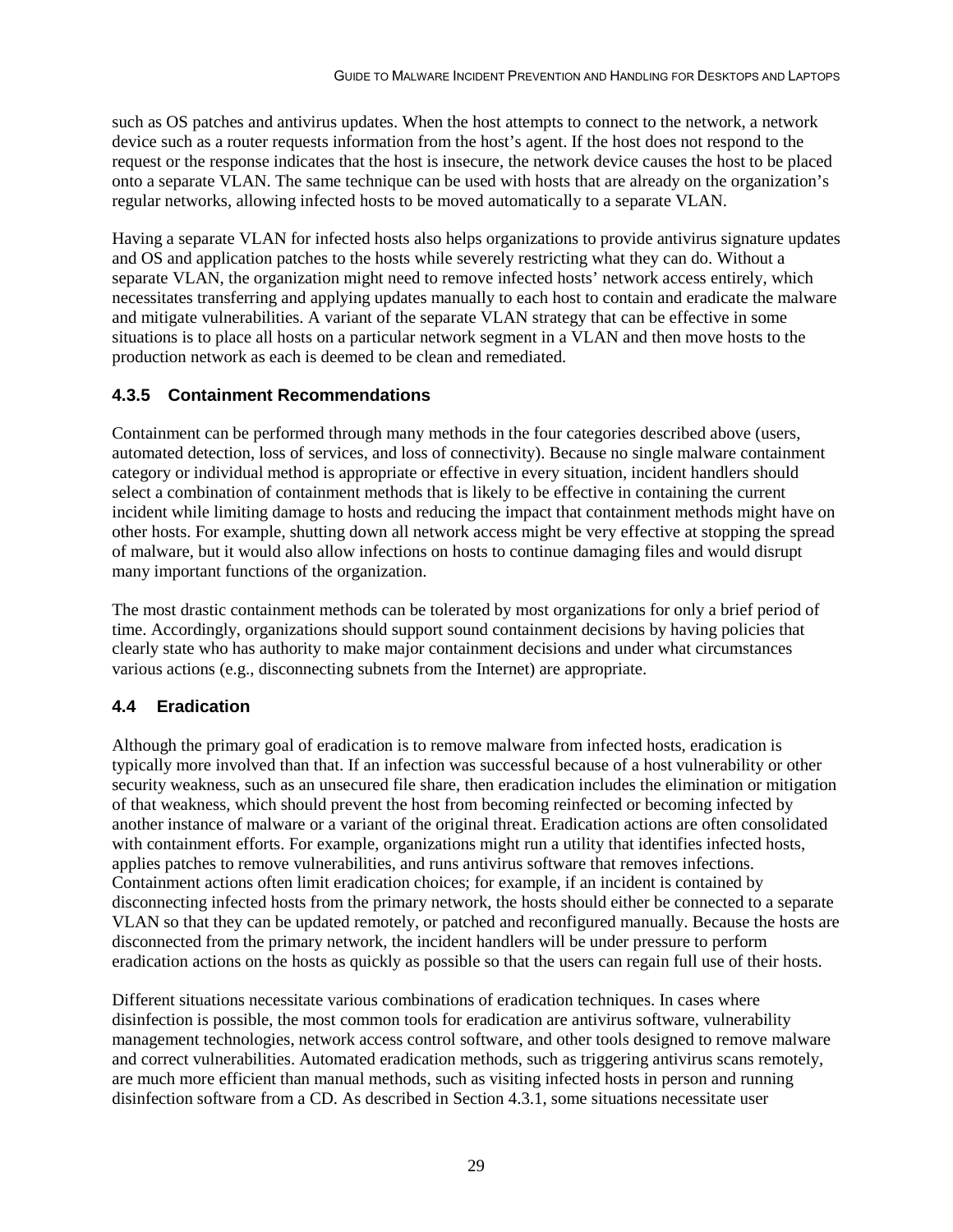such as OS patches and antivirus updates. When the host attempts to connect to the network, a network device such as a router requests information from the host's agent. If the host does not respond to the request or the response indicates that the host is insecure, the network device causes the host to be placed onto a separate VLAN. The same technique can be used with hosts that are already on the organization's regular networks, allowing infected hosts to be moved automatically to a separate VLAN.

Having a separate VLAN for infected hosts also helps organizations to provide antivirus signature updates and OS and application patches to the hosts while severely restricting what they can do. Without a separate VLAN, the organization might need to remove infected hosts' network access entirely, which necessitates transferring and applying updates manually to each host to contain and eradicate the malware and mitigate vulnerabilities. A variant of the separate VLAN strategy that can be effective in some situations is to place all hosts on a particular network segment in a VLAN and then move hosts to the production network as each is deemed to be clean and remediated.

### 4.3.5 Containment Recommendations

Containment can be performed through many methods in the four categories described above (users, automated detection, loss of services, and loss of connectivity). Because no single malware containment category or individual method is appropriate or effective in every situation, incident handlers should select a combination of containment methods that is likely to be effective in containing the current incident while limiting damage to hosts and reducing the impact that containment methods might have on other hosts. For example, shutting down all network access might be very effective at stopping the spread of malware, but it would also allow infections on hosts to continue damaging files and would disrupt many important functions of the organization.

The most drastic containment methods can be tolerated by most organizations for only a brief period of time. Accordingly, organizations should support sound containment decisions by having policies that clearly state who has authority to make major containment decisions and under what circumstances various actions (e.g., disconnecting subnets from the Internet) are appropriate.

## 4.4 Eradication

Although the primary goal of eradication is to remove malware from infected hosts, eradication is typically more involved than that. If an infection was successful because of a host vulnerability or other security weakness, such as an unsecured file share, then eradication includes the elimination or mitigation of that weakness, which should prevent the host from becoming reinfected or becoming infected by another instance of malware or a variant of the original threat. Eradication actions are often consolidated with containment efforts. For example, organizations might run a utility that identifies infected hosts, applies patches to remove vulnerabilities, and runs antivirus software that removes infections. Containment actions often limit eradication choices; for example, if an incident is contained by disconnecting infected hosts from the primary network, the hosts should either be connected to a separate VLAN so that they can be updated remotely, or patched and reconfigured manually. Because the hosts are disconnected from the primary network, the incident handlers will be under pressure to perform eradication actions on the hosts as quickly as possible so that the users can regain full use of their hosts.

Different situations necessitate various combinations of eradication techniques. In cases where disinfection is possible, the most common tools for eradication are antivirus software, vulnerability management technologies, network access control software, and other tools designed to remove malware and correct vulnerabilities. Automated eradication methods, such as triggering antivirus scans remotely, are much more efficient than manual methods, such as visiting infected hosts in person and running disinfection software from a CD. As described in Section 4.3.1, some situations necessitate user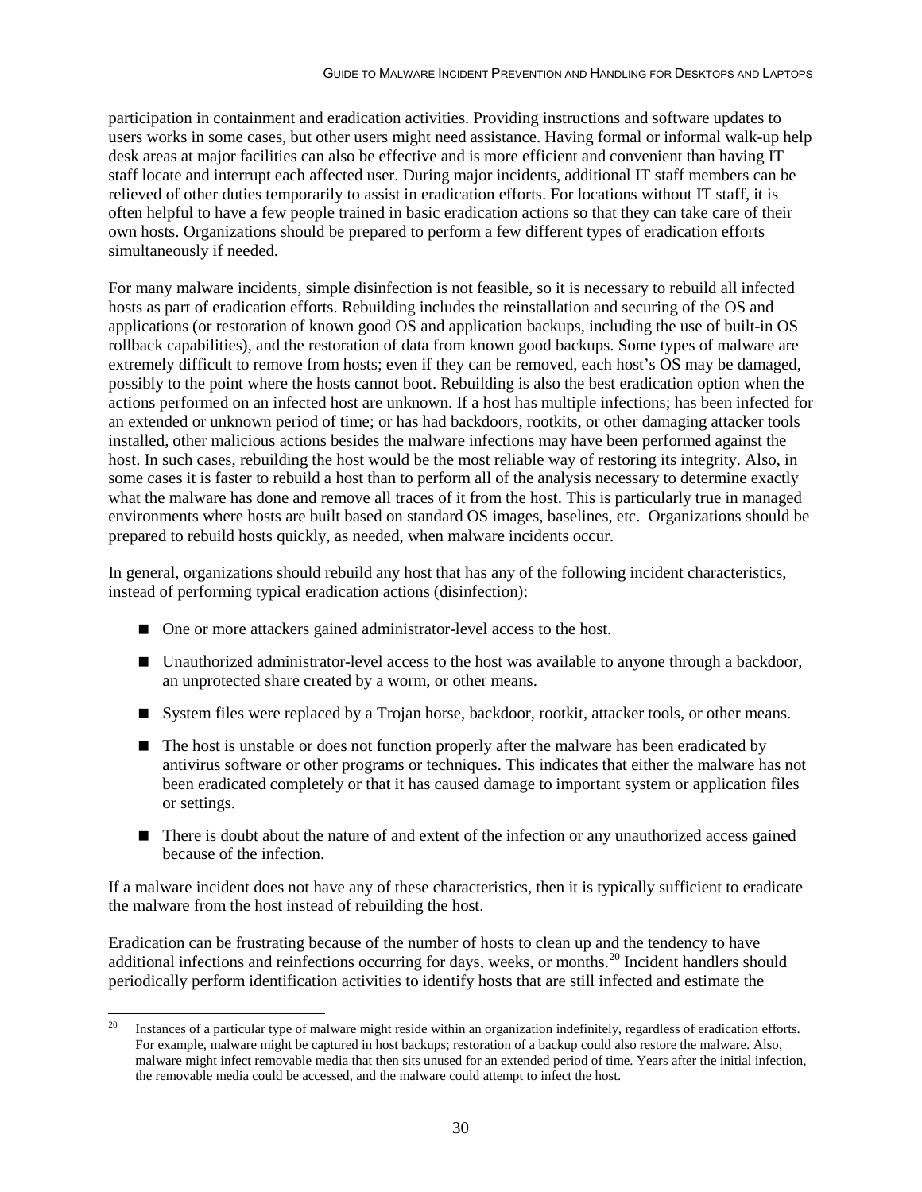participation in containment and eradication activities. Providing instructions and software updates to users works in some cases, but other users might need assistance. Having formal or informal walk-up help desk areas at major facilities can also be effective and is more efficient and convenient than having IT staff locate and interrupt each affected user. During major incidents, additional IT staff members can be relieved of other duties temporarily to assist in eradication efforts. For locations without IT staff, it is often helpful to have a few people trained in basic eradication actions so that they can take care of their own hosts. Organizations should be prepared to perform a few different types of eradication efforts simultaneously if needed.

For many malware incidents, simple disinfection is not feasible, so it is necessary to rebuild all infected hosts as part of eradication efforts. Rebuilding includes the reinstallation and securing of the OS and applications (or restoration of known good OS and application backups, including the use of built-in OS rollback capabilities), and the restoration of data from known good backups. Some types of malware are extremely difficult to remove from hosts; even if they can be removed, each host's OS may be damaged, possibly to the point where the hosts cannot boot. Rebuilding is also the best eradication option when the actions performed on an infected host are unknown. If a host has multiple infections; has been infected for an extended or unknown period of time; or has had backdoors, rootkits, or other damaging attacker tools installed, other malicious actions besides the malware infections may have been performed against the host. In such cases, rebuilding the host would be the most reliable way of restoring its integrity. Also, in some cases it is faster to rebuild a host than to perform all of the analysis necessary to determine exactly what the malware has done and remove all traces of it from the host. This is particularly true in managed environments where hosts are built based on standard OS images, baselines, etc. Organizations should be prepared to rebuild hosts quickly, as needed, when malware incidents occur.

In general, organizations should rebuild any host that has any of the following incident characteristics, instead of performing typical eradication actions (disinfection):

- One or more attackers gained administrator-level access to the host.
- Unauthorized administrator-level access to the host was available to anyone through a backdoor, an unprotected share created by a worm, or other means.
- System files were replaced by a Trojan horse, backdoor, rootkit, attacker tools, or other means.
- The host is unstable or does not function properly after the malware has been eradicated by antivirus software or other programs or techniques. This indicates that either the malware has not been eradicated completely or that it has caused damage to important system or application files or settings.
- There is doubt about the nature of and extent of the infection or any unauthorized access gained because of the infection.

If a malware incident does not have any of these characteristics, then it is typically sufficient to eradicate the malware from the host instead of rebuilding the host.

Eradication can be frustrating because of the number of hosts to clean up and the tendency to have additional infections and reinfections occurring for days, weeks, or months.[20] Incident handlers should periodically perform identification activities to identify hosts that are still infected and estimate the

[20] Instances of a particular type of malware might reside within an organization indefinitely, regardless of eradication efforts. For example, malware might be captured in host backups; restoration of a backup could also restore the malware. Also, malware might infect removable media that then sits unused for an extended period of time. Years after the initial infection, the removable media could be accessed, and the malware could attempt to infect the host.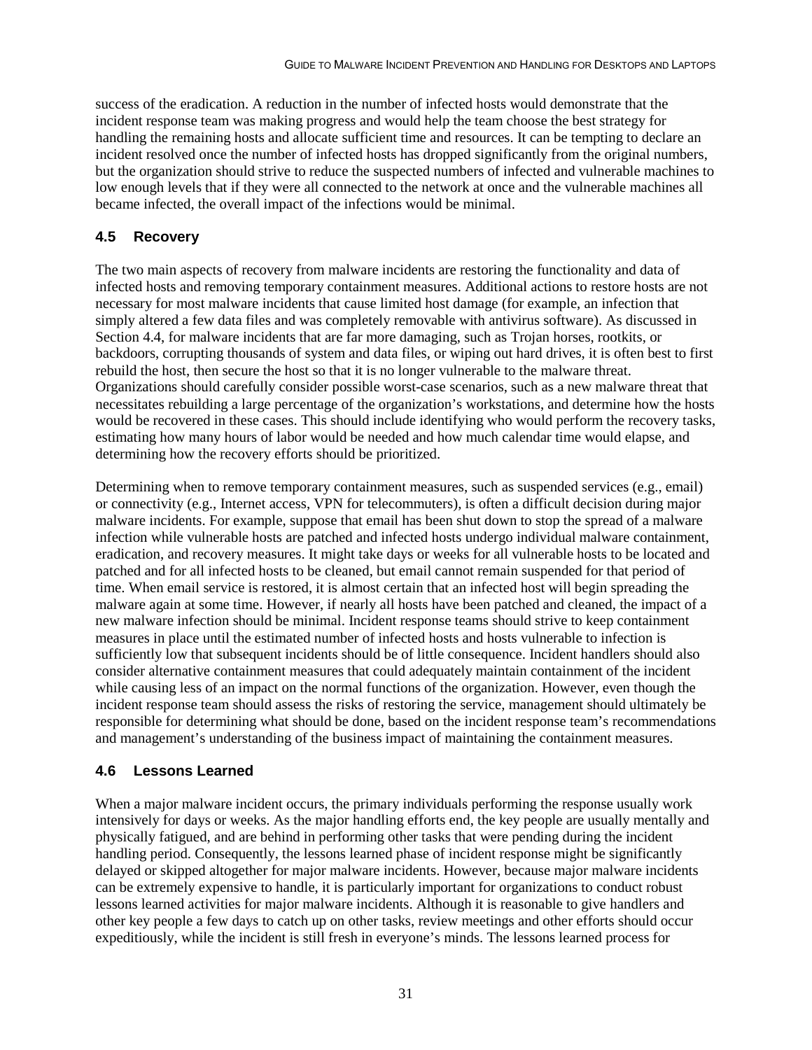success of the eradication. A reduction in the number of infected hosts would demonstrate that the incident response team was making progress and would help the team choose the best strategy for handling the remaining hosts and allocate sufficient time and resources. It can be tempting to declare an incident resolved once the number of infected hosts has dropped significantly from the original numbers, but the organization should strive to reduce the suspected numbers of infected and vulnerable machines to low enough levels that if they were all connected to the network at once and the vulnerable machines all became infected, the overall impact of the infections would be minimal.

## 4.5 Recovery

The two main aspects of recovery from malware incidents are restoring the functionality and data of infected hosts and removing temporary containment measures. Additional actions to restore hosts are not necessary for most malware incidents that cause limited host damage (for example, an infection that simply altered a few data files and was completely removable with antivirus software). As discussed in Section 4.4, for malware incidents that are far more damaging, such as Trojan horses, rootkits, or backdoors, corrupting thousands of system and data files, or wiping out hard drives, it is often best to first rebuild the host, then secure the host so that it is no longer vulnerable to the malware threat. Organizations should carefully consider possible worst-case scenarios, such as a new malware threat that necessitates rebuilding a large percentage of the organization's workstations, and determine how the hosts would be recovered in these cases. This should include identifying who would perform the recovery tasks, estimating how many hours of labor would be needed and how much calendar time would elapse, and determining how the recovery efforts should be prioritized.

Determining when to remove temporary containment measures, such as suspended services (e.g., email) or connectivity (e.g., Internet access, VPN for telecommuters), is often a difficult decision during major malware incidents. For example, suppose that email has been shut down to stop the spread of a malware infection while vulnerable hosts are patched and infected hosts undergo individual malware containment, eradication, and recovery measures. It might take days or weeks for all vulnerable hosts to be located and patched and for all infected hosts to be cleaned, but email cannot remain suspended for that period of time. When email service is restored, it is almost certain that an infected host will begin spreading the malware again at some time. However, if nearly all hosts have been patched and cleaned, the impact of a new malware infection should be minimal. Incident response teams should strive to keep containment measures in place until the estimated number of infected hosts and hosts vulnerable to infection is sufficiently low that subsequent incidents should be of little consequence. Incident handlers should also consider alternative containment measures that could adequately maintain containment of the incident while causing less of an impact on the normal functions of the organization. However, even though the incident response team should assess the risks of restoring the service, management should ultimately be responsible for determining what should be done, based on the incident response team's recommendations and management's understanding of the business impact of maintaining the containment measures.

## 4.6 Lessons Learned

When a major malware incident occurs, the primary individuals performing the response usually work intensively for days or weeks. As the major handling efforts end, the key people are usually mentally and physically fatigued, and are behind in performing other tasks that were pending during the incident handling period. Consequently, the lessons learned phase of incident response might be significantly delayed or skipped altogether for major malware incidents. However, because major malware incidents can be extremely expensive to handle, it is particularly important for organizations to conduct robust lessons learned activities for major malware incidents. Although it is reasonable to give handlers and other key people a few days to catch up on other tasks, review meetings and other efforts should occur expeditiously, while the incident is still fresh in everyone's minds. The lessons learned process for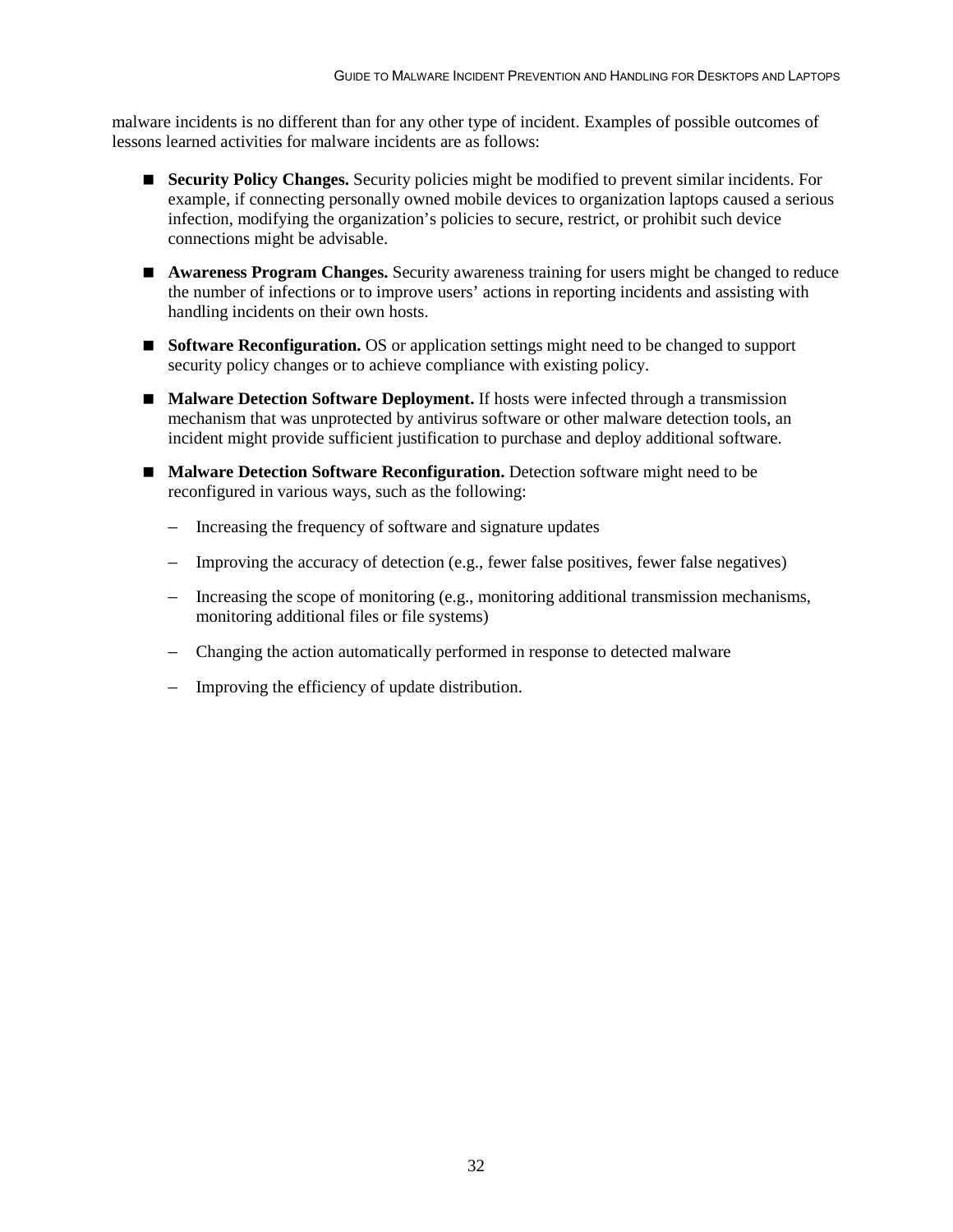malware incidents is no different than for any other type of incident. Examples of possible outcomes of lessons learned activities for malware incidents are as follows:

- **Security Policy Changes.** Security policies might be modified to prevent similar incidents. For example, if connecting personally owned mobile devices to organization laptops caused a serious infection, modifying the organization's policies to secure, restrict, or prohibit such device connections might be advisable.
- **Awareness Program Changes.** Security awareness training for users might be changed to reduce the number of infections or to improve users' actions in reporting incidents and assisting with handling incidents on their own hosts.
- **Software Reconfiguration.** OS or application settings might need to be changed to support security policy changes or to achieve compliance with existing policy.
- **Malware Detection Software Deployment.** If hosts were infected through a transmission mechanism that was unprotected by antivirus software or other malware detection tools, an incident might provide sufficient justification to purchase and deploy additional software.
- **Malware Detection Software Reconfiguration.** Detection software might need to be reconfigured in various ways, such as the following:
  - Increasing the frequency of software and signature updates
  - Improving the accuracy of detection (e.g., fewer false positives, fewer false negatives)
  - Increasing the scope of monitoring (e.g., monitoring additional transmission mechanisms, monitoring additional files or file systems)
  - Changing the action automatically performed in response to detected malware
  - Improving the efficiency of update distribution.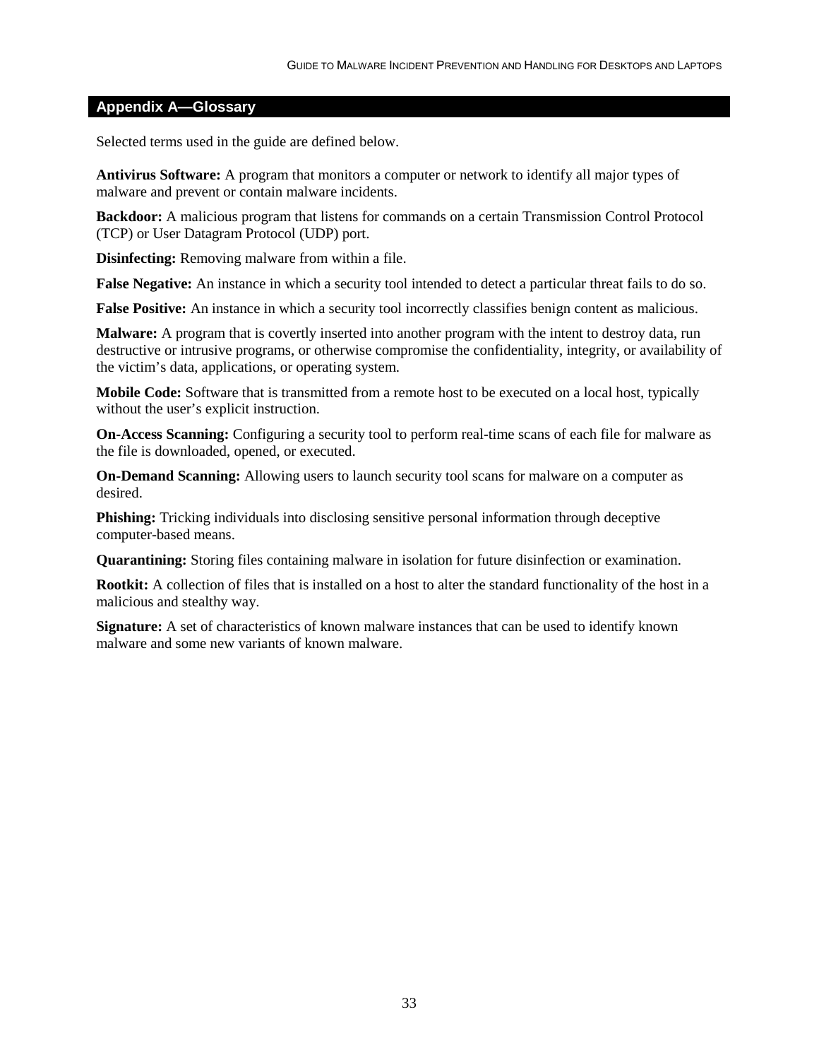## Appendix A—Glossary

Selected terms used in the guide are defined below.

**Antivirus Software:** A program that monitors a computer or network to identify all major types of malware and prevent or contain malware incidents.

**Backdoor:** A malicious program that listens for commands on a certain Transmission Control Protocol (TCP) or User Datagram Protocol (UDP) port.

**Disinfecting:** Removing malware from within a file.

**False Negative:** An instance in which a security tool intended to detect a particular threat fails to do so.

**False Positive:** An instance in which a security tool incorrectly classifies benign content as malicious.

**Malware:** A program that is covertly inserted into another program with the intent to destroy data, run destructive or intrusive programs, or otherwise compromise the confidentiality, integrity, or availability of the victim's data, applications, or operating system.

**Mobile Code:** Software that is transmitted from a remote host to be executed on a local host, typically without the user's explicit instruction.

**On-Access Scanning:** Configuring a security tool to perform real-time scans of each file for malware as the file is downloaded, opened, or executed.

**On-Demand Scanning:** Allowing users to launch security tool scans for malware on a computer as desired.

**Phishing:** Tricking individuals into disclosing sensitive personal information through deceptive computer-based means.

**Quarantining:** Storing files containing malware in isolation for future disinfection or examination.

**Rootkit:** A collection of files that is installed on a host to alter the standard functionality of the host in a malicious and stealthy way.

**Signature:** A set of characteristics of known malware instances that can be used to identify known malware and some new variants of known malware.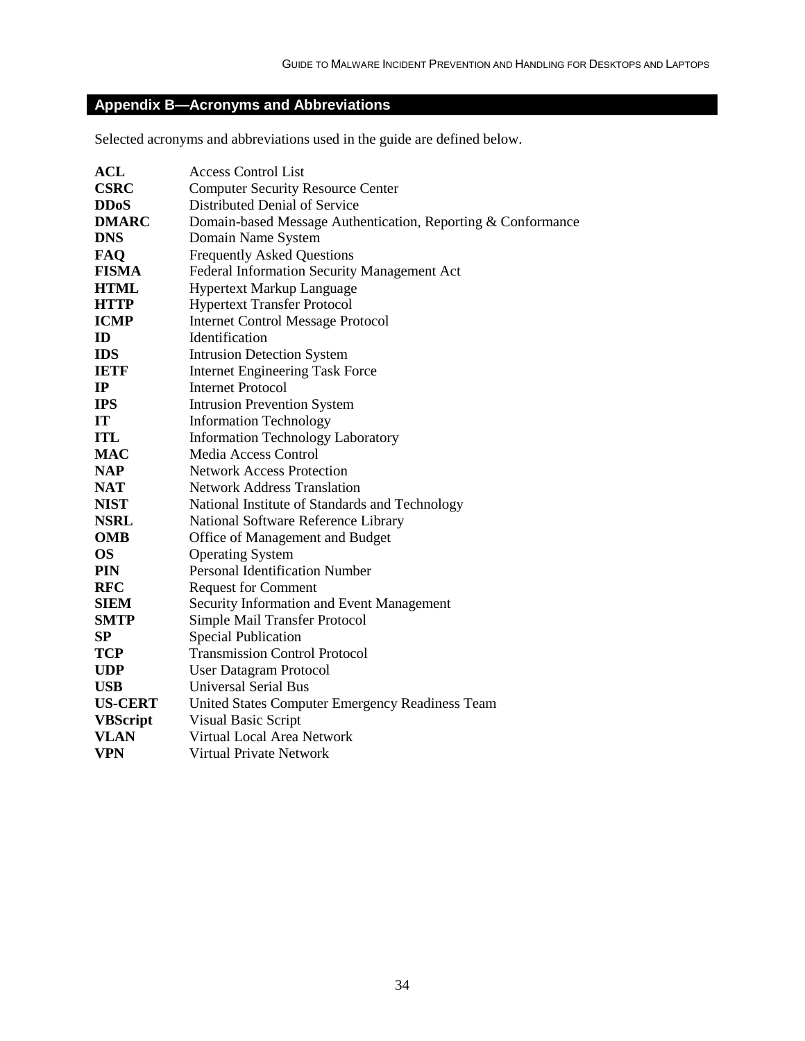## Appendix B—Acronyms and Abbreviations

Selected acronyms and abbreviations used in the guide are defined below.

| | |
|---|---|
| **ACL** | Access Control List |
| **CSRC** | Computer Security Resource Center |
| **DDoS** | Distributed Denial of Service |
| **DMARC** | Domain-based Message Authentication, Reporting & Conformance |
| **DNS** | Domain Name System |
| **FAQ** | Frequently Asked Questions |
| **FISMA** | Federal Information Security Management Act |
| **HTML** | Hypertext Markup Language |
| **HTTP** | Hypertext Transfer Protocol |
| **ICMP** | Internet Control Message Protocol |
| **ID** | Identification |
| **IDS** | Intrusion Detection System |
| **IETF** | Internet Engineering Task Force |
| **IP** | Internet Protocol |
| **IPS** | Intrusion Prevention System |
| **IT** | Information Technology |
| **ITL** | Information Technology Laboratory |
| **MAC** | Media Access Control |
| **NAP** | Network Access Protection |
| **NAT** | Network Address Translation |
| **NIST** | National Institute of Standards and Technology |
| **NSRL** | National Software Reference Library |
| **OMB** | Office of Management and Budget |
| **OS** | Operating System |
| **PIN** | Personal Identification Number |
| **RFC** | Request for Comment |
| **SIEM** | Security Information and Event Management |
| **SMTP** | Simple Mail Transfer Protocol |
| **SP** | Special Publication |
| **TCP** | Transmission Control Protocol |
| **UDP** | User Datagram Protocol |
| **USB** | Universal Serial Bus |
| **US-CERT** | United States Computer Emergency Readiness Team |
| **VBScript** | Visual Basic Script |
| **VLAN** | Virtual Local Area Network |
| **VPN** | Virtual Private Network |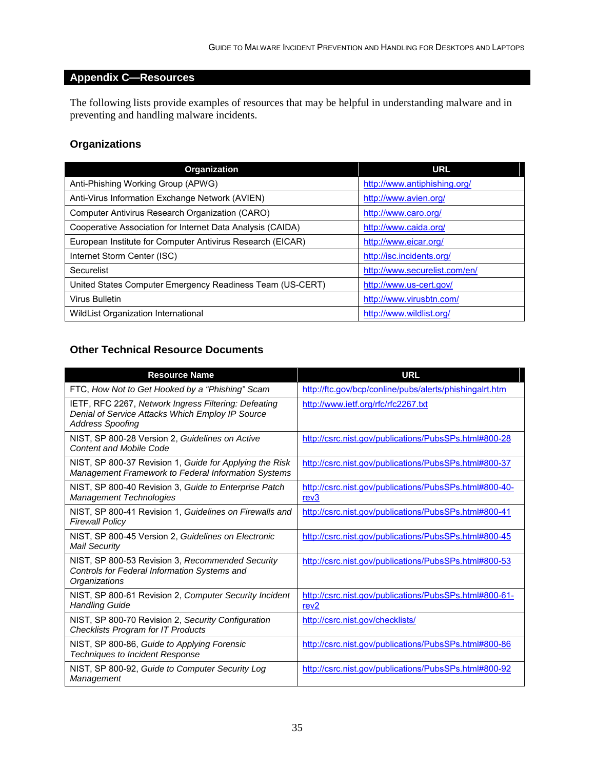## Appendix C—Resources

The following lists provide examples of resources that may be helpful in understanding malware and in preventing and handling malware incidents.

### Organizations

| Organization | URL |
|---|---|
| Anti-Phishing Working Group (APWG) | http://www.antiphishing.org/ |
| Anti-Virus Information Exchange Network (AVIEN) | http://www.avien.org/ |
| Computer Antivirus Research Organization (CARO) | http://www.caro.org/ |
| Cooperative Association for Internet Data Analysis (CAIDA) | http://www.caida.org/ |
| European Institute for Computer Antivirus Research (EICAR) | http://www.eicar.org/ |
| Internet Storm Center (ISC) | http://isc.incidents.org/ |
| Securelist | http://www.securelist.com/en/ |
| United States Computer Emergency Readiness Team (US-CERT) | http://www.us-cert.gov/ |
| Virus Bulletin | http://www.virusbtn.com/ |
| WildList Organization International | http://www.wildlist.org/ |

### Other Technical Resource Documents

| Resource Name | URL |
|---|---|
| FTC, *How Not to Get Hooked by a "Phishing" Scam* | http://ftc.gov/bcp/conline/pubs/alerts/phishingalrt.htm |
| IETF, RFC 2267, *Network Ingress Filtering: Defeating Denial of Service Attacks Which Employ IP Source Address Spoofing* | http://www.ietf.org/rfc/rfc2267.txt |
| NIST, SP 800-28 Version 2, *Guidelines on Active Content and Mobile Code* | http://csrc.nist.gov/publications/PubsSPs.html#800-28 |
| NIST, SP 800-37 Revision 1, *Guide for Applying the Risk Management Framework to Federal Information Systems* | http://csrc.nist.gov/publications/PubsSPs.html#800-37 |
| NIST, SP 800-40 Revision 3, *Guide to Enterprise Patch Management Technologies* | http://csrc.nist.gov/publications/PubsSPs.html#800-40-rev3 |
| NIST, SP 800-41 Revision 1, *Guidelines on Firewalls and Firewall Policy* | http://csrc.nist.gov/publications/PubsSPs.html#800-41 |
| NIST, SP 800-45 Version 2, *Guidelines on Electronic Mail Security* | http://csrc.nist.gov/publications/PubsSPs.html#800-45 |
| NIST, SP 800-53 Revision 3, *Recommended Security Controls for Federal Information Systems and Organizations* | http://csrc.nist.gov/publications/PubsSPs.html#800-53 |
| NIST, SP 800-61 Revision 2, *Computer Security Incident Handling Guide* | http://csrc.nist.gov/publications/PubsSPs.html#800-61-rev2 |
| NIST, SP 800-70 Revision 2, *Security Configuration Checklists Program for IT Products* | http://csrc.nist.gov/checklists/ |
| NIST, SP 800-86, *Guide to Applying Forensic Techniques to Incident Response* | http://csrc.nist.gov/publications/PubsSPs.html#800-86 |
| NIST, SP 800-92, *Guide to Computer Security Log Management* | http://csrc.nist.gov/publications/PubsSPs.html#800-92 |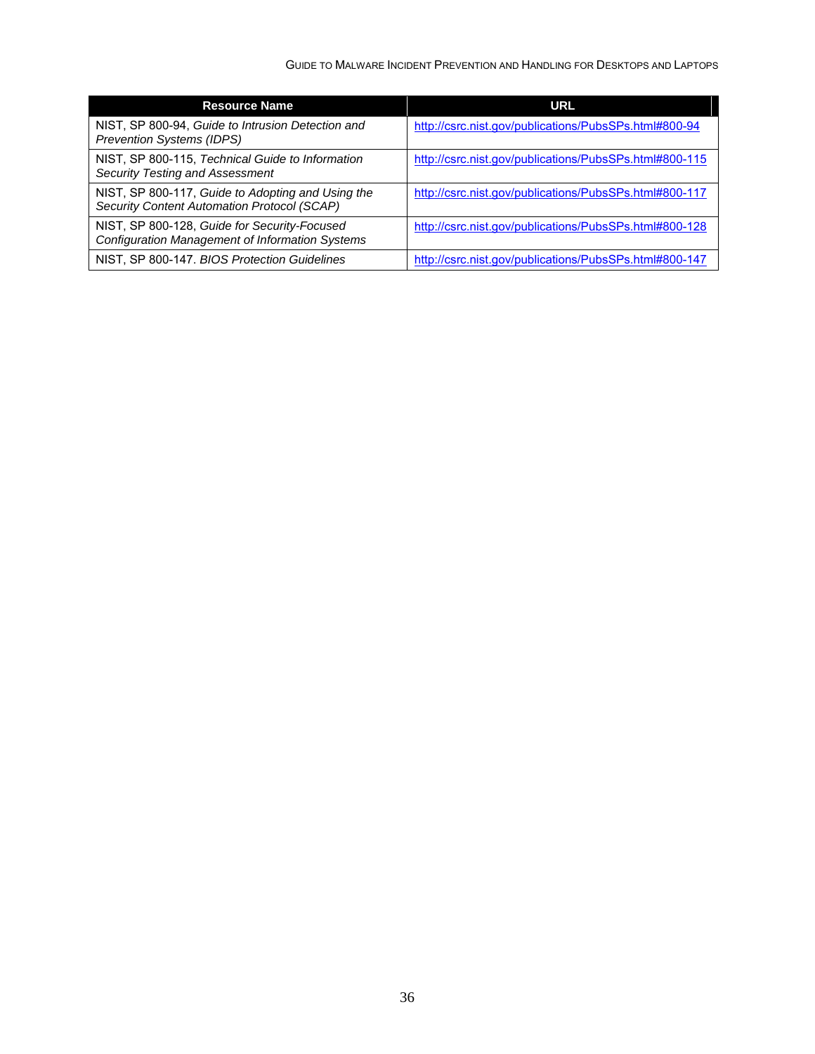| Resource Name | URL |
|---|---|
| NIST, SP 800-94, *Guide to Intrusion Detection and Prevention Systems (IDPS)* | http://csrc.nist.gov/publications/PubsSPs.html#800-94 |
| NIST, SP 800-115, *Technical Guide to Information Security Testing and Assessment* | http://csrc.nist.gov/publications/PubsSPs.html#800-115 |
| NIST, SP 800-117, *Guide to Adopting and Using the Security Content Automation Protocol (SCAP)* | http://csrc.nist.gov/publications/PubsSPs.html#800-117 |
| NIST, SP 800-128, *Guide for Security-Focused Configuration Management of Information Systems* | http://csrc.nist.gov/publications/PubsSPs.html#800-128 |
| NIST, SP 800-147. *BIOS Protection Guidelines* | http://csrc.nist.gov/publications/PubsSPs.html#800-147 |